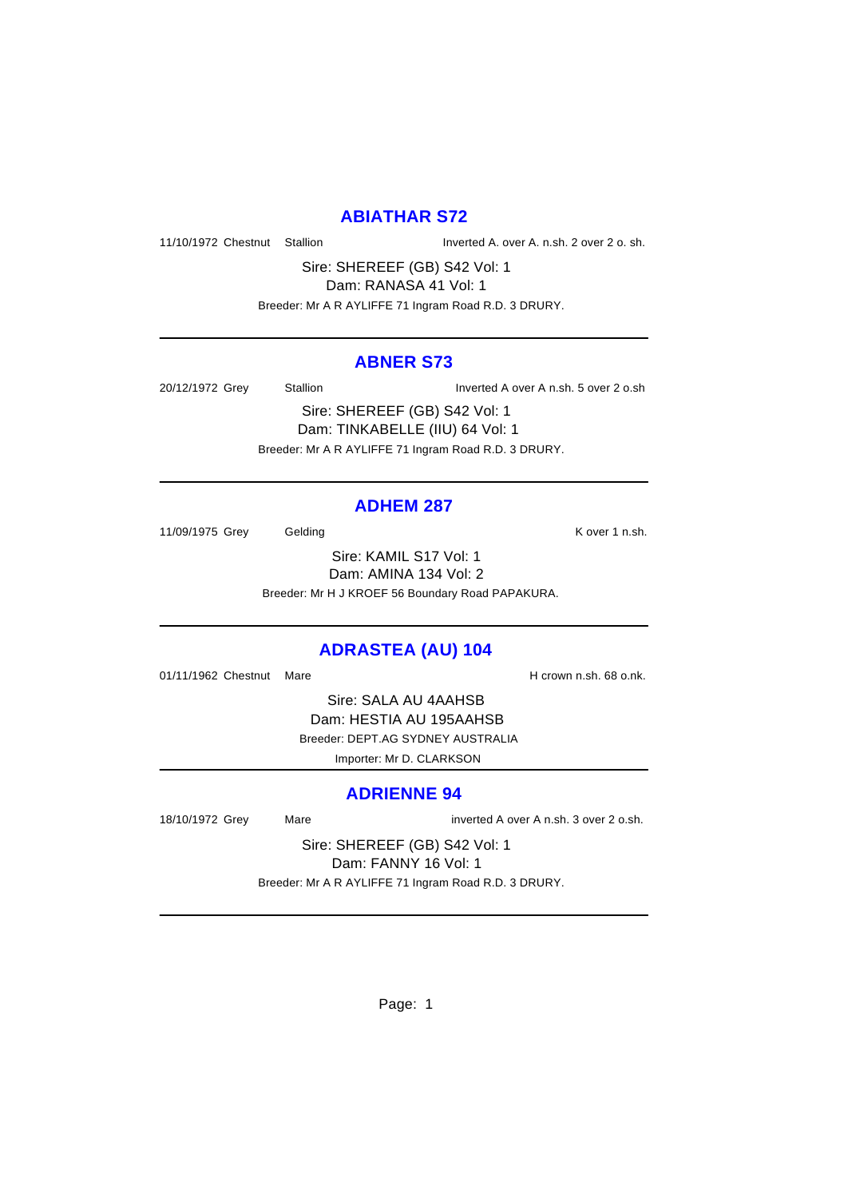## ABIATHAR S72

11/10/1972 Chestnut Stallion Inverted A. over A. n.sh. 2 over 2 o. sh.

Sire: SHEREEF (GB) S42 Vol: 1
Dam: RANASA 41 Vol: 1
Breeder: Mr A R AYLIFFE 71 Ingram Road R.D. 3 DRURY.

---

## ABNER S73

20/12/1972 Grey Stallion Inverted A over A n.sh. 5 over 2 o.sh

Sire: SHEREEF (GB) S42 Vol: 1
Dam: TINKABELLE (IIU) 64 Vol: 1
Breeder: Mr A R AYLIFFE 71 Ingram Road R.D. 3 DRURY.

---

## ADHEM 287

11/09/1975 Grey Gelding K over 1 n.sh.

Sire: KAMIL S17 Vol: 1
Dam: AMINA 134 Vol: 2
Breeder: Mr H J KROEF 56 Boundary Road PAPAKURA.

---

## ADRASTEA (AU) 104

01/11/1962 Chestnut Mare H crown n.sh. 68 o.nk.

Sire: SALA AU 4AAHSB
Dam: HESTIA AU 195AAHSB
Breeder: DEPT.AG SYDNEY AUSTRALIA
Importer: Mr D. CLARKSON

---

## ADRIENNE 94

18/10/1972 Grey Mare inverted A over A n.sh. 3 over 2 o.sh.

Sire: SHEREEF (GB) S42 Vol: 1
Dam: FANNY 16 Vol: 1
Breeder: Mr A R AYLIFFE 71 Ingram Road R.D. 3 DRURY.

---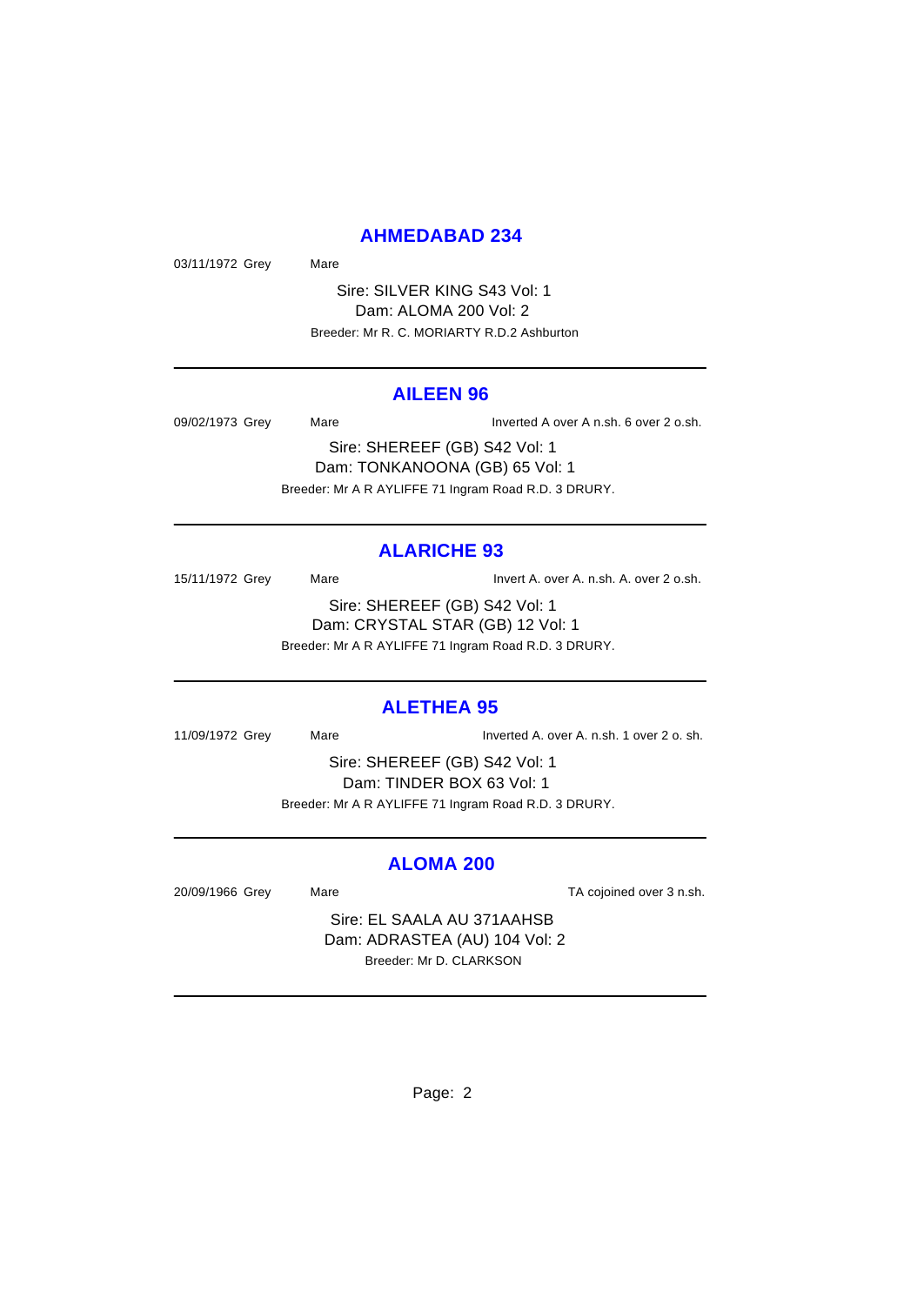## AHMEDABAD 234

03/11/1972 Grey Mare

Sire: SILVER KING S43 Vol: 1
Dam: ALOMA 200 Vol: 2
Breeder: Mr R. C. MORIARTY R.D.2 Ashburton

---

## AILEEN 96

09/02/1973 Grey Mare Inverted A over A n.sh. 6 over 2 o.sh.

Sire: SHEREEF (GB) S42 Vol: 1
Dam: TONKANOONA (GB) 65 Vol: 1
Breeder: Mr A R AYLIFFE 71 Ingram Road R.D. 3 DRURY.

---

## ALARICHE 93

15/11/1972 Grey Mare Invert A. over A. n.sh. A. over 2 o.sh.

Sire: SHEREEF (GB) S42 Vol: 1
Dam: CRYSTAL STAR (GB) 12 Vol: 1
Breeder: Mr A R AYLIFFE 71 Ingram Road R.D. 3 DRURY.

---

## ALETHEA 95

11/09/1972 Grey Mare Inverted A. over A. n.sh. 1 over 2 o. sh.

Sire: SHEREEF (GB) S42 Vol: 1
Dam: TINDER BOX 63 Vol: 1
Breeder: Mr A R AYLIFFE 71 Ingram Road R.D. 3 DRURY.

---

## ALOMA 200

20/09/1966 Grey Mare TA cojoined over 3 n.sh.

Sire: EL SAALA AU 371AAHSB
Dam: ADRASTEA (AU) 104 Vol: 2
Breeder: Mr D. CLARKSON

---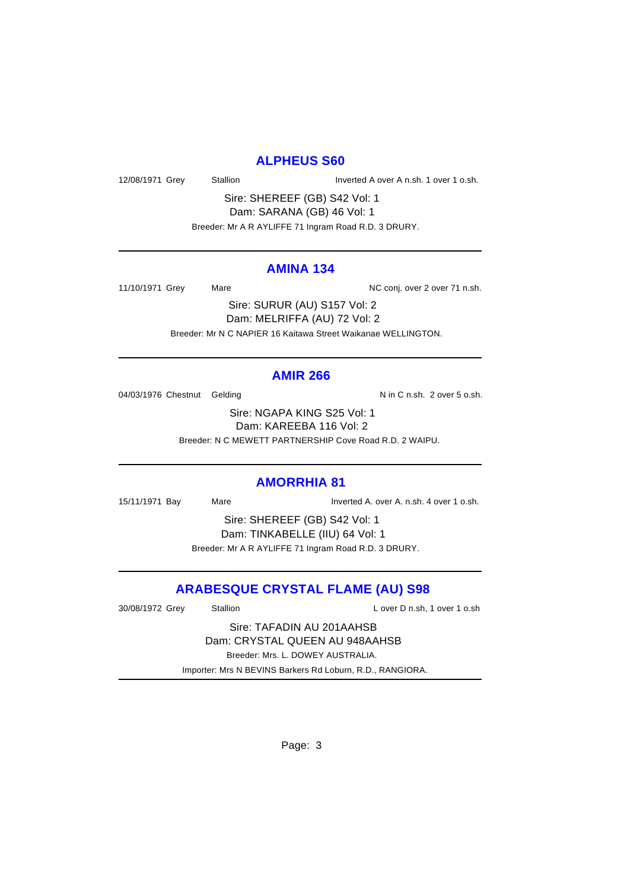## ALPHEUS S60

12/08/1971 Grey Stallion Inverted A over A n.sh. 1 over 1 o.sh.

Sire: SHEREEF (GB) S42 Vol: 1
Dam: SARANA (GB) 46 Vol: 1
Breeder: Mr A R AYLIFFE 71 Ingram Road R.D. 3 DRURY.

---

## AMINA 134

11/10/1971 Grey Mare NC conj. over 2 over 71 n.sh.

Sire: SURUR (AU) S157 Vol: 2
Dam: MELRIFFA (AU) 72 Vol: 2
Breeder: Mr N C NAPIER 16 Kaitawa Street Waikanae WELLINGTON.

---

## AMIR 266

04/03/1976 Chestnut Gelding N in C n.sh. 2 over 5 o.sh.

Sire: NGAPA KING S25 Vol: 1
Dam: KAREEBA 116 Vol: 2
Breeder: N C MEWETT PARTNERSHIP Cove Road R.D. 2 WAIPU.

---

## AMORRHIA 81

15/11/1971 Bay Mare Inverted A. over A. n.sh. 4 over 1 o.sh.

Sire: SHEREEF (GB) S42 Vol: 1
Dam: TINKABELLE (IIU) 64 Vol: 1
Breeder: Mr A R AYLIFFE 71 Ingram Road R.D. 3 DRURY.

---

## ARABESQUE CRYSTAL FLAME (AU) S98

30/08/1972 Grey Stallion L over D n.sh, 1 over 1 o.sh

Sire: TAFADIN AU 201AAHSB
Dam: CRYSTAL QUEEN AU 948AAHSB
Breeder: Mrs. L. DOWEY AUSTRALIA.
Importer: Mrs N BEVINS Barkers Rd Loburn, R.D., RANGIORA.

---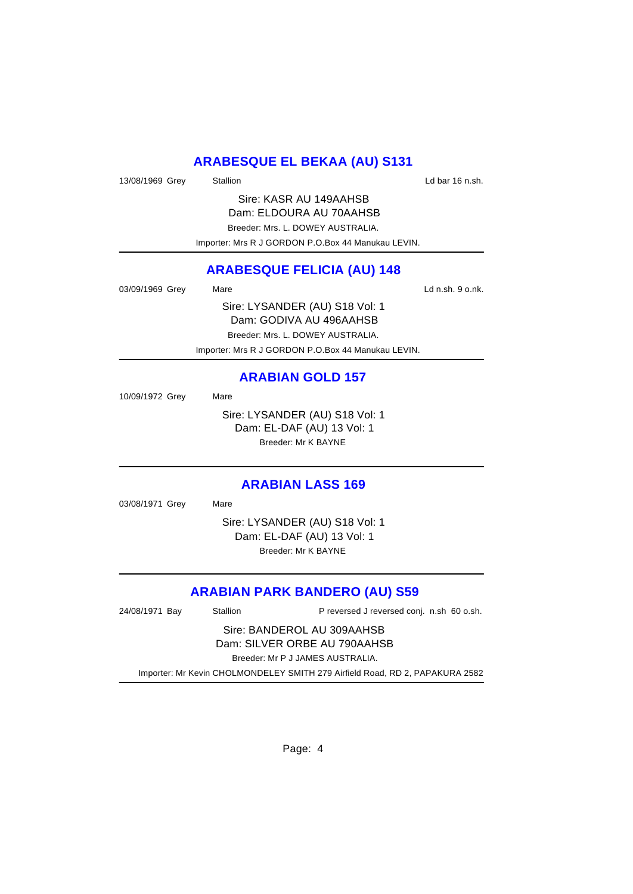## ARABESQUE EL BEKAA (AU) S131

13/08/1969 Grey Stallion Ld bar 16 n.sh.

Sire: KASR AU 149AAHSB
Dam: ELDOURA AU 70AAHSB
Breeder: Mrs. L. DOWEY AUSTRALIA.
Importer: Mrs R J GORDON P.O.Box 44 Manukau LEVIN.

---

## ARABESQUE FELICIA (AU) 148

03/09/1969 Grey Mare Ld n.sh. 9 o.nk.

Sire: LYSANDER (AU) S18 Vol: 1
Dam: GODIVA AU 496AAHSB
Breeder: Mrs. L. DOWEY AUSTRALIA.
Importer: Mrs R J GORDON P.O.Box 44 Manukau LEVIN.

---

## ARABIAN GOLD 157

10/09/1972 Grey Mare

Sire: LYSANDER (AU) S18 Vol: 1
Dam: EL-DAF (AU) 13 Vol: 1
Breeder: Mr K BAYNE

---

## ARABIAN LASS 169

03/08/1971 Grey Mare

Sire: LYSANDER (AU) S18 Vol: 1
Dam: EL-DAF (AU) 13 Vol: 1
Breeder: Mr K BAYNE

---

## ARABIAN PARK BANDERO (AU) S59

24/08/1971 Bay Stallion P reversed J reversed conj. n.sh 60 o.sh.

Sire: BANDEROL AU 309AAHSB
Dam: SILVER ORBE AU 790AAHSB
Breeder: Mr P J JAMES AUSTRALIA.
Importer: Mr Kevin CHOLMONDELEY SMITH 279 Airfield Road, RD 2, PAPAKURA 2582

---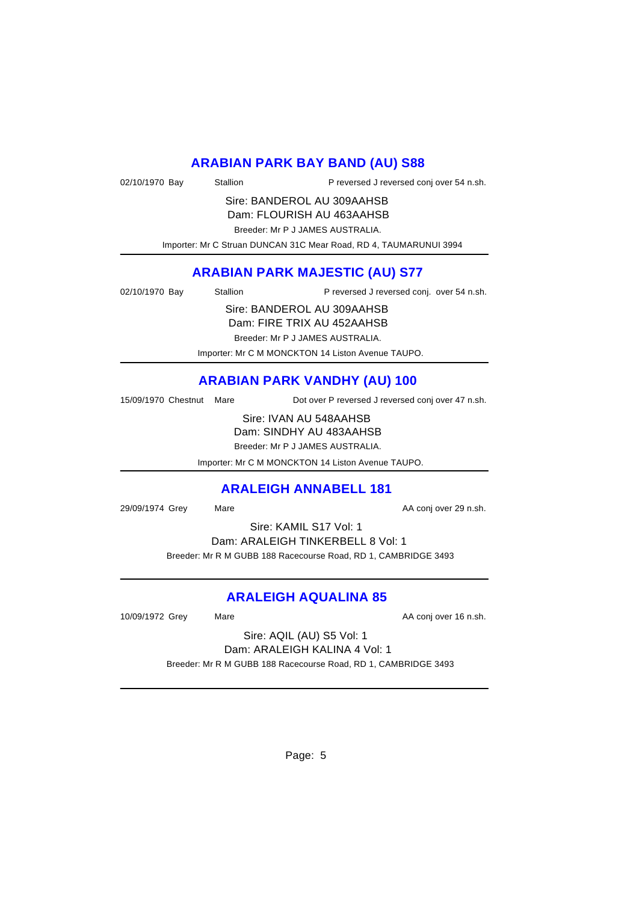## ARABIAN PARK BAY BAND (AU) S88

02/10/1970 Bay Stallion P reversed J reversed conj over 54 n.sh.

Sire: BANDEROL AU 309AAHSB
Dam: FLOURISH AU 463AAHSB
Breeder: Mr P J JAMES AUSTRALIA.
Importer: Mr C Struan DUNCAN 31C Mear Road, RD 4, TAUMARUNUI 3994

---

## ARABIAN PARK MAJESTIC (AU) S77

02/10/1970 Bay Stallion P reversed J reversed conj. over 54 n.sh.

Sire: BANDEROL AU 309AAHSB
Dam: FIRE TRIX AU 452AAHSB
Breeder: Mr P J JAMES AUSTRALIA.
Importer: Mr C M MONCKTON 14 Liston Avenue TAUPO.

---

## ARABIAN PARK VANDHY (AU) 100

15/09/1970 Chestnut Mare Dot over P reversed J reversed conj over 47 n.sh.

Sire: IVAN AU 548AAHSB
Dam: SINDHY AU 483AAHSB
Breeder: Mr P J JAMES AUSTRALIA.
Importer: Mr C M MONCKTON 14 Liston Avenue TAUPO.

---

## ARALEIGH ANNABELL 181

29/09/1974 Grey Mare AA conj over 29 n.sh.

Sire: KAMIL S17 Vol: 1
Dam: ARALEIGH TINKERBELL 8 Vol: 1
Breeder: Mr R M GUBB 188 Racecourse Road, RD 1, CAMBRIDGE 3493

---

## ARALEIGH AQUALINA 85

10/09/1972 Grey Mare AA conj over 16 n.sh.

Sire: AQIL (AU) S5 Vol: 1
Dam: ARALEIGH KALINA 4 Vol: 1
Breeder: Mr R M GUBB 188 Racecourse Road, RD 1, CAMBRIDGE 3493

---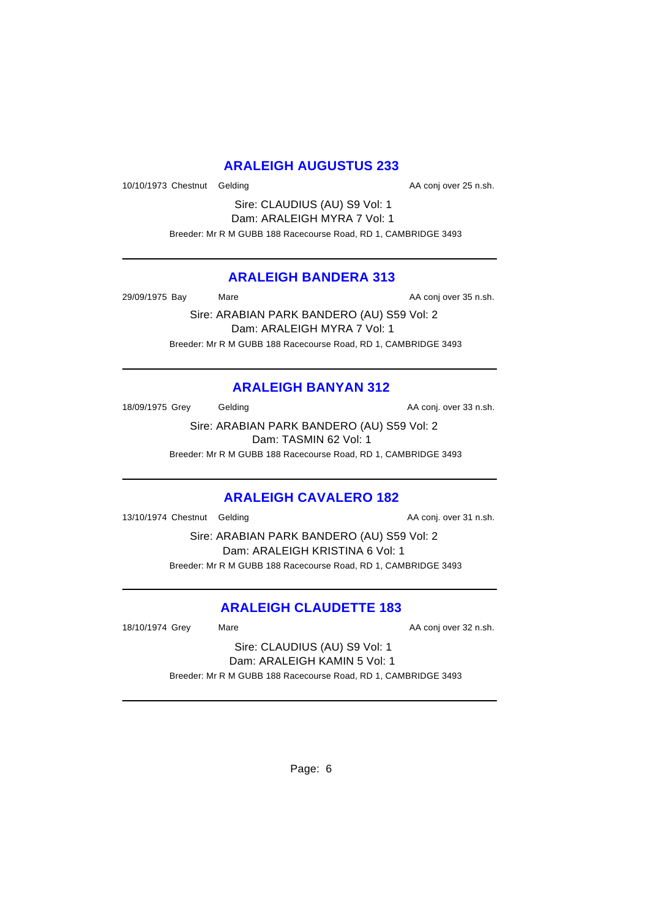## ARALEIGH AUGUSTUS 233

10/10/1973 Chestnut Gelding AA conj over 25 n.sh.

Sire: CLAUDIUS (AU) S9 Vol: 1
Dam: ARALEIGH MYRA 7 Vol: 1

Breeder: Mr R M GUBB 188 Racecourse Road, RD 1, CAMBRIDGE 3493

---

## ARALEIGH BANDERA 313

29/09/1975 Bay Mare AA conj over 35 n.sh.

Sire: ARABIAN PARK BANDERO (AU) S59 Vol: 2
Dam: ARALEIGH MYRA 7 Vol: 1

Breeder: Mr R M GUBB 188 Racecourse Road, RD 1, CAMBRIDGE 3493

---

## ARALEIGH BANYAN 312

18/09/1975 Grey Gelding AA conj. over 33 n.sh.

Sire: ARABIAN PARK BANDERO (AU) S59 Vol: 2
Dam: TASMIN 62 Vol: 1

Breeder: Mr R M GUBB 188 Racecourse Road, RD 1, CAMBRIDGE 3493

---

## ARALEIGH CAVALERO 182

13/10/1974 Chestnut Gelding AA conj. over 31 n.sh.

Sire: ARABIAN PARK BANDERO (AU) S59 Vol: 2
Dam: ARALEIGH KRISTINA 6 Vol: 1

Breeder: Mr R M GUBB 188 Racecourse Road, RD 1, CAMBRIDGE 3493

---

## ARALEIGH CLAUDETTE 183

18/10/1974 Grey Mare AA conj over 32 n.sh.

Sire: CLAUDIUS (AU) S9 Vol: 1
Dam: ARALEIGH KAMIN 5 Vol: 1

Breeder: Mr R M GUBB 188 Racecourse Road, RD 1, CAMBRIDGE 3493

---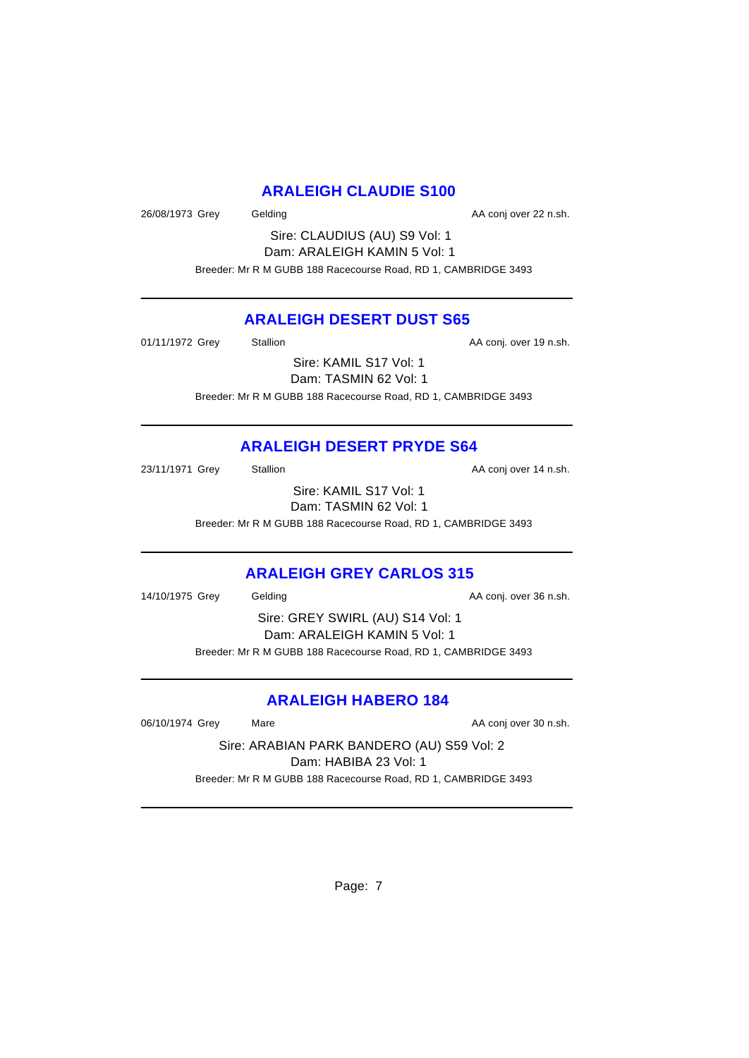## ARALEIGH CLAUDIE S100

26/08/1973 Grey Gelding AA conj over 22 n.sh.

Sire: CLAUDIUS (AU) S9 Vol: 1
Dam: ARALEIGH KAMIN 5 Vol: 1

Breeder: Mr R M GUBB 188 Racecourse Road, RD 1, CAMBRIDGE 3493

---

## ARALEIGH DESERT DUST S65

01/11/1972 Grey Stallion AA conj. over 19 n.sh.

Sire: KAMIL S17 Vol: 1
Dam: TASMIN 62 Vol: 1

Breeder: Mr R M GUBB 188 Racecourse Road, RD 1, CAMBRIDGE 3493

---

## ARALEIGH DESERT PRYDE S64

23/11/1971 Grey Stallion AA conj over 14 n.sh.

Sire: KAMIL S17 Vol: 1
Dam: TASMIN 62 Vol: 1

Breeder: Mr R M GUBB 188 Racecourse Road, RD 1, CAMBRIDGE 3493

---

## ARALEIGH GREY CARLOS 315

14/10/1975 Grey Gelding AA conj. over 36 n.sh.

Sire: GREY SWIRL (AU) S14 Vol: 1
Dam: ARALEIGH KAMIN 5 Vol: 1

Breeder: Mr R M GUBB 188 Racecourse Road, RD 1, CAMBRIDGE 3493

---

## ARALEIGH HABERO 184

06/10/1974 Grey Mare AA conj over 30 n.sh.

Sire: ARABIAN PARK BANDERO (AU) S59 Vol: 2
Dam: HABIBA 23 Vol: 1

Breeder: Mr R M GUBB 188 Racecourse Road, RD 1, CAMBRIDGE 3493

---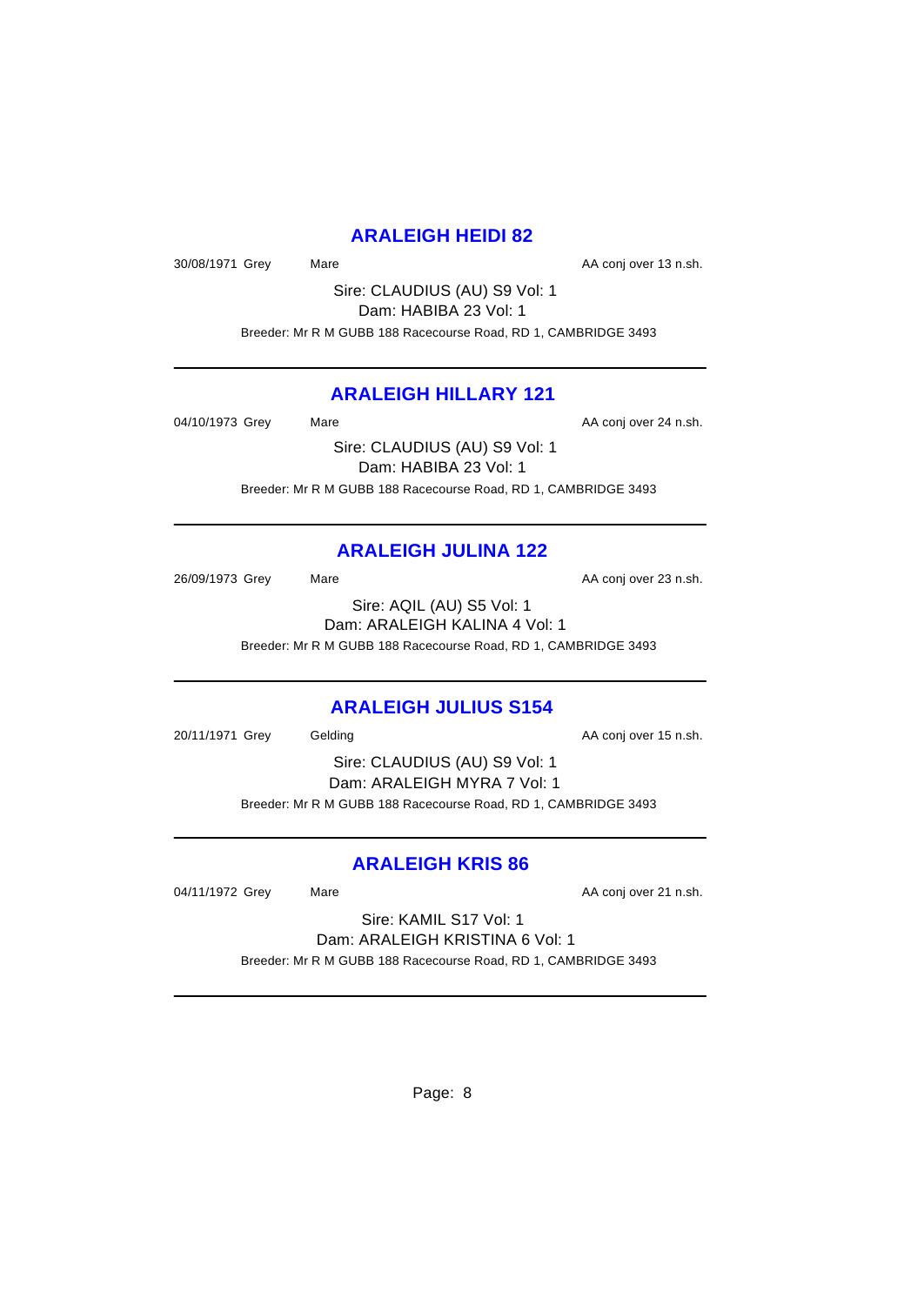## ARALEIGH HEIDI 82

30/08/1971 Grey Mare AA conj over 13 n.sh.

Sire: CLAUDIUS (AU) S9 Vol: 1
Dam: HABIBA 23 Vol: 1

Breeder: Mr R M GUBB 188 Racecourse Road, RD 1, CAMBRIDGE 3493

---

## ARALEIGH HILLARY 121

04/10/1973 Grey Mare AA conj over 24 n.sh.

Sire: CLAUDIUS (AU) S9 Vol: 1
Dam: HABIBA 23 Vol: 1

Breeder: Mr R M GUBB 188 Racecourse Road, RD 1, CAMBRIDGE 3493

---

## ARALEIGH JULINA 122

26/09/1973 Grey Mare AA conj over 23 n.sh.

Sire: AQIL (AU) S5 Vol: 1
Dam: ARALEIGH KALINA 4 Vol: 1

Breeder: Mr R M GUBB 188 Racecourse Road, RD 1, CAMBRIDGE 3493

---

## ARALEIGH JULIUS S154

20/11/1971 Grey Gelding AA conj over 15 n.sh.

Sire: CLAUDIUS (AU) S9 Vol: 1
Dam: ARALEIGH MYRA 7 Vol: 1

Breeder: Mr R M GUBB 188 Racecourse Road, RD 1, CAMBRIDGE 3493

---

## ARALEIGH KRIS 86

04/11/1972 Grey Mare AA conj over 21 n.sh.

Sire: KAMIL S17 Vol: 1
Dam: ARALEIGH KRISTINA 6 Vol: 1

Breeder: Mr R M GUBB 188 Racecourse Road, RD 1, CAMBRIDGE 3493

---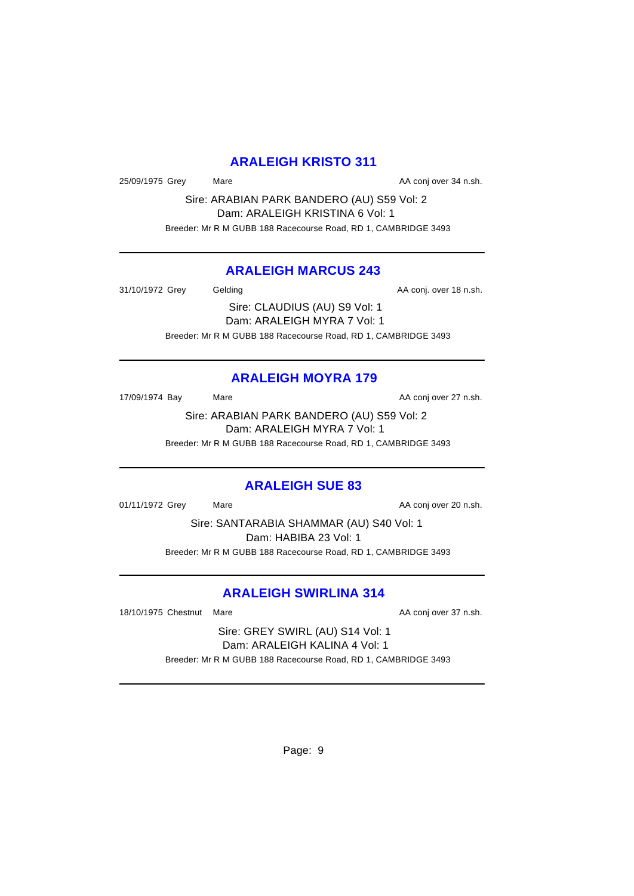## ARALEIGH KRISTO 311

25/09/1975 Grey Mare AA conj over 34 n.sh.

Sire: ARABIAN PARK BANDERO (AU) S59 Vol: 2
Dam: ARALEIGH KRISTINA 6 Vol: 1
Breeder: Mr R M GUBB 188 Racecourse Road, RD 1, CAMBRIDGE 3493

---

## ARALEIGH MARCUS 243

31/10/1972 Grey Gelding AA conj. over 18 n.sh.

Sire: CLAUDIUS (AU) S9 Vol: 1
Dam: ARALEIGH MYRA 7 Vol: 1
Breeder: Mr R M GUBB 188 Racecourse Road, RD 1, CAMBRIDGE 3493

---

## ARALEIGH MOYRA 179

17/09/1974 Bay Mare AA conj over 27 n.sh.

Sire: ARABIAN PARK BANDERO (AU) S59 Vol: 2
Dam: ARALEIGH MYRA 7 Vol: 1
Breeder: Mr R M GUBB 188 Racecourse Road, RD 1, CAMBRIDGE 3493

---

## ARALEIGH SUE 83

01/11/1972 Grey Mare AA conj over 20 n.sh.

Sire: SANTARABIA SHAMMAR (AU) S40 Vol: 1
Dam: HABIBA 23 Vol: 1
Breeder: Mr R M GUBB 188 Racecourse Road, RD 1, CAMBRIDGE 3493

---

## ARALEIGH SWIRLINA 314

18/10/1975 Chestnut Mare AA conj over 37 n.sh.

Sire: GREY SWIRL (AU) S14 Vol: 1
Dam: ARALEIGH KALINA 4 Vol: 1
Breeder: Mr R M GUBB 188 Racecourse Road, RD 1, CAMBRIDGE 3493

---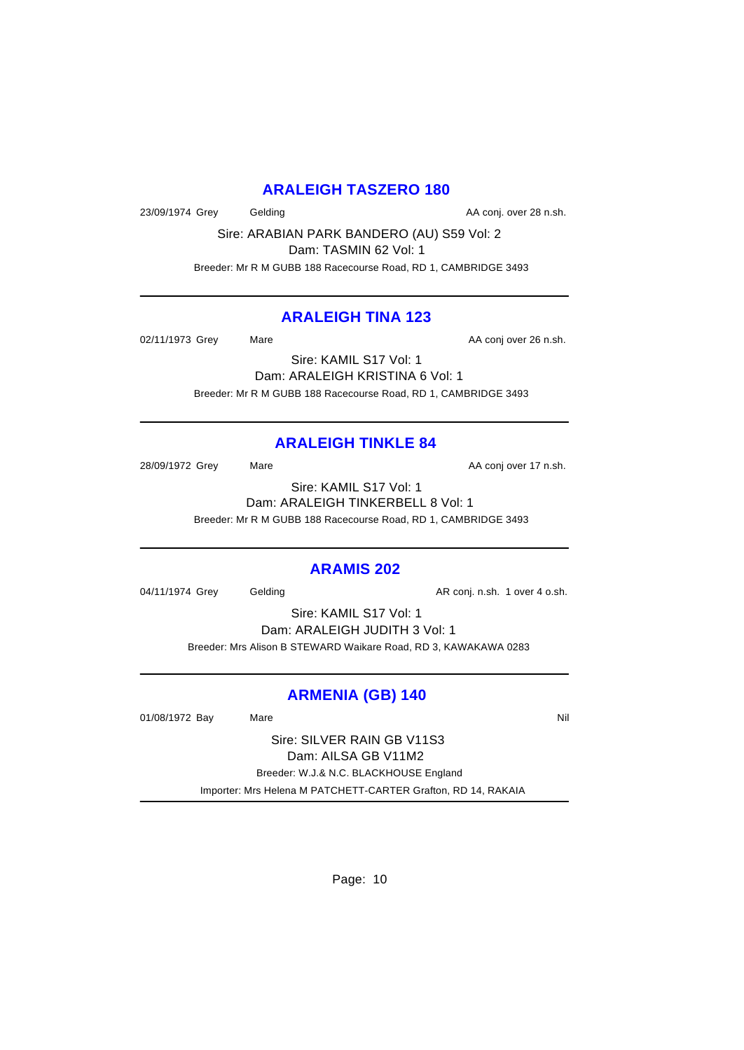## ARALEIGH TASZERO 180

23/09/1974 Grey Gelding AA conj. over 28 n.sh.

Sire: ARABIAN PARK BANDERO (AU) S59 Vol: 2
Dam: TASMIN 62 Vol: 1
Breeder: Mr R M GUBB 188 Racecourse Road, RD 1, CAMBRIDGE 3493

---

## ARALEIGH TINA 123

02/11/1973 Grey Mare AA conj over 26 n.sh.

Sire: KAMIL S17 Vol: 1
Dam: ARALEIGH KRISTINA 6 Vol: 1
Breeder: Mr R M GUBB 188 Racecourse Road, RD 1, CAMBRIDGE 3493

---

## ARALEIGH TINKLE 84

28/09/1972 Grey Mare AA conj over 17 n.sh.

Sire: KAMIL S17 Vol: 1
Dam: ARALEIGH TINKERBELL 8 Vol: 1
Breeder: Mr R M GUBB 188 Racecourse Road, RD 1, CAMBRIDGE 3493

---

## ARAMIS 202

04/11/1974 Grey Gelding AR conj. n.sh. 1 over 4 o.sh.

Sire: KAMIL S17 Vol: 1
Dam: ARALEIGH JUDITH 3 Vol: 1
Breeder: Mrs Alison B STEWARD Waikare Road, RD 3, KAWAKAWA 0283

---

## ARMENIA (GB) 140

01/08/1972 Bay Mare Nil

Sire: SILVER RAIN GB V11S3
Dam: AILSA GB V11M2
Breeder: W.J.& N.C. BLACKHOUSE England
Importer: Mrs Helena M PATCHETT-CARTER Grafton, RD 14, RAKAIA

---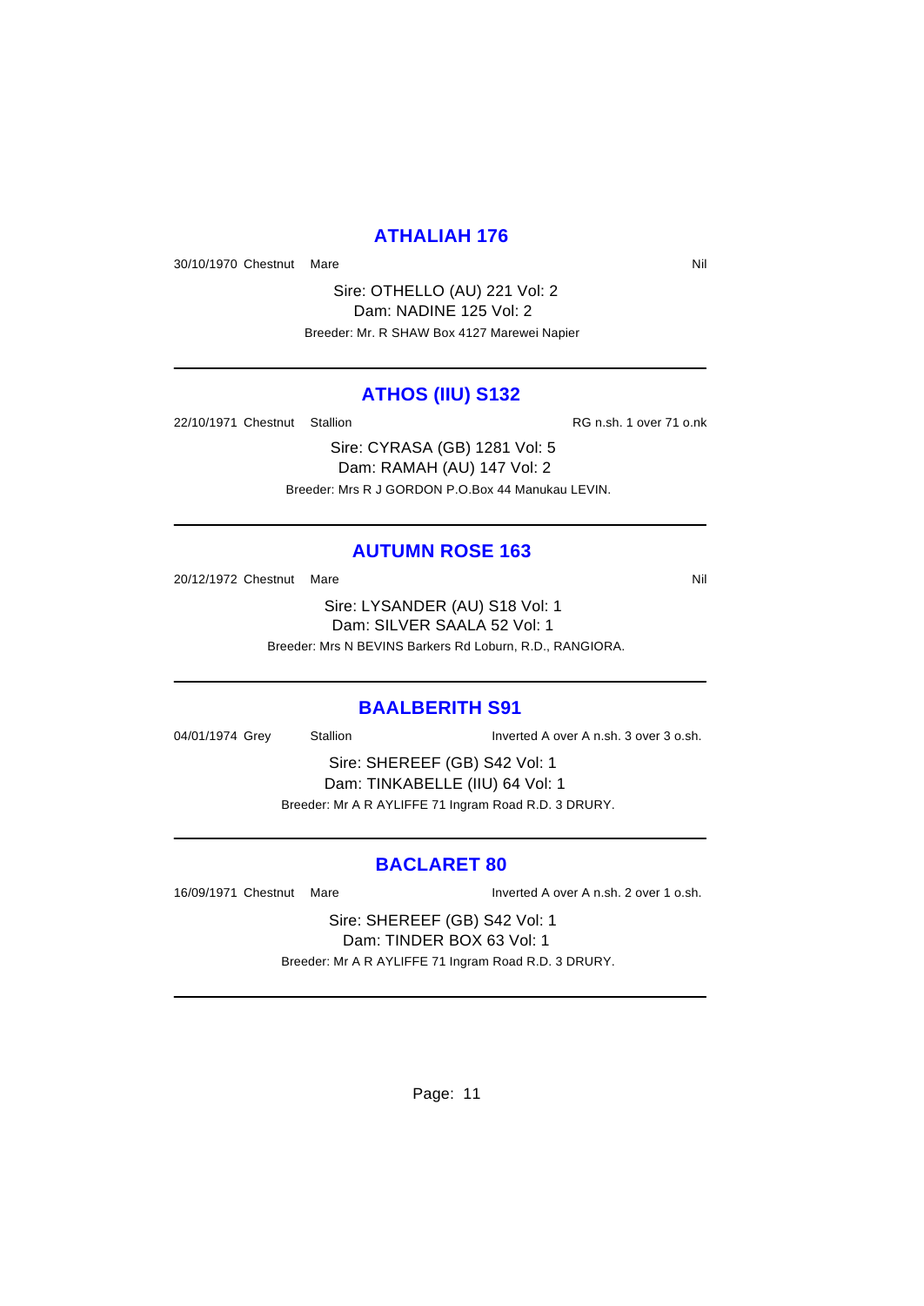## ATHALIAH 176

30/10/1970 Chestnut Mare Nil

Sire: OTHELLO (AU) 221 Vol: 2
Dam: NADINE 125 Vol: 2
Breeder: Mr. R SHAW Box 4127 Marewei Napier

---

## ATHOS (IIU) S132

22/10/1971 Chestnut Stallion RG n.sh. 1 over 71 o.nk

Sire: CYRASA (GB) 1281 Vol: 5
Dam: RAMAH (AU) 147 Vol: 2
Breeder: Mrs R J GORDON P.O.Box 44 Manukau LEVIN.

---

## AUTUMN ROSE 163

20/12/1972 Chestnut Mare Nil

Sire: LYSANDER (AU) S18 Vol: 1
Dam: SILVER SAALA 52 Vol: 1
Breeder: Mrs N BEVINS Barkers Rd Loburn, R.D., RANGIORA.

---

## BAALBERITH S91

04/01/1974 Grey Stallion Inverted A over A n.sh. 3 over 3 o.sh.

Sire: SHEREEF (GB) S42 Vol: 1
Dam: TINKABELLE (IIU) 64 Vol: 1
Breeder: Mr A R AYLIFFE 71 Ingram Road R.D. 3 DRURY.

---

## BACLARET 80

16/09/1971 Chestnut Mare Inverted A over A n.sh. 2 over 1 o.sh.

Sire: SHEREEF (GB) S42 Vol: 1
Dam: TINDER BOX 63 Vol: 1
Breeder: Mr A R AYLIFFE 71 Ingram Road R.D. 3 DRURY.

---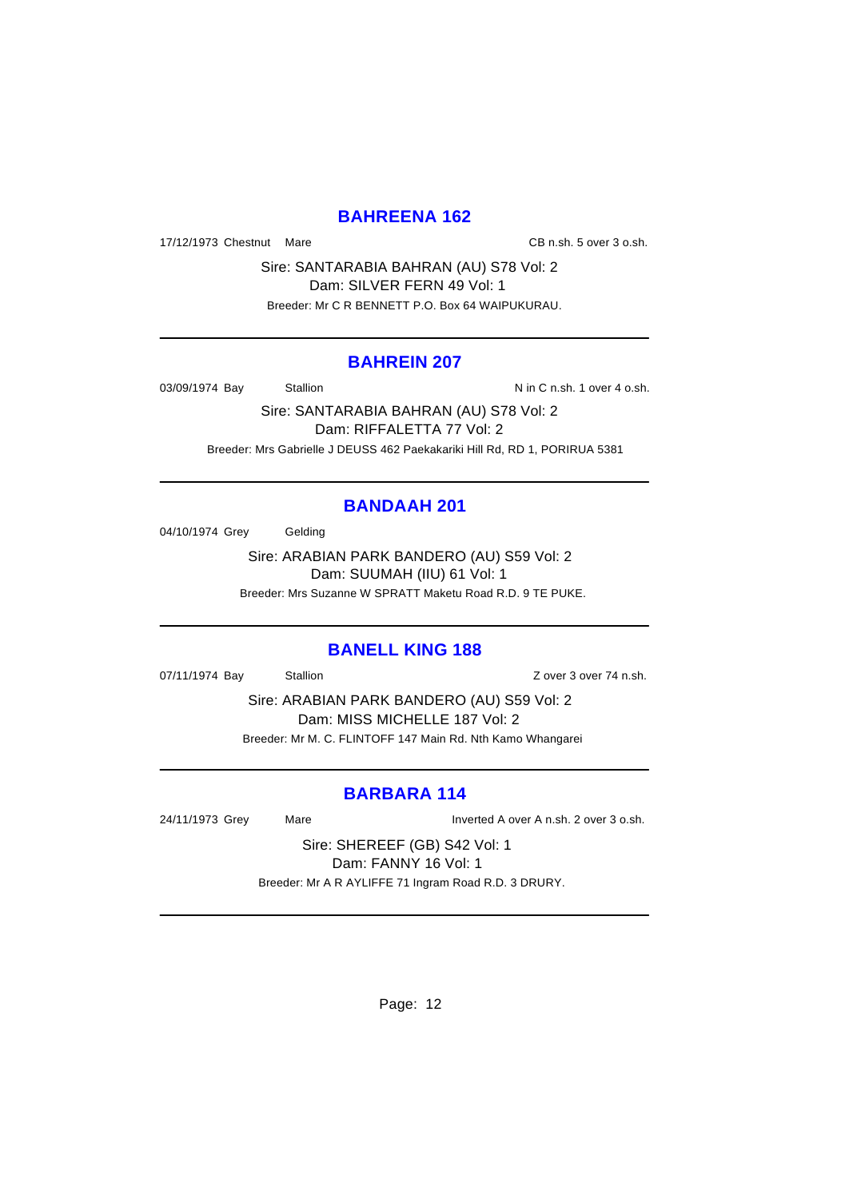## BAHREENA 162

17/12/1973 Chestnut Mare CB n.sh. 5 over 3 o.sh.

Sire: SANTARABIA BAHRAN (AU) S78 Vol: 2
Dam: SILVER FERN 49 Vol: 1
Breeder: Mr C R BENNETT P.O. Box 64 WAIPUKURAU.

---

## BAHREIN 207

03/09/1974 Bay Stallion N in C n.sh. 1 over 4 o.sh.

Sire: SANTARABIA BAHRAN (AU) S78 Vol: 2
Dam: RIFFALETTA 77 Vol: 2
Breeder: Mrs Gabrielle J DEUSS 462 Paekakariki Hill Rd, RD 1, PORIRUA 5381

---

## BANDAAH 201

04/10/1974 Grey Gelding

Sire: ARABIAN PARK BANDERO (AU) S59 Vol: 2
Dam: SUUMAH (IIU) 61 Vol: 1
Breeder: Mrs Suzanne W SPRATT Maketu Road R.D. 9 TE PUKE.

---

## BANELL KING 188

07/11/1974 Bay Stallion Z over 3 over 74 n.sh.

Sire: ARABIAN PARK BANDERO (AU) S59 Vol: 2
Dam: MISS MICHELLE 187 Vol: 2
Breeder: Mr M. C. FLINTOFF 147 Main Rd. Nth Kamo Whangarei

---

## BARBARA 114

24/11/1973 Grey Mare Inverted A over A n.sh. 2 over 3 o.sh.

Sire: SHEREEF (GB) S42 Vol: 1
Dam: FANNY 16 Vol: 1
Breeder: Mr A R AYLIFFE 71 Ingram Road R.D. 3 DRURY.

---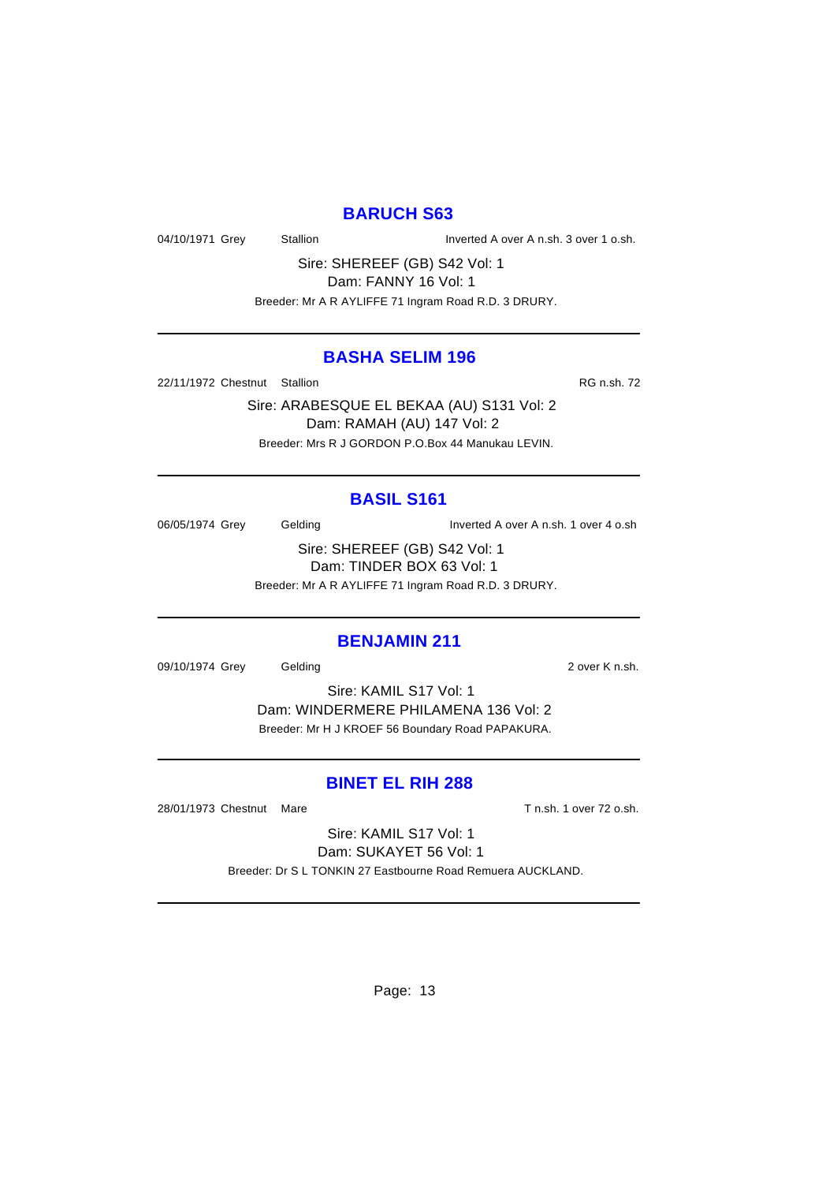## BARUCH S63

04/10/1971 Grey Stallion Inverted A over A n.sh. 3 over 1 o.sh.

Sire: SHEREEF (GB) S42 Vol: 1
Dam: FANNY 16 Vol: 1
Breeder: Mr A R AYLIFFE 71 Ingram Road R.D. 3 DRURY.

---

## BASHA SELIM 196

22/11/1972 Chestnut Stallion RG n.sh. 72

Sire: ARABESQUE EL BEKAA (AU) S131 Vol: 2
Dam: RAMAH (AU) 147 Vol: 2
Breeder: Mrs R J GORDON P.O.Box 44 Manukau LEVIN.

---

## BASIL S161

06/05/1974 Grey Gelding Inverted A over A n.sh. 1 over 4 o.sh

Sire: SHEREEF (GB) S42 Vol: 1
Dam: TINDER BOX 63 Vol: 1
Breeder: Mr A R AYLIFFE 71 Ingram Road R.D. 3 DRURY.

---

## BENJAMIN 211

09/10/1974 Grey Gelding 2 over K n.sh.

Sire: KAMIL S17 Vol: 1
Dam: WINDERMERE PHILAMENA 136 Vol: 2
Breeder: Mr H J KROEF 56 Boundary Road PAPAKURA.

---

## BINET EL RIH 288

28/01/1973 Chestnut Mare T n.sh. 1 over 72 o.sh.

Sire: KAMIL S17 Vol: 1
Dam: SUKAYET 56 Vol: 1
Breeder: Dr S L TONKIN 27 Eastbourne Road Remuera AUCKLAND.

---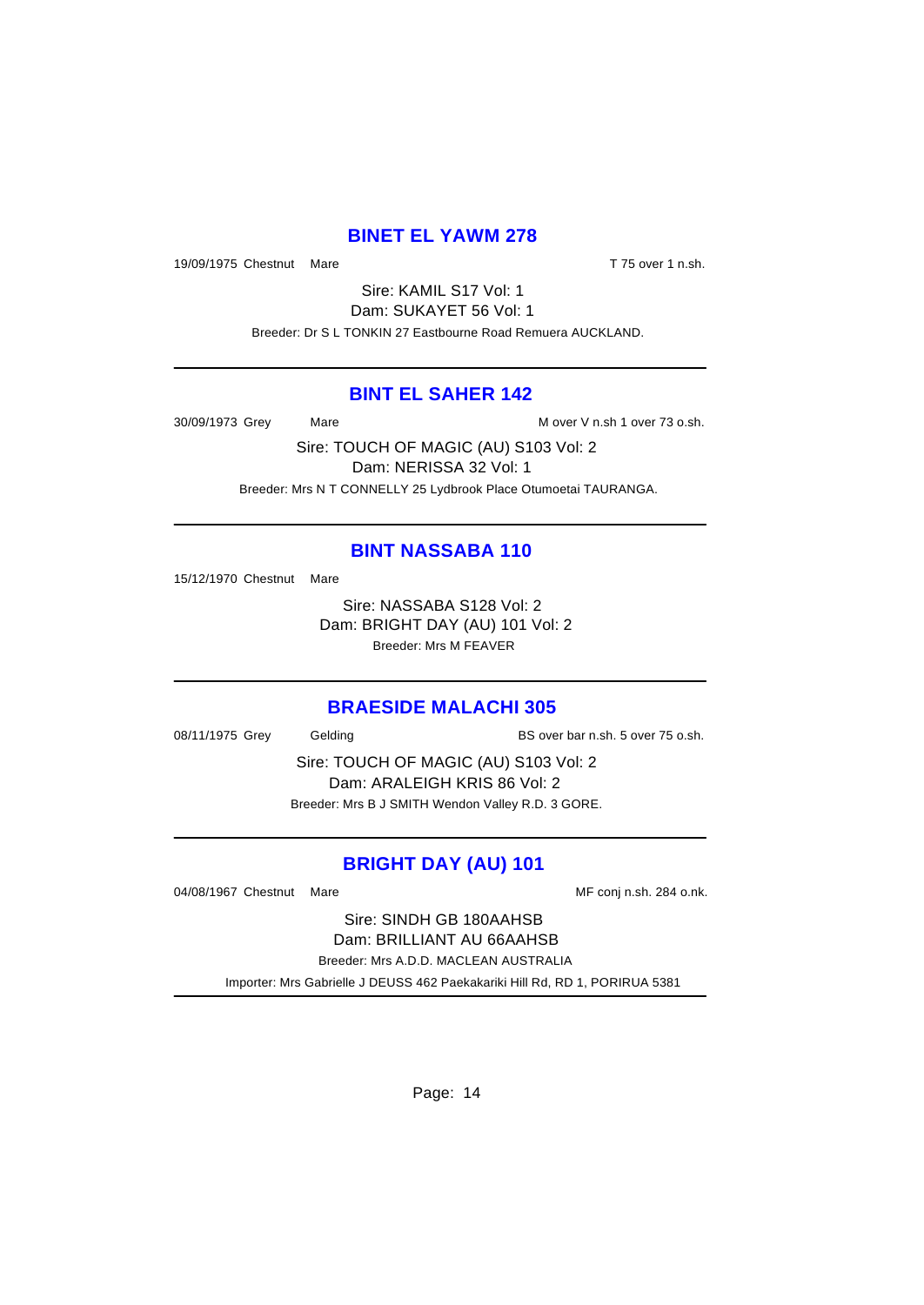## BINET EL YAWM 278

19/09/1975 Chestnut Mare T 75 over 1 n.sh.

Sire: KAMIL S17 Vol: 1
Dam: SUKAYET 56 Vol: 1
Breeder: Dr S L TONKIN 27 Eastbourne Road Remuera AUCKLAND.

---

## BINT EL SAHER 142

30/09/1973 Grey Mare M over V n.sh 1 over 73 o.sh.

Sire: TOUCH OF MAGIC (AU) S103 Vol: 2
Dam: NERISSA 32 Vol: 1
Breeder: Mrs N T CONNELLY 25 Lydbrook Place Otumoetai TAURANGA.

---

## BINT NASSABA 110

15/12/1970 Chestnut Mare

Sire: NASSABA S128 Vol: 2
Dam: BRIGHT DAY (AU) 101 Vol: 2
Breeder: Mrs M FEAVER

---

## BRAESIDE MALACHI 305

08/11/1975 Grey Gelding BS over bar n.sh. 5 over 75 o.sh.

Sire: TOUCH OF MAGIC (AU) S103 Vol: 2
Dam: ARALEIGH KRIS 86 Vol: 2
Breeder: Mrs B J SMITH Wendon Valley R.D. 3 GORE.

---

## BRIGHT DAY (AU) 101

04/08/1967 Chestnut Mare MF conj n.sh. 284 o.nk.

Sire: SINDH GB 180AAHSB
Dam: BRILLIANT AU 66AAHSB
Breeder: Mrs A.D.D. MACLEAN AUSTRALIA
Importer: Mrs Gabrielle J DEUSS 462 Paekakariki Hill Rd, RD 1, PORIRUA 5381

---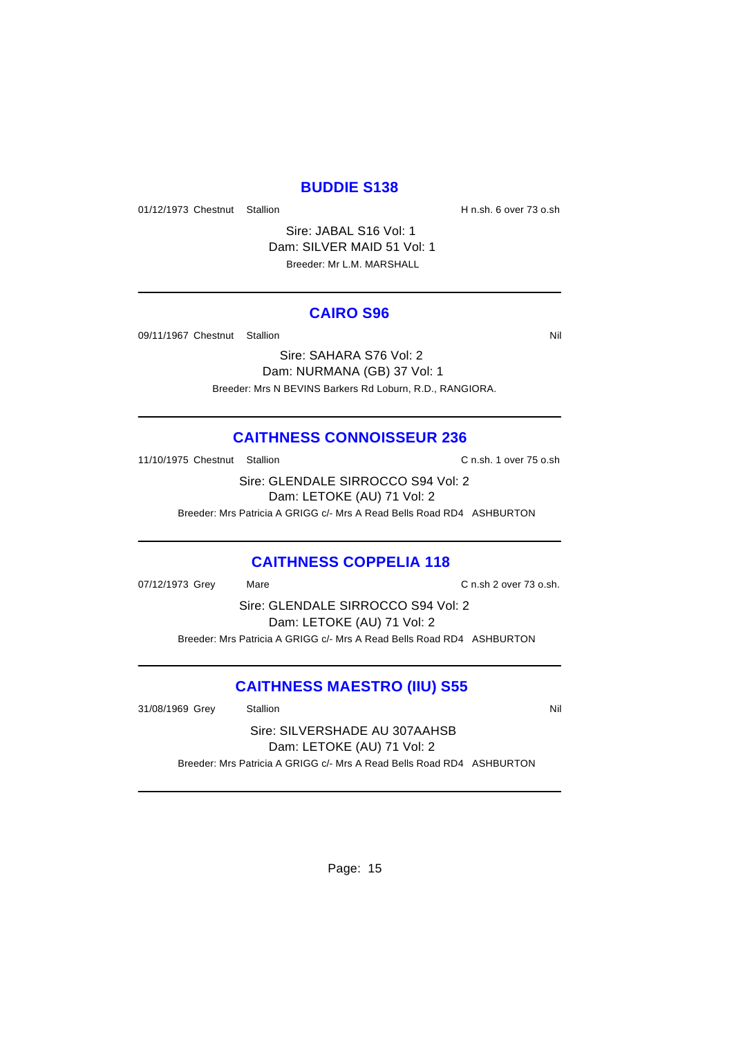## BUDDIE S138

01/12/1973 Chestnut Stallion H n.sh. 6 over 73 o.sh

Sire: JABAL S16 Vol: 1
Dam: SILVER MAID 51 Vol: 1
Breeder: Mr L.M. MARSHALL

---

## CAIRO S96

09/11/1967 Chestnut Stallion Nil

Sire: SAHARA S76 Vol: 2
Dam: NURMANA (GB) 37 Vol: 1
Breeder: Mrs N BEVINS Barkers Rd Loburn, R.D., RANGIORA.

---

## CAITHNESS CONNOISSEUR 236

11/10/1975 Chestnut Stallion C n.sh. 1 over 75 o.sh

Sire: GLENDALE SIRROCCO S94 Vol: 2
Dam: LETOKE (AU) 71 Vol: 2
Breeder: Mrs Patricia A GRIGG c/- Mrs A Read Bells Road RD4 ASHBURTON

---

## CAITHNESS COPPELIA 118

07/12/1973 Grey Mare C n.sh 2 over 73 o.sh.

Sire: GLENDALE SIRROCCO S94 Vol: 2
Dam: LETOKE (AU) 71 Vol: 2
Breeder: Mrs Patricia A GRIGG c/- Mrs A Read Bells Road RD4 ASHBURTON

---

## CAITHNESS MAESTRO (IIU) S55

31/08/1969 Grey Stallion Nil

Sire: SILVERSHADE AU 307AAHSB
Dam: LETOKE (AU) 71 Vol: 2
Breeder: Mrs Patricia A GRIGG c/- Mrs A Read Bells Road RD4 ASHBURTON

---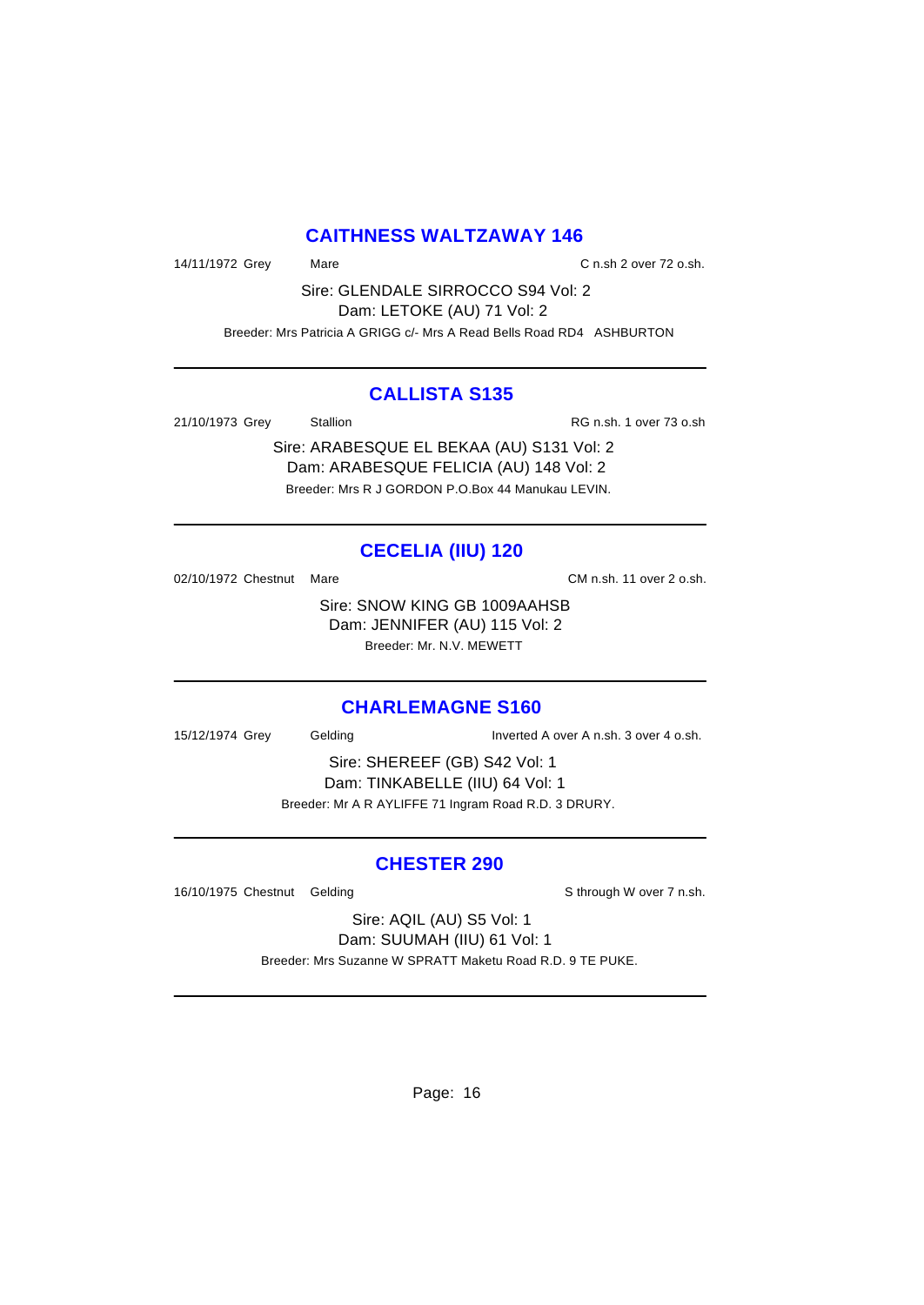## CAITHNESS WALTZAWAY 146

14/11/1972 Grey Mare C n.sh 2 over 72 o.sh.

Sire: GLENDALE SIRROCCO S94 Vol: 2
Dam: LETOKE (AU) 71 Vol: 2
Breeder: Mrs Patricia A GRIGG c/- Mrs A Read Bells Road RD4 ASHBURTON

---

## CALLISTA S135

21/10/1973 Grey Stallion RG n.sh. 1 over 73 o.sh

Sire: ARABESQUE EL BEKAA (AU) S131 Vol: 2
Dam: ARABESQUE FELICIA (AU) 148 Vol: 2
Breeder: Mrs R J GORDON P.O.Box 44 Manukau LEVIN.

---

## CECELIA (IIU) 120

02/10/1972 Chestnut Mare CM n.sh. 11 over 2 o.sh.

Sire: SNOW KING GB 1009AAHSB
Dam: JENNIFER (AU) 115 Vol: 2
Breeder: Mr. N.V. MEWETT

---

## CHARLEMAGNE S160

15/12/1974 Grey Gelding Inverted A over A n.sh. 3 over 4 o.sh.

Sire: SHEREEF (GB) S42 Vol: 1
Dam: TINKABELLE (IIU) 64 Vol: 1
Breeder: Mr A R AYLIFFE 71 Ingram Road R.D. 3 DRURY.

---

## CHESTER 290

16/10/1975 Chestnut Gelding S through W over 7 n.sh.

Sire: AQIL (AU) S5 Vol: 1
Dam: SUUMAH (IIU) 61 Vol: 1
Breeder: Mrs Suzanne W SPRATT Maketu Road R.D. 9 TE PUKE.

---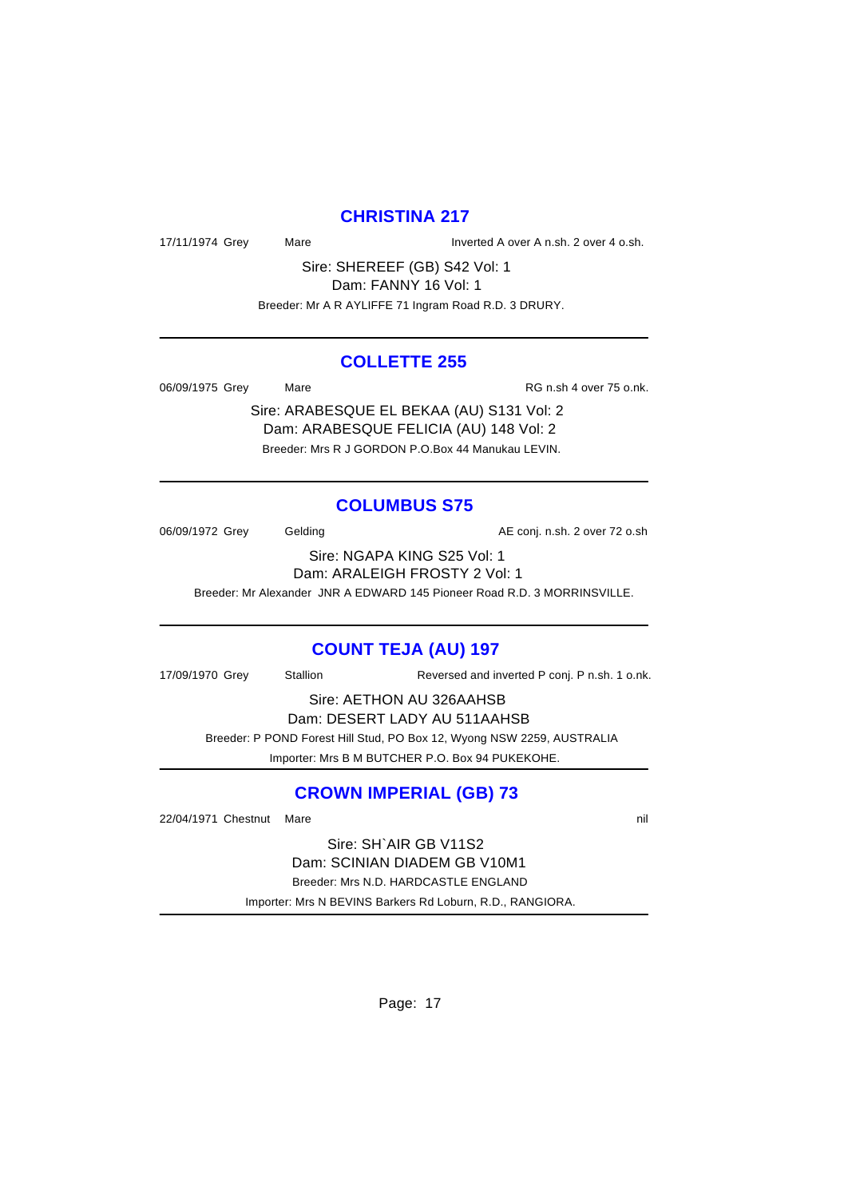## CHRISTINA 217

17/11/1974 Grey Mare Inverted A over A n.sh. 2 over 4 o.sh.

Sire: SHEREEF (GB) S42 Vol: 1
Dam: FANNY 16 Vol: 1
Breeder: Mr A R AYLIFFE 71 Ingram Road R.D. 3 DRURY.

---

## COLLETTE 255

06/09/1975 Grey Mare RG n.sh 4 over 75 o.nk.

Sire: ARABESQUE EL BEKAA (AU) S131 Vol: 2
Dam: ARABESQUE FELICIA (AU) 148 Vol: 2
Breeder: Mrs R J GORDON P.O.Box 44 Manukau LEVIN.

---

## COLUMBUS S75

06/09/1972 Grey Gelding AE conj. n.sh. 2 over 72 o.sh

Sire: NGAPA KING S25 Vol: 1
Dam: ARALEIGH FROSTY 2 Vol: 1
Breeder: Mr Alexander JNR A EDWARD 145 Pioneer Road R.D. 3 MORRINSVILLE.

---

## COUNT TEJA (AU) 197

17/09/1970 Grey Stallion Reversed and inverted P conj. P n.sh. 1 o.nk.

Sire: AETHON AU 326AAHSB
Dam: DESERT LADY AU 511AAHSB
Breeder: P POND Forest Hill Stud, PO Box 12, Wyong NSW 2259, AUSTRALIA
Importer: Mrs B M BUTCHER P.O. Box 94 PUKEKOHE.

---

## CROWN IMPERIAL (GB) 73

22/04/1971 Chestnut Mare nil

Sire: SH`AIR GB V11S2
Dam: SCINIAN DIADEM GB V10M1
Breeder: Mrs N.D. HARDCASTLE ENGLAND
Importer: Mrs N BEVINS Barkers Rd Loburn, R.D., RANGIORA.

---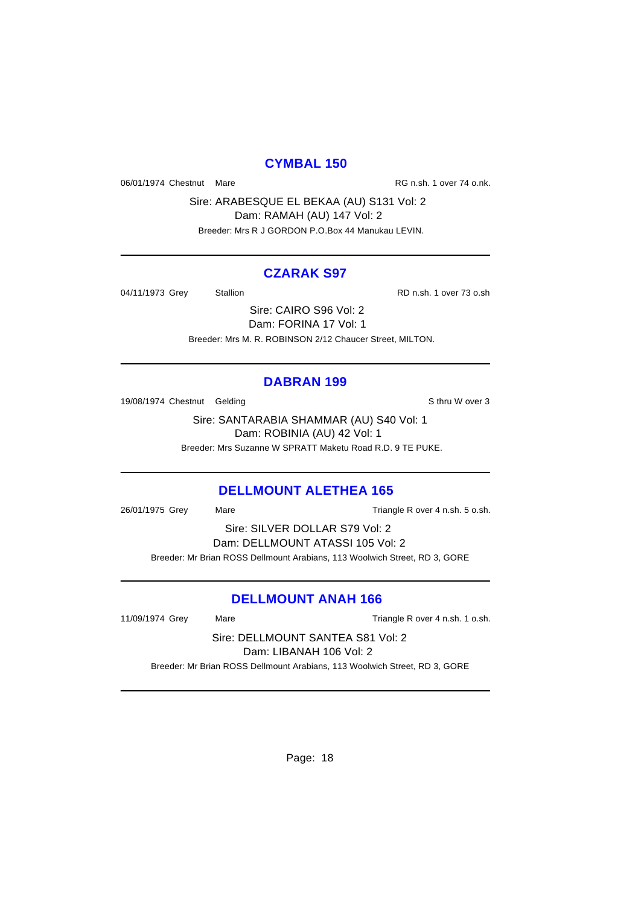## CYMBAL 150

06/01/1974 Chestnut Mare RG n.sh. 1 over 74 o.nk.

Sire: ARABESQUE EL BEKAA (AU) S131 Vol: 2
Dam: RAMAH (AU) 147 Vol: 2
Breeder: Mrs R J GORDON P.O.Box 44 Manukau LEVIN.

---

## CZARAK S97

04/11/1973 Grey Stallion RD n.sh. 1 over 73 o.sh

Sire: CAIRO S96 Vol: 2
Dam: FORINA 17 Vol: 1
Breeder: Mrs M. R. ROBINSON 2/12 Chaucer Street, MILTON.

---

## DABRAN 199

19/08/1974 Chestnut Gelding S thru W over 3

Sire: SANTARABIA SHAMMAR (AU) S40 Vol: 1
Dam: ROBINIA (AU) 42 Vol: 1
Breeder: Mrs Suzanne W SPRATT Maketu Road R.D. 9 TE PUKE.

---

## DELLMOUNT ALETHEA 165

26/01/1975 Grey Mare Triangle R over 4 n.sh. 5 o.sh.

Sire: SILVER DOLLAR S79 Vol: 2
Dam: DELLMOUNT ATASSI 105 Vol: 2
Breeder: Mr Brian ROSS Dellmount Arabians, 113 Woolwich Street, RD 3, GORE

---

## DELLMOUNT ANAH 166

11/09/1974 Grey Mare Triangle R over 4 n.sh. 1 o.sh.

Sire: DELLMOUNT SANTEA S81 Vol: 2
Dam: LIBANAH 106 Vol: 2
Breeder: Mr Brian ROSS Dellmount Arabians, 113 Woolwich Street, RD 3, GORE

---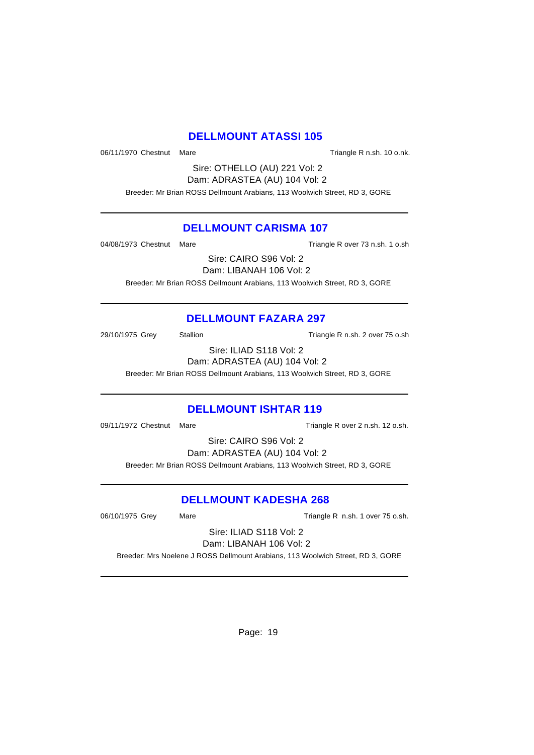## DELLMOUNT ATASSI 105

06/11/1970 Chestnut Mare Triangle R n.sh. 10 o.nk.

Sire: OTHELLO (AU) 221 Vol: 2
Dam: ADRASTEA (AU) 104 Vol: 2

Breeder: Mr Brian ROSS Dellmount Arabians, 113 Woolwich Street, RD 3, GORE

---

## DELLMOUNT CARISMA 107

04/08/1973 Chestnut Mare Triangle R over 73 n.sh. 1 o.sh

Sire: CAIRO S96 Vol: 2
Dam: LIBANAH 106 Vol: 2

Breeder: Mr Brian ROSS Dellmount Arabians, 113 Woolwich Street, RD 3, GORE

---

## DELLMOUNT FAZARA 297

29/10/1975 Grey Stallion Triangle R n.sh. 2 over 75 o.sh

Sire: ILIAD S118 Vol: 2
Dam: ADRASTEA (AU) 104 Vol: 2

Breeder: Mr Brian ROSS Dellmount Arabians, 113 Woolwich Street, RD 3, GORE

---

## DELLMOUNT ISHTAR 119

09/11/1972 Chestnut Mare Triangle R over 2 n.sh. 12 o.sh.

Sire: CAIRO S96 Vol: 2
Dam: ADRASTEA (AU) 104 Vol: 2

Breeder: Mr Brian ROSS Dellmount Arabians, 113 Woolwich Street, RD 3, GORE

---

## DELLMOUNT KADESHA 268

06/10/1975 Grey Mare Triangle R n.sh. 1 over 75 o.sh.

Sire: ILIAD S118 Vol: 2
Dam: LIBANAH 106 Vol: 2

Breeder: Mrs Noelene J ROSS Dellmount Arabians, 113 Woolwich Street, RD 3, GORE

---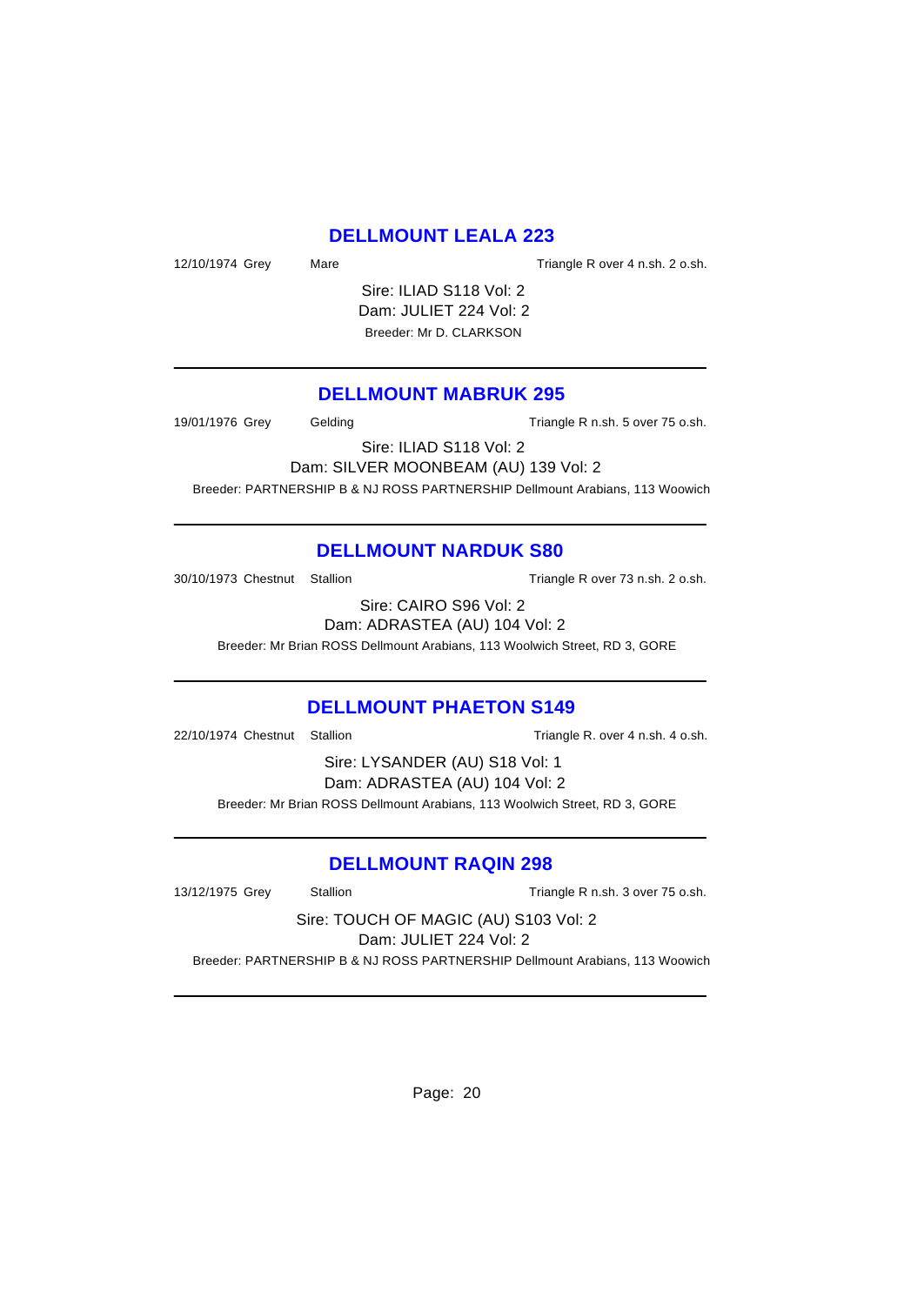## DELLMOUNT LEALA 223

12/10/1974 Grey Mare Triangle R over 4 n.sh. 2 o.sh.

Sire: ILIAD S118 Vol: 2
Dam: JULIET 224 Vol: 2
Breeder: Mr D. CLARKSON

---

## DELLMOUNT MABRUK 295

19/01/1976 Grey Gelding Triangle R n.sh. 5 over 75 o.sh.

Sire: ILIAD S118 Vol: 2
Dam: SILVER MOONBEAM (AU) 139 Vol: 2
Breeder: PARTNERSHIP B & NJ ROSS PARTNERSHIP Dellmount Arabians, 113 Woowich

---

## DELLMOUNT NARDUK S80

30/10/1973 Chestnut Stallion Triangle R over 73 n.sh. 2 o.sh.

Sire: CAIRO S96 Vol: 2
Dam: ADRASTEA (AU) 104 Vol: 2
Breeder: Mr Brian ROSS Dellmount Arabians, 113 Woolwich Street, RD 3, GORE

---

## DELLMOUNT PHAETON S149

22/10/1974 Chestnut Stallion Triangle R. over 4 n.sh. 4 o.sh.

Sire: LYSANDER (AU) S18 Vol: 1
Dam: ADRASTEA (AU) 104 Vol: 2
Breeder: Mr Brian ROSS Dellmount Arabians, 113 Woolwich Street, RD 3, GORE

---

## DELLMOUNT RAQIN 298

13/12/1975 Grey Stallion Triangle R n.sh. 3 over 75 o.sh.

Sire: TOUCH OF MAGIC (AU) S103 Vol: 2
Dam: JULIET 224 Vol: 2
Breeder: PARTNERSHIP B & NJ ROSS PARTNERSHIP Dellmount Arabians, 113 Woowich

---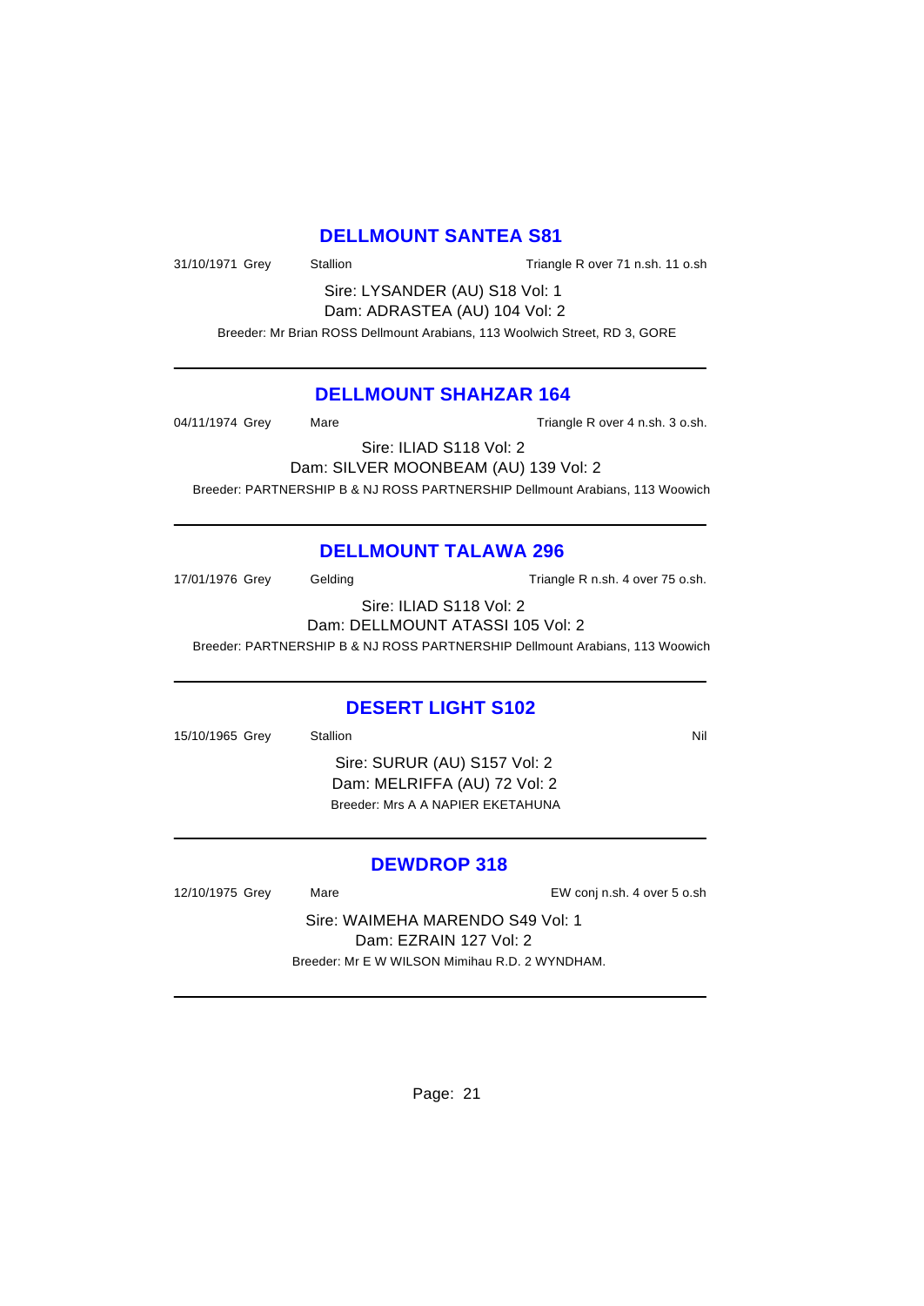## DELLMOUNT SANTEA S81

31/10/1971 Grey Stallion Triangle R over 71 n.sh. 11 o.sh

Sire: LYSANDER (AU) S18 Vol: 1

Dam: ADRASTEA (AU) 104 Vol: 2

Breeder: Mr Brian ROSS Dellmount Arabians, 113 Woolwich Street, RD 3, GORE

---

## DELLMOUNT SHAHZAR 164

04/11/1974 Grey Mare Triangle R over 4 n.sh. 3 o.sh.

Sire: ILIAD S118 Vol: 2

Dam: SILVER MOONBEAM (AU) 139 Vol: 2

Breeder: PARTNERSHIP B & NJ ROSS PARTNERSHIP Dellmount Arabians, 113 Woowich

---

## DELLMOUNT TALAWA 296

17/01/1976 Grey Gelding Triangle R n.sh. 4 over 75 o.sh.

Sire: ILIAD S118 Vol: 2

Dam: DELLMOUNT ATASSI 105 Vol: 2

Breeder: PARTNERSHIP B & NJ ROSS PARTNERSHIP Dellmount Arabians, 113 Woowich

---

## DESERT LIGHT S102

15/10/1965 Grey Stallion Nil

Sire: SURUR (AU) S157 Vol: 2

Dam: MELRIFFA (AU) 72 Vol: 2

Breeder: Mrs A A NAPIER EKETAHUNA

---

## DEWDROP 318

12/10/1975 Grey Mare EW conj n.sh. 4 over 5 o.sh

Sire: WAIMEHA MARENDO S49 Vol: 1

Dam: EZRAIN 127 Vol: 2

Breeder: Mr E W WILSON Mimihau R.D. 2 WYNDHAM.

---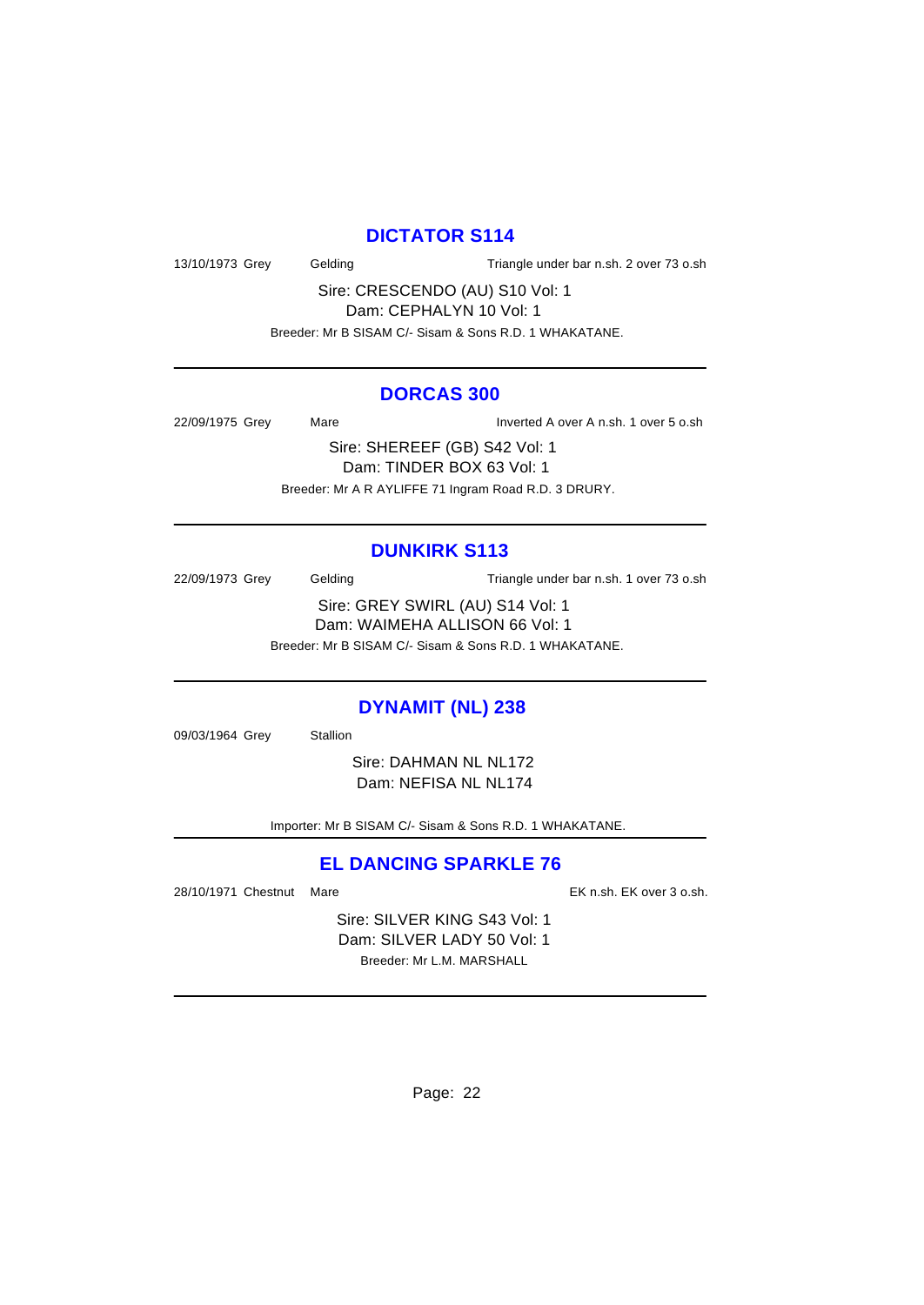## DICTATOR S114

13/10/1973 Grey Gelding Triangle under bar n.sh. 2 over 73 o.sh

Sire: CRESCENDO (AU) S10 Vol: 1
Dam: CEPHALYN 10 Vol: 1
Breeder: Mr B SISAM C/- Sisam & Sons R.D. 1 WHAKATANE.

---

## DORCAS 300

22/09/1975 Grey Mare Inverted A over A n.sh. 1 over 5 o.sh

Sire: SHEREEF (GB) S42 Vol: 1
Dam: TINDER BOX 63 Vol: 1
Breeder: Mr A R AYLIFFE 71 Ingram Road R.D. 3 DRURY.

---

## DUNKIRK S113

22/09/1973 Grey Gelding Triangle under bar n.sh. 1 over 73 o.sh

Sire: GREY SWIRL (AU) S14 Vol: 1
Dam: WAIMEHA ALLISON 66 Vol: 1
Breeder: Mr B SISAM C/- Sisam & Sons R.D. 1 WHAKATANE.

---

## DYNAMIT (NL) 238

09/03/1964 Grey Stallion

Sire: DAHMAN NL NL172
Dam: NEFISA NL NL174

Importer: Mr B SISAM C/- Sisam & Sons R.D. 1 WHAKATANE.

---

## EL DANCING SPARKLE 76

28/10/1971 Chestnut Mare EK n.sh. EK over 3 o.sh.

Sire: SILVER KING S43 Vol: 1
Dam: SILVER LADY 50 Vol: 1
Breeder: Mr L.M. MARSHALL

---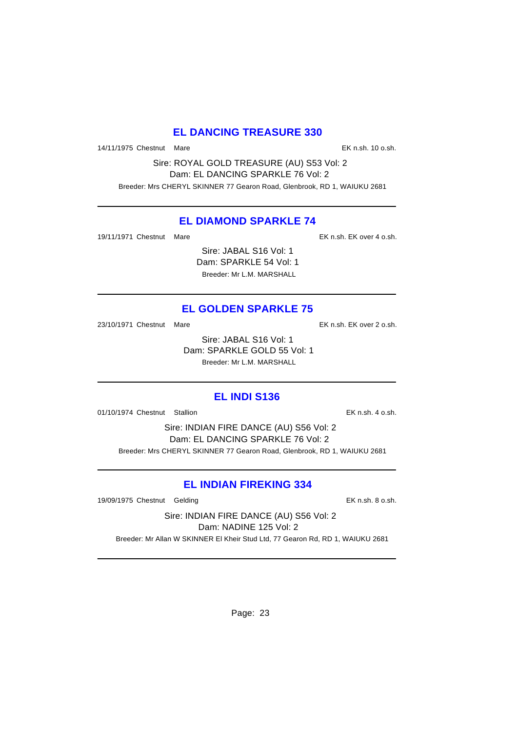## EL DANCING TREASURE 330

14/11/1975 Chestnut Mare EK n.sh. 10 o.sh.

Sire: ROYAL GOLD TREASURE (AU) S53 Vol: 2
Dam: EL DANCING SPARKLE 76 Vol: 2
Breeder: Mrs CHERYL SKINNER 77 Gearon Road, Glenbrook, RD 1, WAIUKU 2681

---

## EL DIAMOND SPARKLE 74

19/11/1971 Chestnut Mare EK n.sh. EK over 4 o.sh.

Sire: JABAL S16 Vol: 1
Dam: SPARKLE 54 Vol: 1
Breeder: Mr L.M. MARSHALL

---

## EL GOLDEN SPARKLE 75

23/10/1971 Chestnut Mare EK n.sh. EK over 2 o.sh.

Sire: JABAL S16 Vol: 1
Dam: SPARKLE GOLD 55 Vol: 1
Breeder: Mr L.M. MARSHALL

---

## EL INDI S136

01/10/1974 Chestnut Stallion EK n.sh. 4 o.sh.

Sire: INDIAN FIRE DANCE (AU) S56 Vol: 2
Dam: EL DANCING SPARKLE 76 Vol: 2
Breeder: Mrs CHERYL SKINNER 77 Gearon Road, Glenbrook, RD 1, WAIUKU 2681

---

## EL INDIAN FIREKING 334

19/09/1975 Chestnut Gelding EK n.sh. 8 o.sh.

Sire: INDIAN FIRE DANCE (AU) S56 Vol: 2
Dam: NADINE 125 Vol: 2
Breeder: Mr Allan W SKINNER El Kheir Stud Ltd, 77 Gearon Rd, RD 1, WAIUKU 2681

---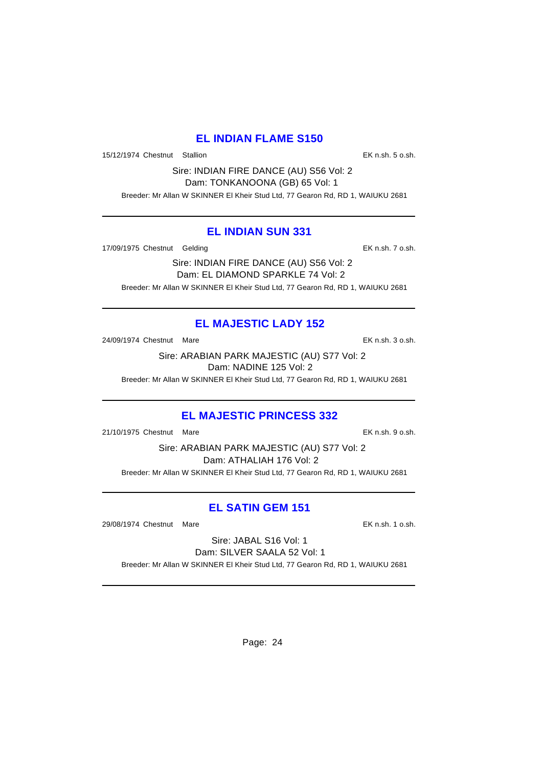## EL INDIAN FLAME S150

15/12/1974 Chestnut Stallion EK n.sh. 5 o.sh.

Sire: INDIAN FIRE DANCE (AU) S56 Vol: 2
Dam: TONKANOONA (GB) 65 Vol: 1

Breeder: Mr Allan W SKINNER El Kheir Stud Ltd, 77 Gearon Rd, RD 1, WAIUKU 2681

---

## EL INDIAN SUN 331

17/09/1975 Chestnut Gelding EK n.sh. 7 o.sh.

Sire: INDIAN FIRE DANCE (AU) S56 Vol: 2
Dam: EL DIAMOND SPARKLE 74 Vol: 2

Breeder: Mr Allan W SKINNER El Kheir Stud Ltd, 77 Gearon Rd, RD 1, WAIUKU 2681

---

## EL MAJESTIC LADY 152

24/09/1974 Chestnut Mare EK n.sh. 3 o.sh.

Sire: ARABIAN PARK MAJESTIC (AU) S77 Vol: 2
Dam: NADINE 125 Vol: 2

Breeder: Mr Allan W SKINNER El Kheir Stud Ltd, 77 Gearon Rd, RD 1, WAIUKU 2681

---

## EL MAJESTIC PRINCESS 332

21/10/1975 Chestnut Mare EK n.sh. 9 o.sh.

Sire: ARABIAN PARK MAJESTIC (AU) S77 Vol: 2
Dam: ATHALIAH 176 Vol: 2

Breeder: Mr Allan W SKINNER El Kheir Stud Ltd, 77 Gearon Rd, RD 1, WAIUKU 2681

---

## EL SATIN GEM 151

29/08/1974 Chestnut Mare EK n.sh. 1 o.sh.

Sire: JABAL S16 Vol: 1
Dam: SILVER SAALA 52 Vol: 1

Breeder: Mr Allan W SKINNER El Kheir Stud Ltd, 77 Gearon Rd, RD 1, WAIUKU 2681

---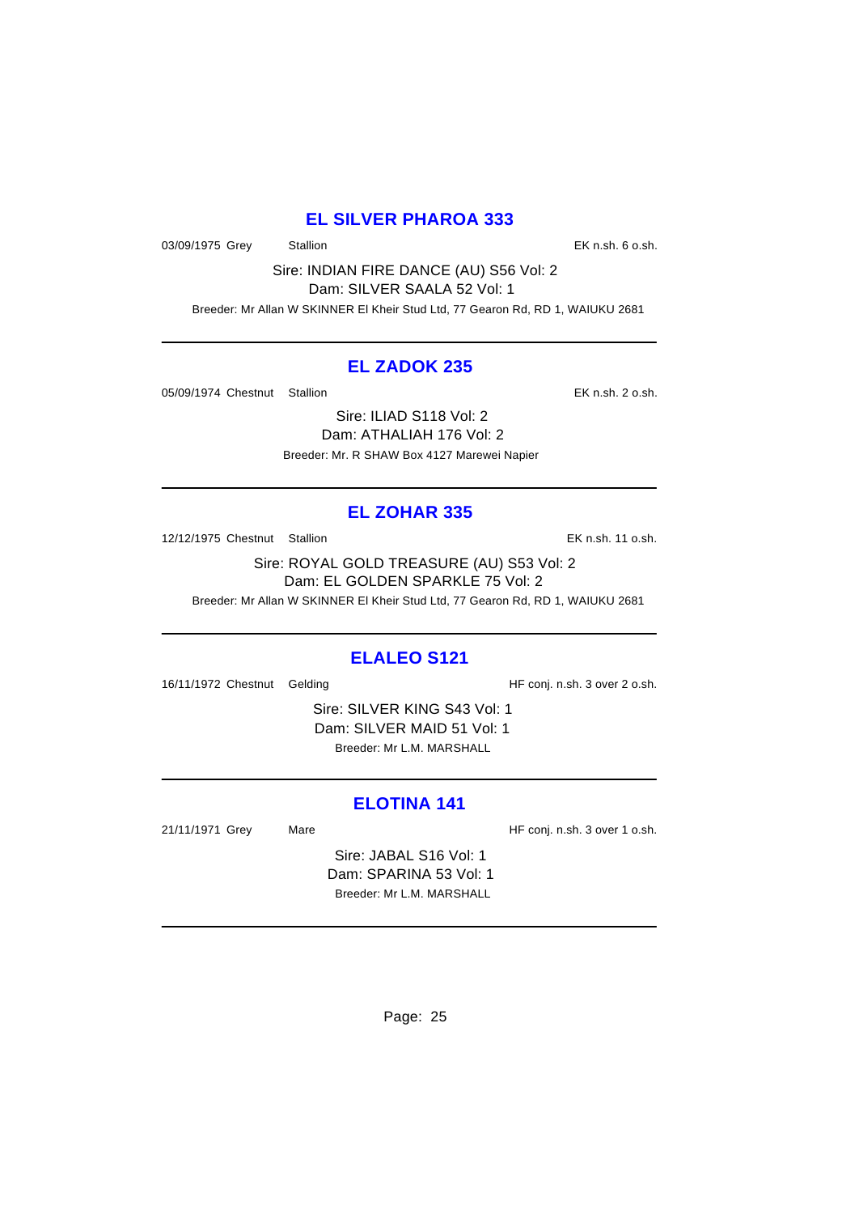## EL SILVER PHAROA 333

03/09/1975 Grey Stallion EK n.sh. 6 o.sh.

Sire: INDIAN FIRE DANCE (AU) S56 Vol: 2
Dam: SILVER SAALA 52 Vol: 1
Breeder: Mr Allan W SKINNER El Kheir Stud Ltd, 77 Gearon Rd, RD 1, WAIUKU 2681

---

## EL ZADOK 235

05/09/1974 Chestnut Stallion EK n.sh. 2 o.sh.

Sire: ILIAD S118 Vol: 2
Dam: ATHALIAH 176 Vol: 2
Breeder: Mr. R SHAW Box 4127 Marewei Napier

---

## EL ZOHAR 335

12/12/1975 Chestnut Stallion EK n.sh. 11 o.sh.

Sire: ROYAL GOLD TREASURE (AU) S53 Vol: 2
Dam: EL GOLDEN SPARKLE 75 Vol: 2
Breeder: Mr Allan W SKINNER El Kheir Stud Ltd, 77 Gearon Rd, RD 1, WAIUKU 2681

---

## ELALEO S121

16/11/1972 Chestnut Gelding HF conj. n.sh. 3 over 2 o.sh.

Sire: SILVER KING S43 Vol: 1
Dam: SILVER MAID 51 Vol: 1
Breeder: Mr L.M. MARSHALL

---

## ELOTINA 141

21/11/1971 Grey Mare HF conj. n.sh. 3 over 1 o.sh.

Sire: JABAL S16 Vol: 1
Dam: SPARINA 53 Vol: 1
Breeder: Mr L.M. MARSHALL

---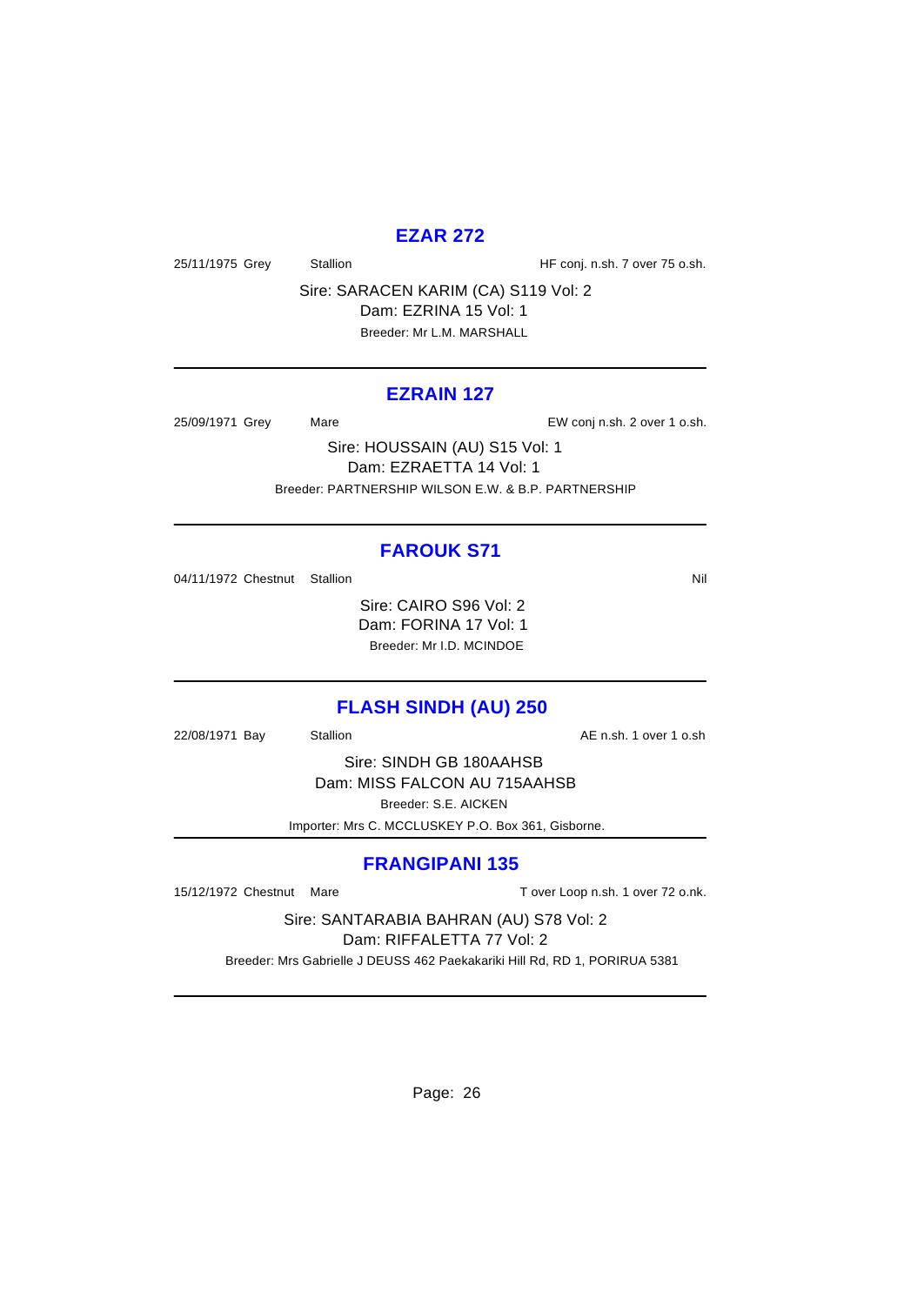## EZAR 272

25/11/1975 Grey Stallion HF conj. n.sh. 7 over 75 o.sh.

Sire: SARACEN KARIM (CA) S119 Vol: 2
Dam: EZRINA 15 Vol: 1
Breeder: Mr L.M. MARSHALL

---

## EZRAIN 127

25/09/1971 Grey Mare EW conj n.sh. 2 over 1 o.sh.

Sire: HOUSSAIN (AU) S15 Vol: 1
Dam: EZRAETTA 14 Vol: 1
Breeder: PARTNERSHIP WILSON E.W. & B.P. PARTNERSHIP

---

## FAROUK S71

04/11/1972 Chestnut Stallion Nil

Sire: CAIRO S96 Vol: 2
Dam: FORINA 17 Vol: 1
Breeder: Mr I.D. MCINDOE

---

## FLASH SINDH (AU) 250

22/08/1971 Bay Stallion AE n.sh. 1 over 1 o.sh

Sire: SINDH GB 180AAHSB
Dam: MISS FALCON AU 715AAHSB
Breeder: S.E. AICKEN
Importer: Mrs C. MCCLUSKEY P.O. Box 361, Gisborne.

---

## FRANGIPANI 135

15/12/1972 Chestnut Mare T over Loop n.sh. 1 over 72 o.nk.

Sire: SANTARABIA BAHRAN (AU) S78 Vol: 2
Dam: RIFFALETTA 77 Vol: 2
Breeder: Mrs Gabrielle J DEUSS 462 Paekakariki Hill Rd, RD 1, PORIRUA 5381

---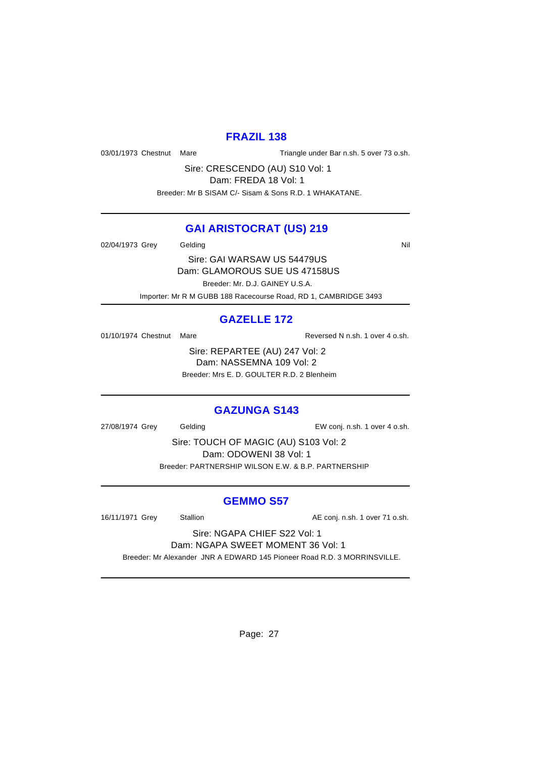## FRAZIL 138

03/01/1973 Chestnut Mare Triangle under Bar n.sh. 5 over 73 o.sh.

Sire: CRESCENDO (AU) S10 Vol: 1
Dam: FREDA 18 Vol: 1
Breeder: Mr B SISAM C/- Sisam & Sons R.D. 1 WHAKATANE.

---

## GAI ARISTOCRAT (US) 219

02/04/1973 Grey Gelding Nil

Sire: GAI WARSAW US 54479US
Dam: GLAMOROUS SUE US 47158US
Breeder: Mr. D.J. GAINEY U.S.A.
Importer: Mr R M GUBB 188 Racecourse Road, RD 1, CAMBRIDGE 3493

---

## GAZELLE 172

01/10/1974 Chestnut Mare Reversed N n.sh. 1 over 4 o.sh.

Sire: REPARTEE (AU) 247 Vol: 2
Dam: NASSEMNA 109 Vol: 2
Breeder: Mrs E. D. GOULTER R.D. 2 Blenheim

---

## GAZUNGA S143

27/08/1974 Grey Gelding EW conj. n.sh. 1 over 4 o.sh.

Sire: TOUCH OF MAGIC (AU) S103 Vol: 2
Dam: ODOWENI 38 Vol: 1
Breeder: PARTNERSHIP WILSON E.W. & B.P. PARTNERSHIP

---

## GEMMO S57

16/11/1971 Grey Stallion AE conj. n.sh. 1 over 71 o.sh.

Sire: NGAPA CHIEF S22 Vol: 1
Dam: NGAPA SWEET MOMENT 36 Vol: 1
Breeder: Mr Alexander JNR A EDWARD 145 Pioneer Road R.D. 3 MORRINSVILLE.

---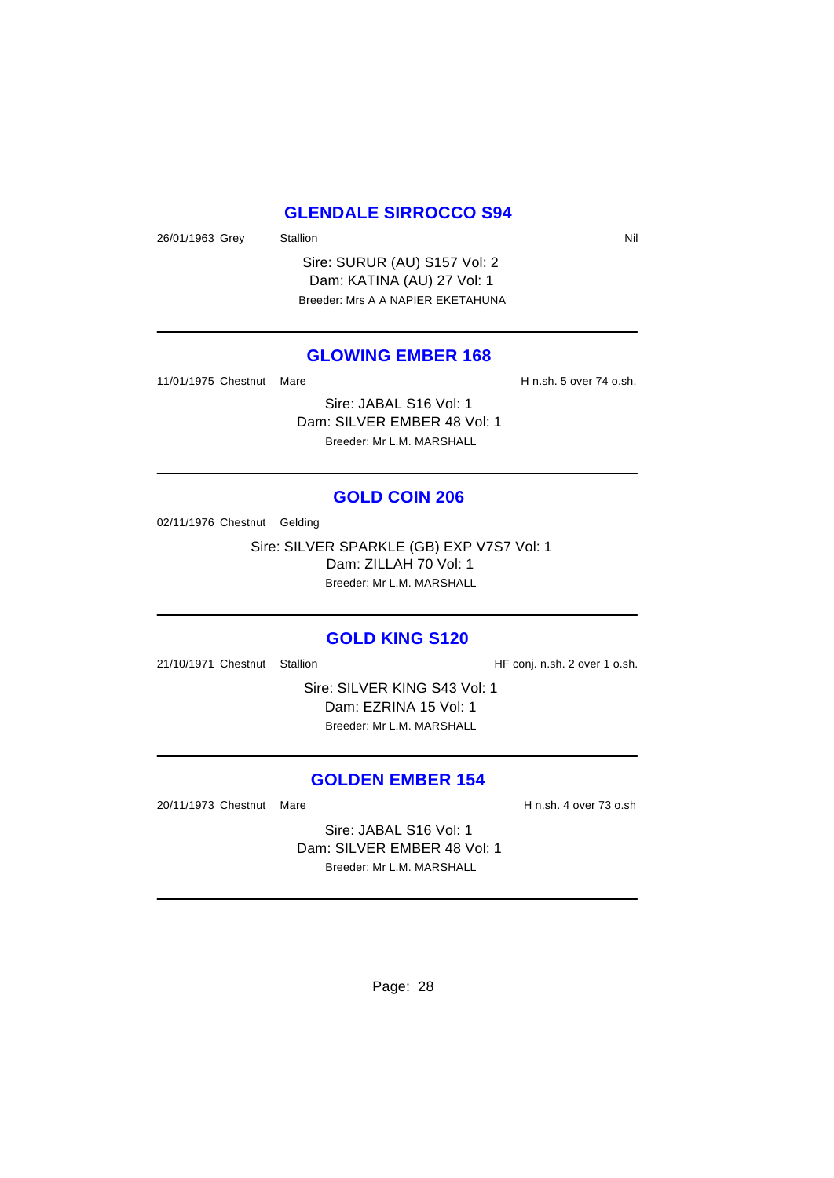## GLENDALE SIRROCCO S94

26/01/1963 Grey Stallion Nil

Sire: SURUR (AU) S157 Vol: 2
Dam: KATINA (AU) 27 Vol: 1
Breeder: Mrs A A NAPIER EKETAHUNA

---

## GLOWING EMBER 168

11/01/1975 Chestnut Mare H n.sh. 5 over 74 o.sh.

Sire: JABAL S16 Vol: 1
Dam: SILVER EMBER 48 Vol: 1
Breeder: Mr L.M. MARSHALL

---

## GOLD COIN 206

02/11/1976 Chestnut Gelding

Sire: SILVER SPARKLE (GB) EXP V7S7 Vol: 1
Dam: ZILLAH 70 Vol: 1
Breeder: Mr L.M. MARSHALL

---

## GOLD KING S120

21/10/1971 Chestnut Stallion HF conj. n.sh. 2 over 1 o.sh.

Sire: SILVER KING S43 Vol: 1
Dam: EZRINA 15 Vol: 1
Breeder: Mr L.M. MARSHALL

---

## GOLDEN EMBER 154

20/11/1973 Chestnut Mare H n.sh. 4 over 73 o.sh

Sire: JABAL S16 Vol: 1
Dam: SILVER EMBER 48 Vol: 1
Breeder: Mr L.M. MARSHALL

---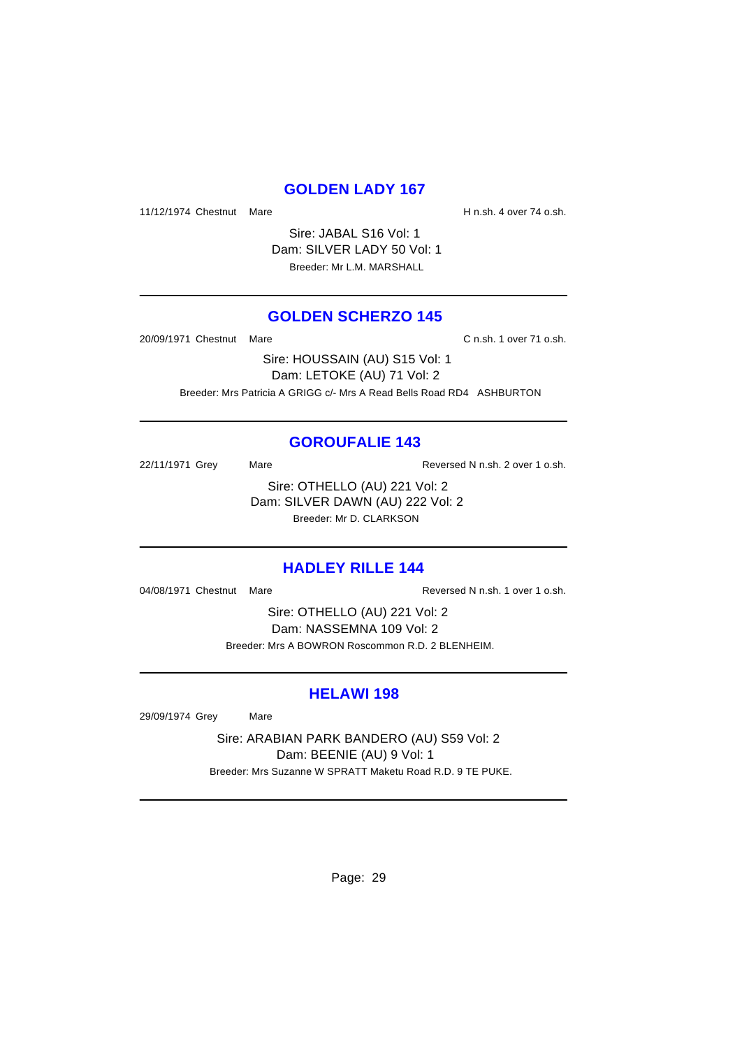## GOLDEN LADY 167

11/12/1974 Chestnut Mare H n.sh. 4 over 74 o.sh.

Sire: JABAL S16 Vol: 1
Dam: SILVER LADY 50 Vol: 1
Breeder: Mr L.M. MARSHALL

---

## GOLDEN SCHERZO 145

20/09/1971 Chestnut Mare C n.sh. 1 over 71 o.sh.

Sire: HOUSSAIN (AU) S15 Vol: 1
Dam: LETOKE (AU) 71 Vol: 2
Breeder: Mrs Patricia A GRIGG c/- Mrs A Read Bells Road RD4 ASHBURTON

---

## GOROUFALIE 143

22/11/1971 Grey Mare Reversed N n.sh. 2 over 1 o.sh.

Sire: OTHELLO (AU) 221 Vol: 2
Dam: SILVER DAWN (AU) 222 Vol: 2
Breeder: Mr D. CLARKSON

---

## HADLEY RILLE 144

04/08/1971 Chestnut Mare Reversed N n.sh. 1 over 1 o.sh.

Sire: OTHELLO (AU) 221 Vol: 2
Dam: NASSEMNA 109 Vol: 2
Breeder: Mrs A BOWRON Roscommon R.D. 2 BLENHEIM.

---

## HELAWI 198

29/09/1974 Grey Mare

Sire: ARABIAN PARK BANDERO (AU) S59 Vol: 2
Dam: BEENIE (AU) 9 Vol: 1
Breeder: Mrs Suzanne W SPRATT Maketu Road R.D. 9 TE PUKE.

---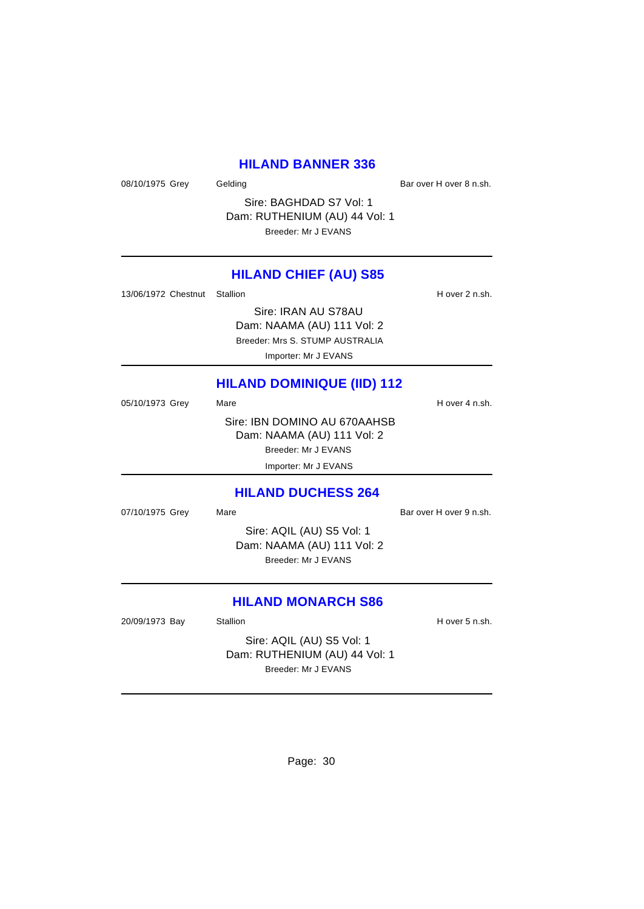## HILAND BANNER 336

08/10/1975 Grey Gelding Bar over H over 8 n.sh.

Sire: BAGHDAD S7 Vol: 1
Dam: RUTHENIUM (AU) 44 Vol: 1
Breeder: Mr J EVANS

---

## HILAND CHIEF (AU) S85

13/06/1972 Chestnut Stallion H over 2 n.sh.

Sire: IRAN AU S78AU
Dam: NAAMA (AU) 111 Vol: 2
Breeder: Mrs S. STUMP AUSTRALIA
Importer: Mr J EVANS

---

## HILAND DOMINIQUE (IID) 112

05/10/1973 Grey Mare H over 4 n.sh.

Sire: IBN DOMINO AU 670AAHSB
Dam: NAAMA (AU) 111 Vol: 2
Breeder: Mr J EVANS
Importer: Mr J EVANS

---

## HILAND DUCHESS 264

07/10/1975 Grey Mare Bar over H over 9 n.sh.

Sire: AQIL (AU) S5 Vol: 1
Dam: NAAMA (AU) 111 Vol: 2
Breeder: Mr J EVANS

---

## HILAND MONARCH S86

20/09/1973 Bay Stallion H over 5 n.sh.

Sire: AQIL (AU) S5 Vol: 1
Dam: RUTHENIUM (AU) 44 Vol: 1
Breeder: Mr J EVANS

---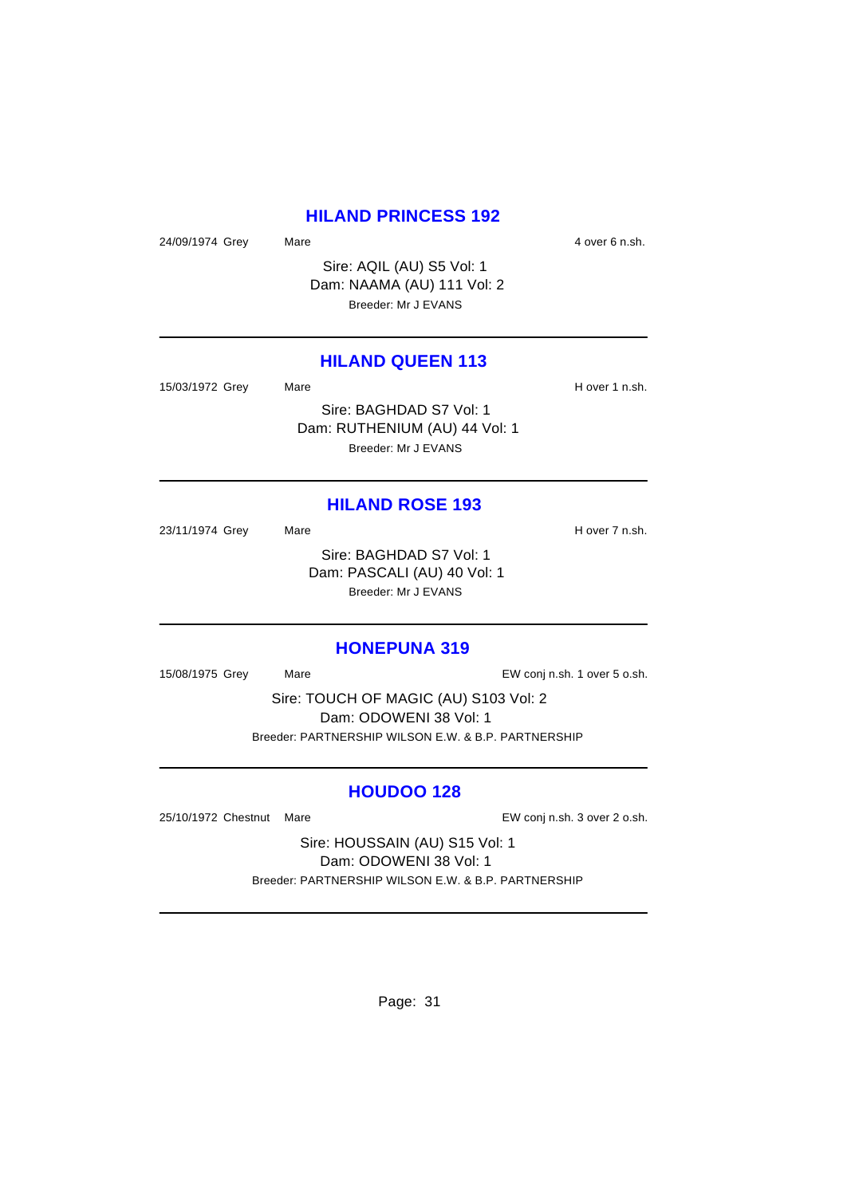## HILAND PRINCESS 192

24/09/1974 Grey Mare 4 over 6 n.sh.

Sire: AQIL (AU) S5 Vol: 1
Dam: NAAMA (AU) 111 Vol: 2
Breeder: Mr J EVANS

---

## HILAND QUEEN 113

15/03/1972 Grey Mare H over 1 n.sh.

Sire: BAGHDAD S7 Vol: 1
Dam: RUTHENIUM (AU) 44 Vol: 1
Breeder: Mr J EVANS

---

## HILAND ROSE 193

23/11/1974 Grey Mare H over 7 n.sh.

Sire: BAGHDAD S7 Vol: 1
Dam: PASCALI (AU) 40 Vol: 1
Breeder: Mr J EVANS

---

## HONEPUNA 319

15/08/1975 Grey Mare EW conj n.sh. 1 over 5 o.sh.

Sire: TOUCH OF MAGIC (AU) S103 Vol: 2
Dam: ODOWENI 38 Vol: 1
Breeder: PARTNERSHIP WILSON E.W. & B.P. PARTNERSHIP

---

## HOUDOO 128

25/10/1972 Chestnut Mare EW conj n.sh. 3 over 2 o.sh.

Sire: HOUSSAIN (AU) S15 Vol: 1
Dam: ODOWENI 38 Vol: 1
Breeder: PARTNERSHIP WILSON E.W. & B.P. PARTNERSHIP

---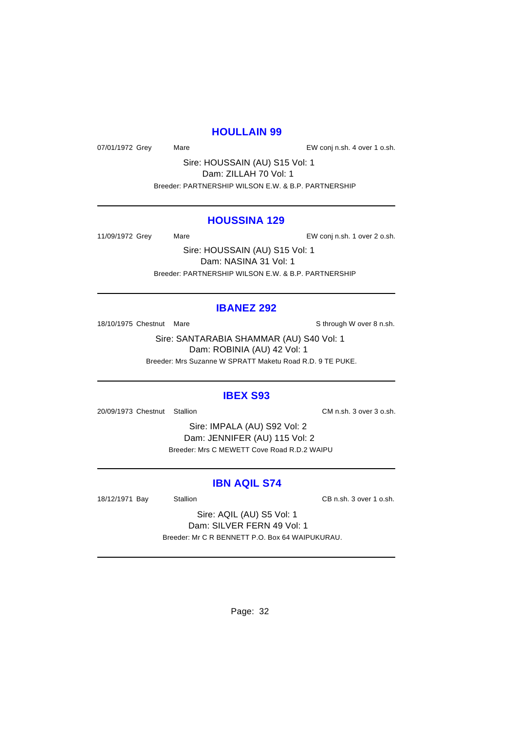## HOULLAIN 99

07/01/1972 Grey Mare EW conj n.sh. 4 over 1 o.sh.

Sire: HOUSSAIN (AU) S15 Vol: 1
Dam: ZILLAH 70 Vol: 1
Breeder: PARTNERSHIP WILSON E.W. & B.P. PARTNERSHIP

---

## HOUSSINA 129

11/09/1972 Grey Mare EW conj n.sh. 1 over 2 o.sh.

Sire: HOUSSAIN (AU) S15 Vol: 1
Dam: NASINA 31 Vol: 1
Breeder: PARTNERSHIP WILSON E.W. & B.P. PARTNERSHIP

---

## IBANEZ 292

18/10/1975 Chestnut Mare S through W over 8 n.sh.

Sire: SANTARABIA SHAMMAR (AU) S40 Vol: 1
Dam: ROBINIA (AU) 42 Vol: 1
Breeder: Mrs Suzanne W SPRATT Maketu Road R.D. 9 TE PUKE.

---

## IBEX S93

20/09/1973 Chestnut Stallion CM n.sh. 3 over 3 o.sh.

Sire: IMPALA (AU) S92 Vol: 2
Dam: JENNIFER (AU) 115 Vol: 2
Breeder: Mrs C MEWETT Cove Road R.D.2 WAIPU

---

## IBN AQIL S74

18/12/1971 Bay Stallion CB n.sh. 3 over 1 o.sh.

Sire: AQIL (AU) S5 Vol: 1
Dam: SILVER FERN 49 Vol: 1
Breeder: Mr C R BENNETT P.O. Box 64 WAIPUKURAU.

---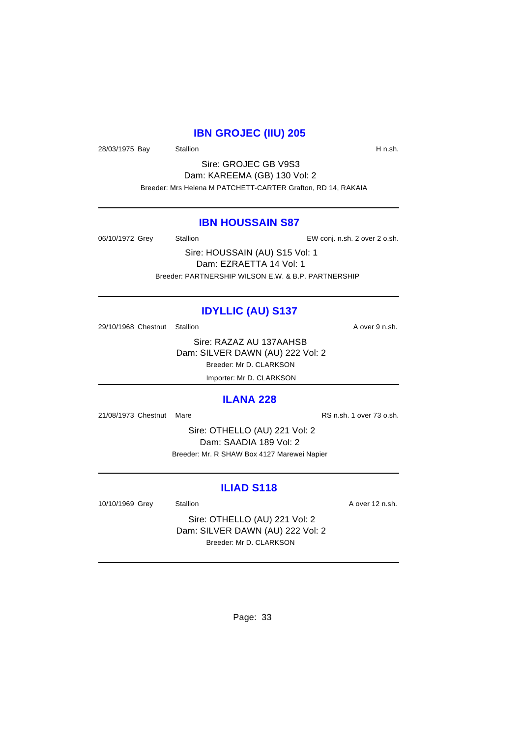## IBN GROJEC (IIU) 205

28/03/1975 Bay Stallion H n.sh.

Sire: GROJEC GB V9S3
Dam: KAREEMA (GB) 130 Vol: 2
Breeder: Mrs Helena M PATCHETT-CARTER Grafton, RD 14, RAKAIA

---

## IBN HOUSSAIN S87

06/10/1972 Grey Stallion EW conj. n.sh. 2 over 2 o.sh.

Sire: HOUSSAIN (AU) S15 Vol: 1
Dam: EZRAETTA 14 Vol: 1
Breeder: PARTNERSHIP WILSON E.W. & B.P. PARTNERSHIP

---

## IDYLLIC (AU) S137

29/10/1968 Chestnut Stallion A over 9 n.sh.

Sire: RAZAZ AU 137AAHSB
Dam: SILVER DAWN (AU) 222 Vol: 2
Breeder: Mr D. CLARKSON
Importer: Mr D. CLARKSON

---

## ILANA 228

21/08/1973 Chestnut Mare RS n.sh. 1 over 73 o.sh.

Sire: OTHELLO (AU) 221 Vol: 2
Dam: SAADIA 189 Vol: 2
Breeder: Mr. R SHAW Box 4127 Marewei Napier

---

## ILIAD S118

10/10/1969 Grey Stallion A over 12 n.sh.

Sire: OTHELLO (AU) 221 Vol: 2
Dam: SILVER DAWN (AU) 222 Vol: 2
Breeder: Mr D. CLARKSON

---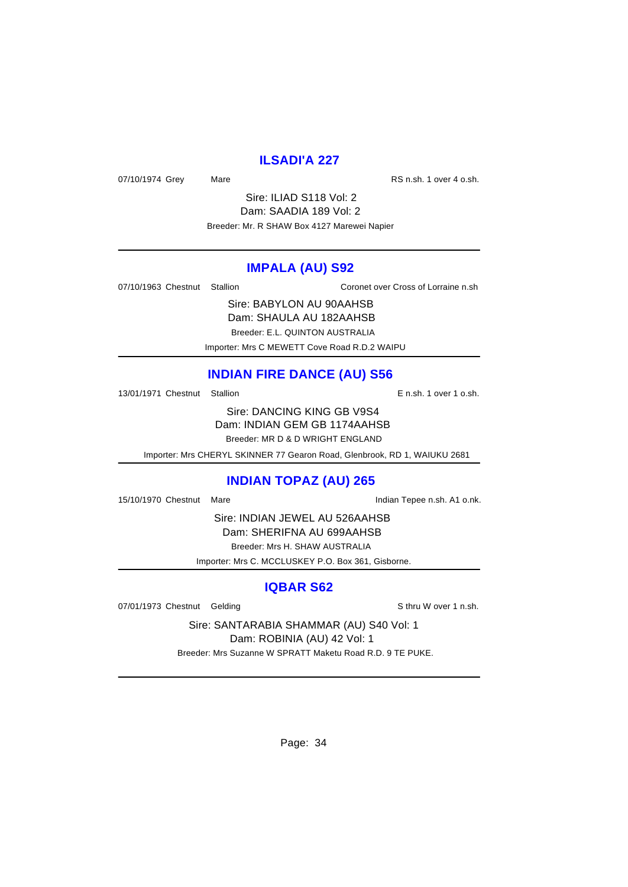## ILSADI'A 227

07/10/1974 Grey Mare RS n.sh. 1 over 4 o.sh.

Sire: ILIAD S118 Vol: 2

Dam: SAADIA 189 Vol: 2

Breeder: Mr. R SHAW Box 4127 Marewei Napier

---

## IMPALA (AU) S92

07/10/1963 Chestnut Stallion Coronet over Cross of Lorraine n.sh

Sire: BABYLON AU 90AAHSB

Dam: SHAULA AU 182AAHSB

Breeder: E.L. QUINTON AUSTRALIA

Importer: Mrs C MEWETT Cove Road R.D.2 WAIPU

---

## INDIAN FIRE DANCE (AU) S56

13/01/1971 Chestnut Stallion E n.sh. 1 over 1 o.sh.

Sire: DANCING KING GB V9S4

Dam: INDIAN GEM GB 1174AAHSB

Breeder: MR D & D WRIGHT ENGLAND

Importer: Mrs CHERYL SKINNER 77 Gearon Road, Glenbrook, RD 1, WAIUKU 2681

---

## INDIAN TOPAZ (AU) 265

15/10/1970 Chestnut Mare Indian Tepee n.sh. A1 o.nk.

Sire: INDIAN JEWEL AU 526AAHSB

Dam: SHERIFNA AU 699AAHSB

Breeder: Mrs H. SHAW AUSTRALIA

Importer: Mrs C. MCCLUSKEY P.O. Box 361, Gisborne.

---

## IQBAR S62

07/01/1973 Chestnut Gelding S thru W over 1 n.sh.

Sire: SANTARABIA SHAMMAR (AU) S40 Vol: 1

Dam: ROBINIA (AU) 42 Vol: 1

Breeder: Mrs Suzanne W SPRATT Maketu Road R.D. 9 TE PUKE.

---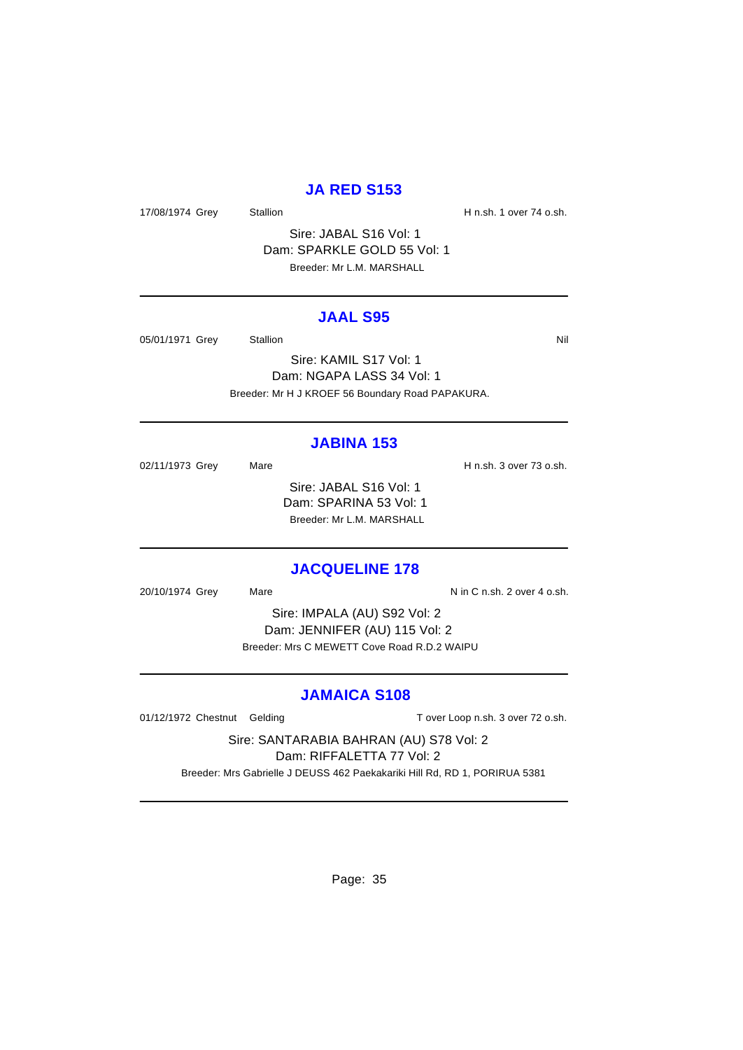## JA RED S153

17/08/1974 Grey Stallion H n.sh. 1 over 74 o.sh.

Sire: JABAL S16 Vol: 1
Dam: SPARKLE GOLD 55 Vol: 1
Breeder: Mr L.M. MARSHALL

---

## JAAL S95

05/01/1971 Grey Stallion Nil

Sire: KAMIL S17 Vol: 1
Dam: NGAPA LASS 34 Vol: 1
Breeder: Mr H J KROEF 56 Boundary Road PAPAKURA.

---

## JABINA 153

02/11/1973 Grey Mare H n.sh. 3 over 73 o.sh.

Sire: JABAL S16 Vol: 1
Dam: SPARINA 53 Vol: 1
Breeder: Mr L.M. MARSHALL

---

## JACQUELINE 178

20/10/1974 Grey Mare N in C n.sh. 2 over 4 o.sh.

Sire: IMPALA (AU) S92 Vol: 2
Dam: JENNIFER (AU) 115 Vol: 2
Breeder: Mrs C MEWETT Cove Road R.D.2 WAIPU

---

## JAMAICA S108

01/12/1972 Chestnut Gelding T over Loop n.sh. 3 over 72 o.sh.

Sire: SANTARABIA BAHRAN (AU) S78 Vol: 2
Dam: RIFFALETTA 77 Vol: 2
Breeder: Mrs Gabrielle J DEUSS 462 Paekakariki Hill Rd, RD 1, PORIRUA 5381

---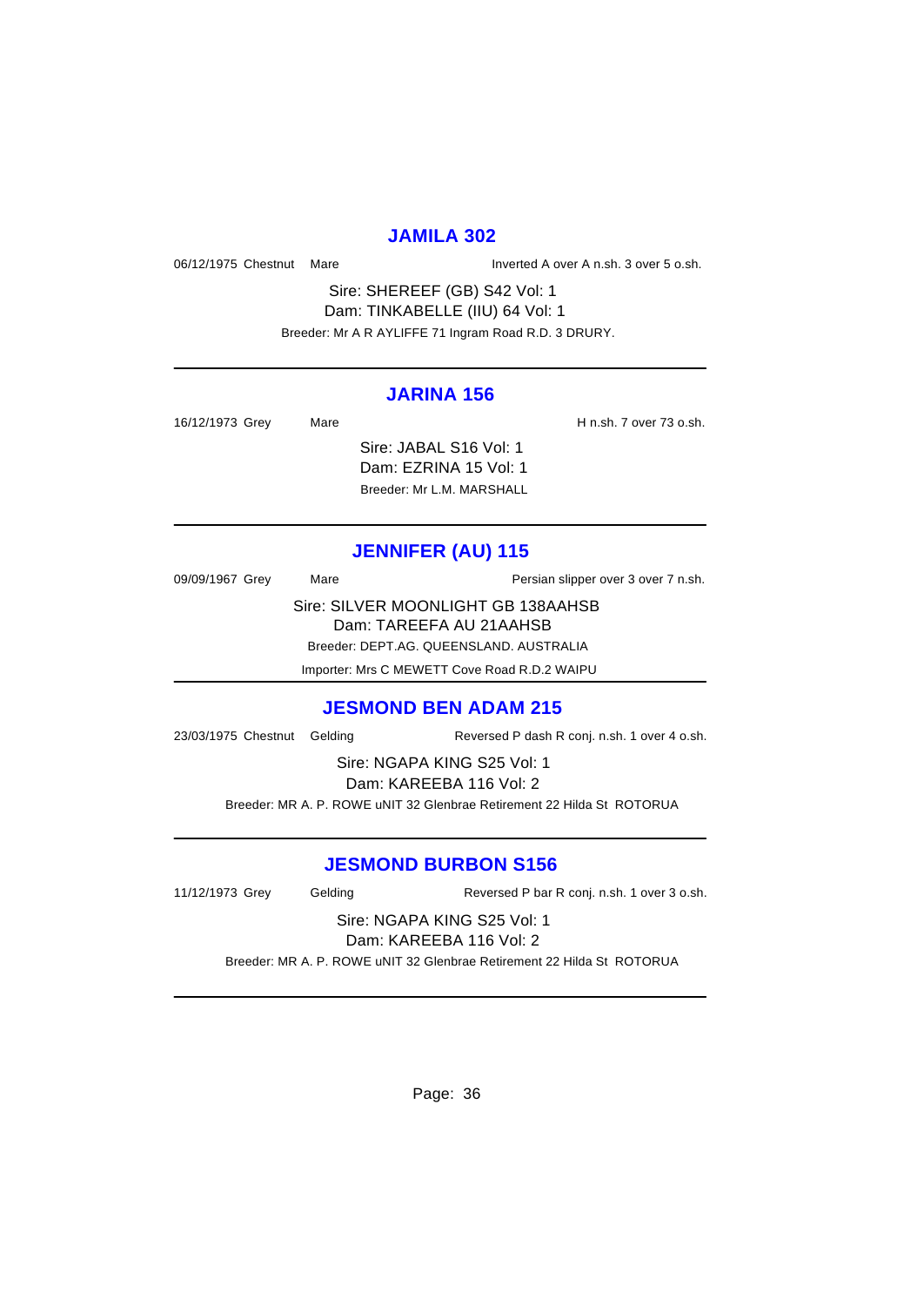## JAMILA 302

06/12/1975 Chestnut Mare Inverted A over A n.sh. 3 over 5 o.sh.

Sire: SHEREEF (GB) S42 Vol: 1
Dam: TINKABELLE (IIU) 64 Vol: 1
Breeder: Mr A R AYLIFFE 71 Ingram Road R.D. 3 DRURY.

---

## JARINA 156

16/12/1973 Grey Mare H n.sh. 7 over 73 o.sh.

Sire: JABAL S16 Vol: 1
Dam: EZRINA 15 Vol: 1
Breeder: Mr L.M. MARSHALL

---

## JENNIFER (AU) 115

09/09/1967 Grey Mare Persian slipper over 3 over 7 n.sh.

Sire: SILVER MOONLIGHT GB 138AAHSB
Dam: TAREEFA AU 21AAHSB
Breeder: DEPT.AG. QUEENSLAND. AUSTRALIA
Importer: Mrs C MEWETT Cove Road R.D.2 WAIPU

---

## JESMOND BEN ADAM 215

23/03/1975 Chestnut Gelding Reversed P dash R conj. n.sh. 1 over 4 o.sh.

Sire: NGAPA KING S25 Vol: 1
Dam: KAREEBA 116 Vol: 2
Breeder: MR A. P. ROWE uNIT 32 Glenbrae Retirement 22 Hilda St ROTORUA

---

## JESMOND BURBON S156

11/12/1973 Grey Gelding Reversed P bar R conj. n.sh. 1 over 3 o.sh.

Sire: NGAPA KING S25 Vol: 1
Dam: KAREEBA 116 Vol: 2
Breeder: MR A. P. ROWE uNIT 32 Glenbrae Retirement 22 Hilda St ROTORUA

---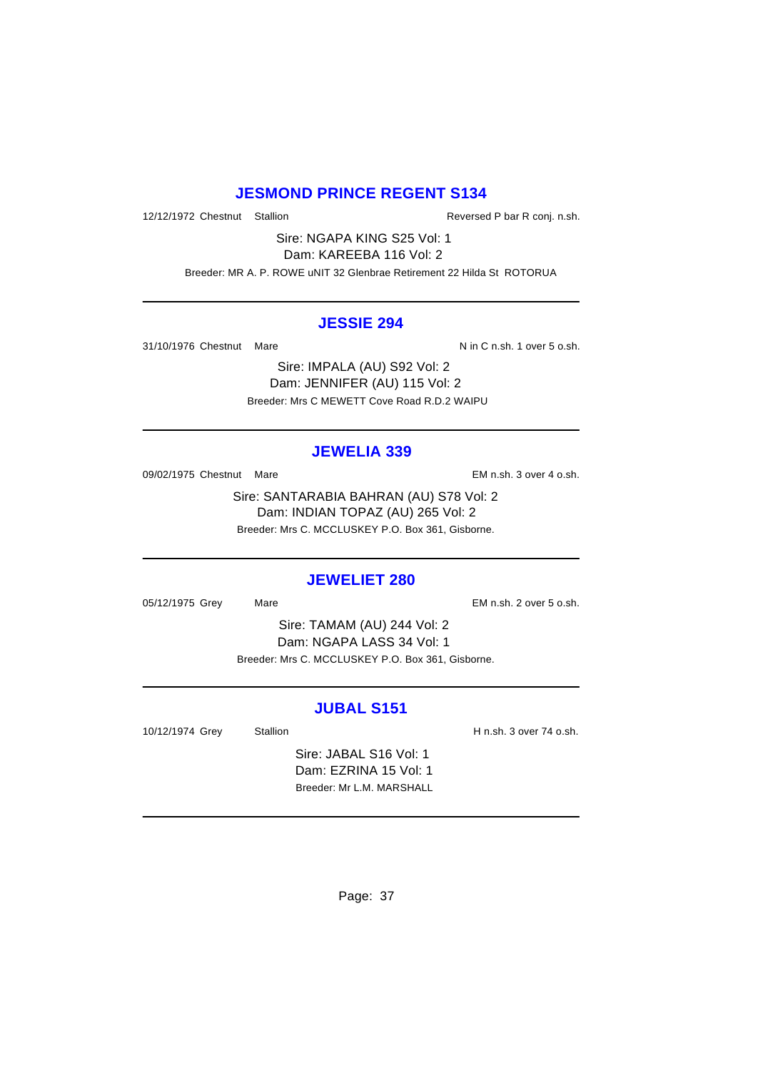## JESMOND PRINCE REGENT S134

12/12/1972 Chestnut Stallion Reversed P bar R conj. n.sh.

Sire: NGAPA KING S25 Vol: 1

Dam: KAREEBA 116 Vol: 2

Breeder: MR A. P. ROWE uNIT 32 Glenbrae Retirement 22 Hilda St ROTORUA

---

## JESSIE 294

31/10/1976 Chestnut Mare N in C n.sh. 1 over 5 o.sh.

Sire: IMPALA (AU) S92 Vol: 2

Dam: JENNIFER (AU) 115 Vol: 2

Breeder: Mrs C MEWETT Cove Road R.D.2 WAIPU

---

## JEWELIA 339

09/02/1975 Chestnut Mare EM n.sh. 3 over 4 o.sh.

Sire: SANTARABIA BAHRAN (AU) S78 Vol: 2

Dam: INDIAN TOPAZ (AU) 265 Vol: 2

Breeder: Mrs C. MCCLUSKEY P.O. Box 361, Gisborne.

---

## JEWELIET 280

05/12/1975 Grey Mare EM n.sh. 2 over 5 o.sh.

Sire: TAMAM (AU) 244 Vol: 2

Dam: NGAPA LASS 34 Vol: 1

Breeder: Mrs C. MCCLUSKEY P.O. Box 361, Gisborne.

---

## JUBAL S151

10/12/1974 Grey Stallion H n.sh. 3 over 74 o.sh.

Sire: JABAL S16 Vol: 1

Dam: EZRINA 15 Vol: 1

Breeder: Mr L.M. MARSHALL

---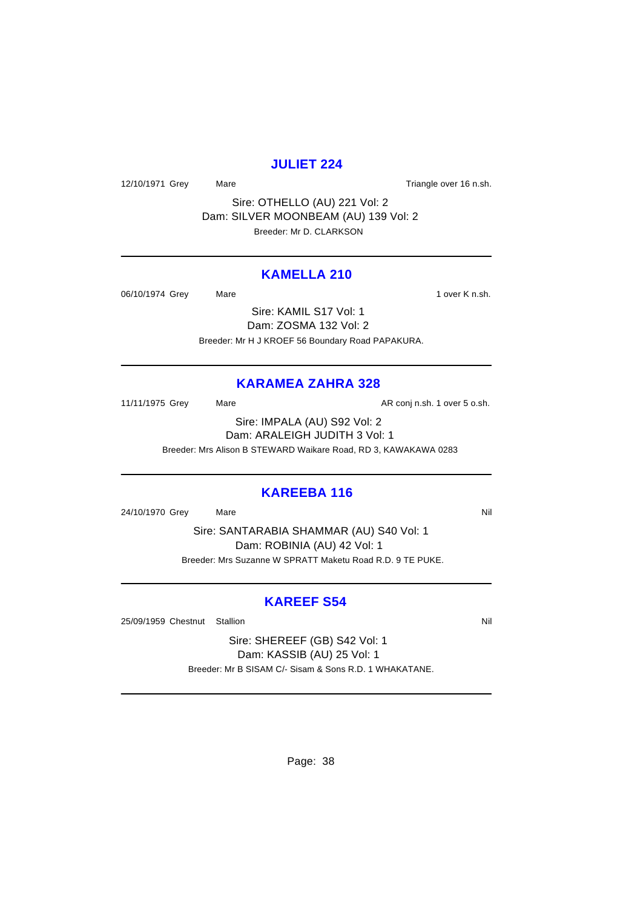## JULIET 224

12/10/1971 Grey Mare Triangle over 16 n.sh.

Sire: OTHELLO (AU) 221 Vol: 2
Dam: SILVER MOONBEAM (AU) 139 Vol: 2
Breeder: Mr D. CLARKSON

---

## KAMELLA 210

06/10/1974 Grey Mare 1 over K n.sh.

Sire: KAMIL S17 Vol: 1
Dam: ZOSMA 132 Vol: 2
Breeder: Mr H J KROEF 56 Boundary Road PAPAKURA.

---

## KARAMEA ZAHRA 328

11/11/1975 Grey Mare AR conj n.sh. 1 over 5 o.sh.

Sire: IMPALA (AU) S92 Vol: 2
Dam: ARALEIGH JUDITH 3 Vol: 1
Breeder: Mrs Alison B STEWARD Waikare Road, RD 3, KAWAKAWA 0283

---

## KAREEBA 116

24/10/1970 Grey Mare Nil

Sire: SANTARABIA SHAMMAR (AU) S40 Vol: 1
Dam: ROBINIA (AU) 42 Vol: 1
Breeder: Mrs Suzanne W SPRATT Maketu Road R.D. 9 TE PUKE.

---

## KAREEF S54

25/09/1959 Chestnut Stallion Nil

Sire: SHEREEF (GB) S42 Vol: 1
Dam: KASSIB (AU) 25 Vol: 1
Breeder: Mr B SISAM C/- Sisam & Sons R.D. 1 WHAKATANE.

---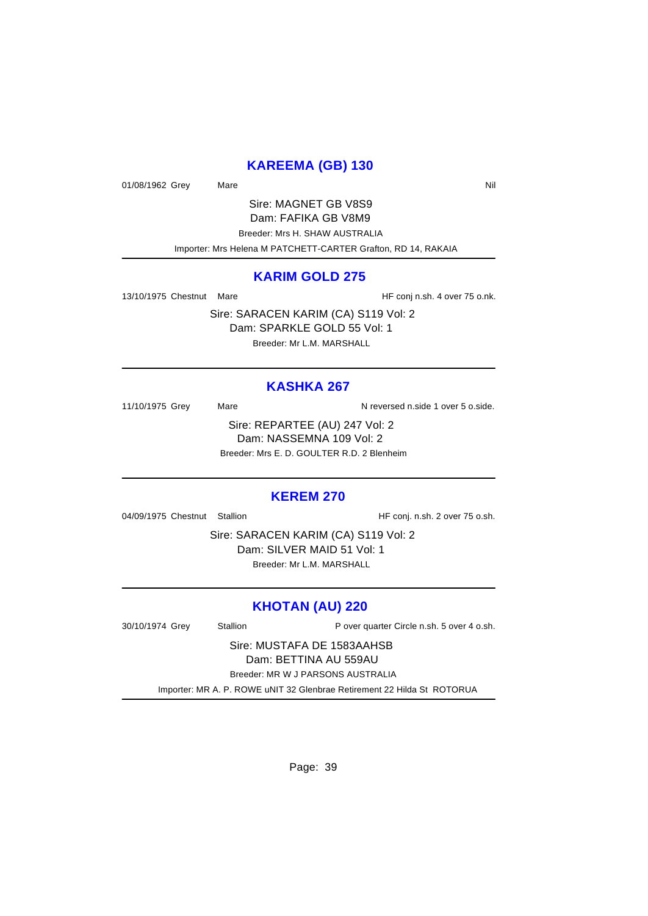## KAREEMA (GB) 130

01/08/1962 Grey Mare Nil

Sire: MAGNET GB V8S9
Dam: FAFIKA GB V8M9
Breeder: Mrs H. SHAW AUSTRALIA
Importer: Mrs Helena M PATCHETT-CARTER Grafton, RD 14, RAKAIA

---

## KARIM GOLD 275

13/10/1975 Chestnut Mare HF conj n.sh. 4 over 75 o.nk.

Sire: SARACEN KARIM (CA) S119 Vol: 2
Dam: SPARKLE GOLD 55 Vol: 1
Breeder: Mr L.M. MARSHALL

---

## KASHKA 267

11/10/1975 Grey Mare N reversed n.side 1 over 5 o.side.

Sire: REPARTEE (AU) 247 Vol: 2
Dam: NASSEMNA 109 Vol: 2
Breeder: Mrs E. D. GOULTER R.D. 2 Blenheim

---

## KEREM 270

04/09/1975 Chestnut Stallion HF conj. n.sh. 2 over 75 o.sh.

Sire: SARACEN KARIM (CA) S119 Vol: 2
Dam: SILVER MAID 51 Vol: 1
Breeder: Mr L.M. MARSHALL

---

## KHOTAN (AU) 220

30/10/1974 Grey Stallion P over quarter Circle n.sh. 5 over 4 o.sh.

Sire: MUSTAFA DE 1583AAHSB
Dam: BETTINA AU 559AU
Breeder: MR W J PARSONS AUSTRALIA
Importer: MR A. P. ROWE uNIT 32 Glenbrae Retirement 22 Hilda St ROTORUA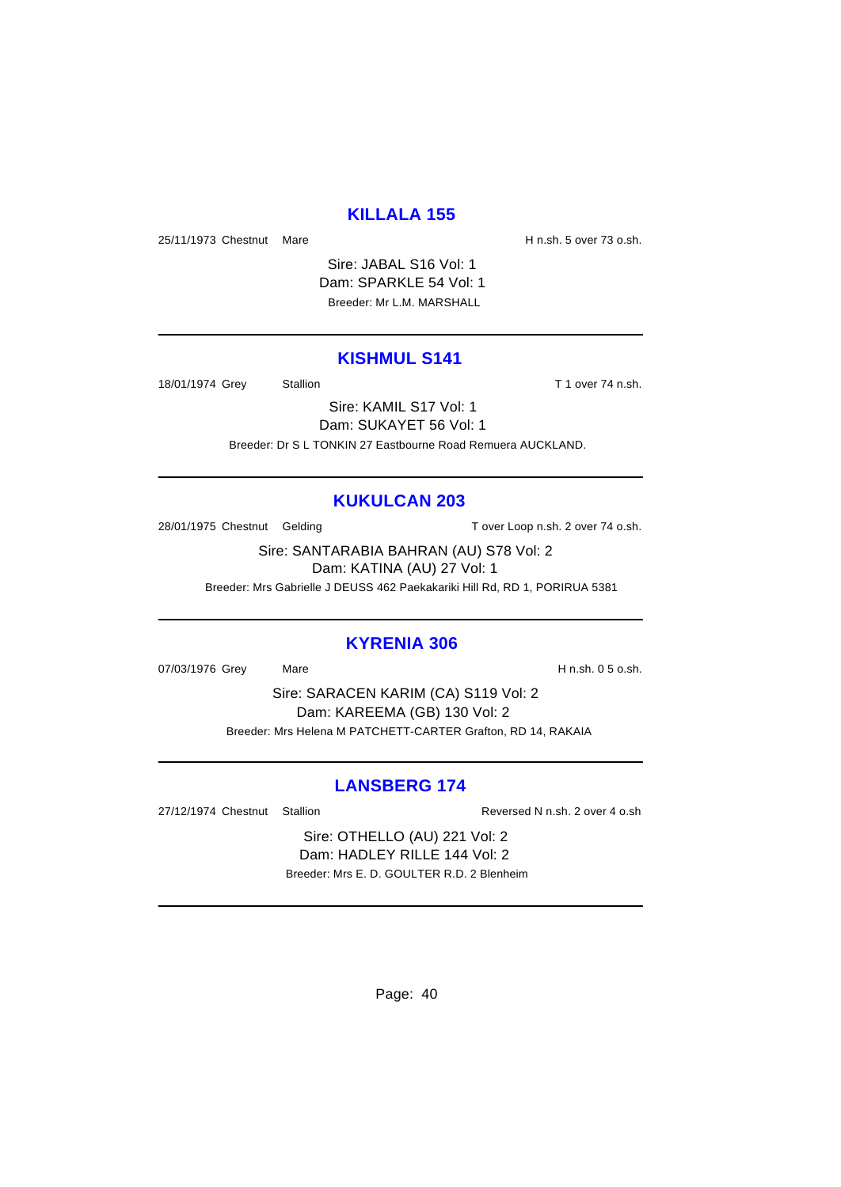## KILLALA 155

25/11/1973 Chestnut Mare H n.sh. 5 over 73 o.sh.

Sire: JABAL S16 Vol: 1
Dam: SPARKLE 54 Vol: 1
Breeder: Mr L.M. MARSHALL

---

## KISHMUL S141

18/01/1974 Grey Stallion T 1 over 74 n.sh.

Sire: KAMIL S17 Vol: 1
Dam: SUKAYET 56 Vol: 1
Breeder: Dr S L TONKIN 27 Eastbourne Road Remuera AUCKLAND.

---

## KUKULCAN 203

28/01/1975 Chestnut Gelding T over Loop n.sh. 2 over 74 o.sh.

Sire: SANTARABIA BAHRAN (AU) S78 Vol: 2
Dam: KATINA (AU) 27 Vol: 1
Breeder: Mrs Gabrielle J DEUSS 462 Paekakariki Hill Rd, RD 1, PORIRUA 5381

---

## KYRENIA 306

07/03/1976 Grey Mare H n.sh. 0 5 o.sh.

Sire: SARACEN KARIM (CA) S119 Vol: 2
Dam: KAREEMA (GB) 130 Vol: 2
Breeder: Mrs Helena M PATCHETT-CARTER Grafton, RD 14, RAKAIA

---

## LANSBERG 174

27/12/1974 Chestnut Stallion Reversed N n.sh. 2 over 4 o.sh

Sire: OTHELLO (AU) 221 Vol: 2
Dam: HADLEY RILLE 144 Vol: 2
Breeder: Mrs E. D. GOULTER R.D. 2 Blenheim

---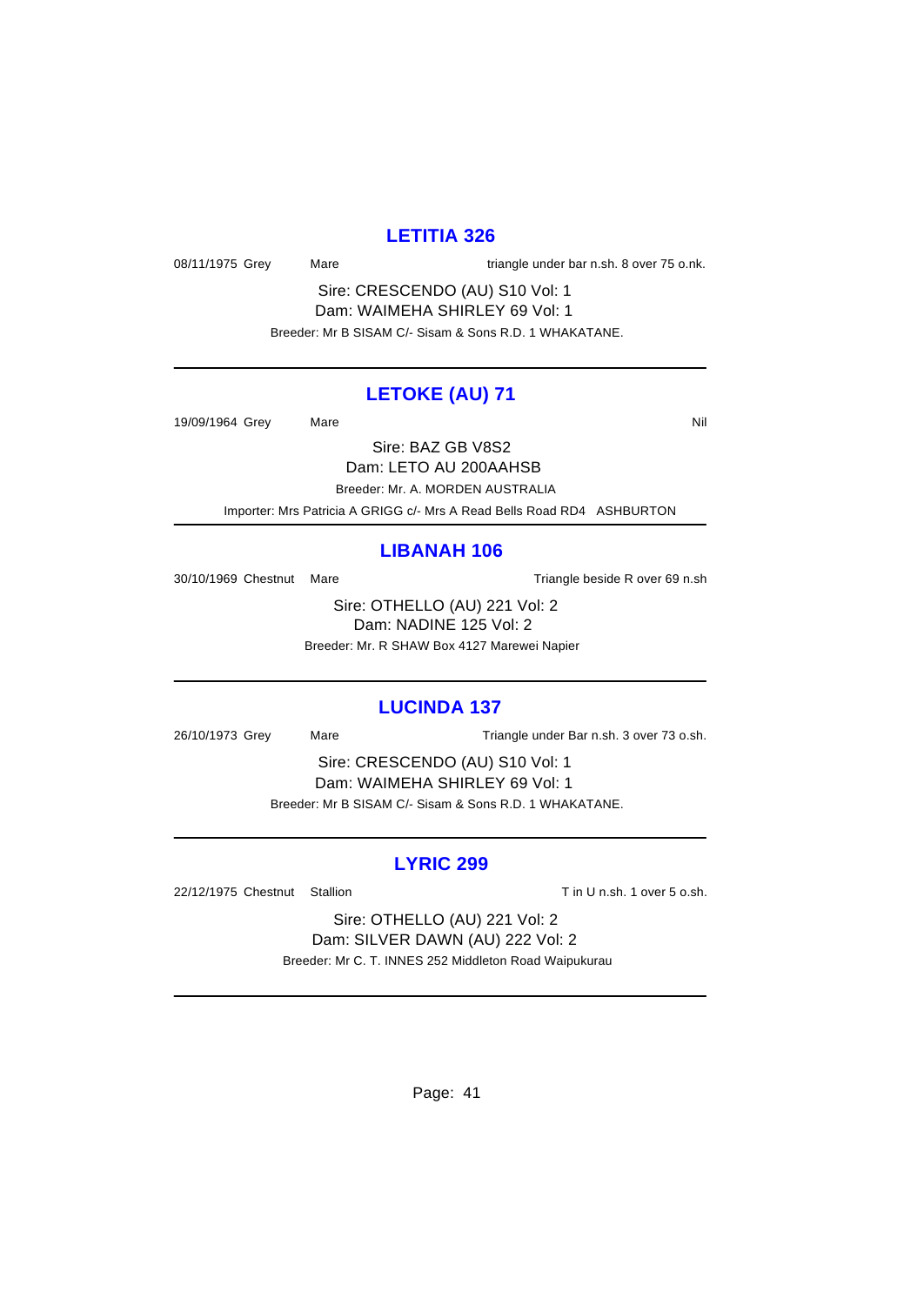## LETITIA 326

08/11/1975 Grey Mare triangle under bar n.sh. 8 over 75 o.nk.

Sire: CRESCENDO (AU) S10 Vol: 1
Dam: WAIMEHA SHIRLEY 69 Vol: 1
Breeder: Mr B SISAM C/- Sisam & Sons R.D. 1 WHAKATANE.

---

## LETOKE (AU) 71

19/09/1964 Grey Mare Nil

Sire: BAZ GB V8S2
Dam: LETO AU 200AAHSB
Breeder: Mr. A. MORDEN AUSTRALIA
Importer: Mrs Patricia A GRIGG c/- Mrs A Read Bells Road RD4 ASHBURTON

---

## LIBANAH 106

30/10/1969 Chestnut Mare Triangle beside R over 69 n.sh

Sire: OTHELLO (AU) 221 Vol: 2
Dam: NADINE 125 Vol: 2
Breeder: Mr. R SHAW Box 4127 Marewei Napier

---

## LUCINDA 137

26/10/1973 Grey Mare Triangle under Bar n.sh. 3 over 73 o.sh.

Sire: CRESCENDO (AU) S10 Vol: 1
Dam: WAIMEHA SHIRLEY 69 Vol: 1
Breeder: Mr B SISAM C/- Sisam & Sons R.D. 1 WHAKATANE.

---

## LYRIC 299

22/12/1975 Chestnut Stallion T in U n.sh. 1 over 5 o.sh.

Sire: OTHELLO (AU) 221 Vol: 2
Dam: SILVER DAWN (AU) 222 Vol: 2
Breeder: Mr C. T. INNES 252 Middleton Road Waipukurau

---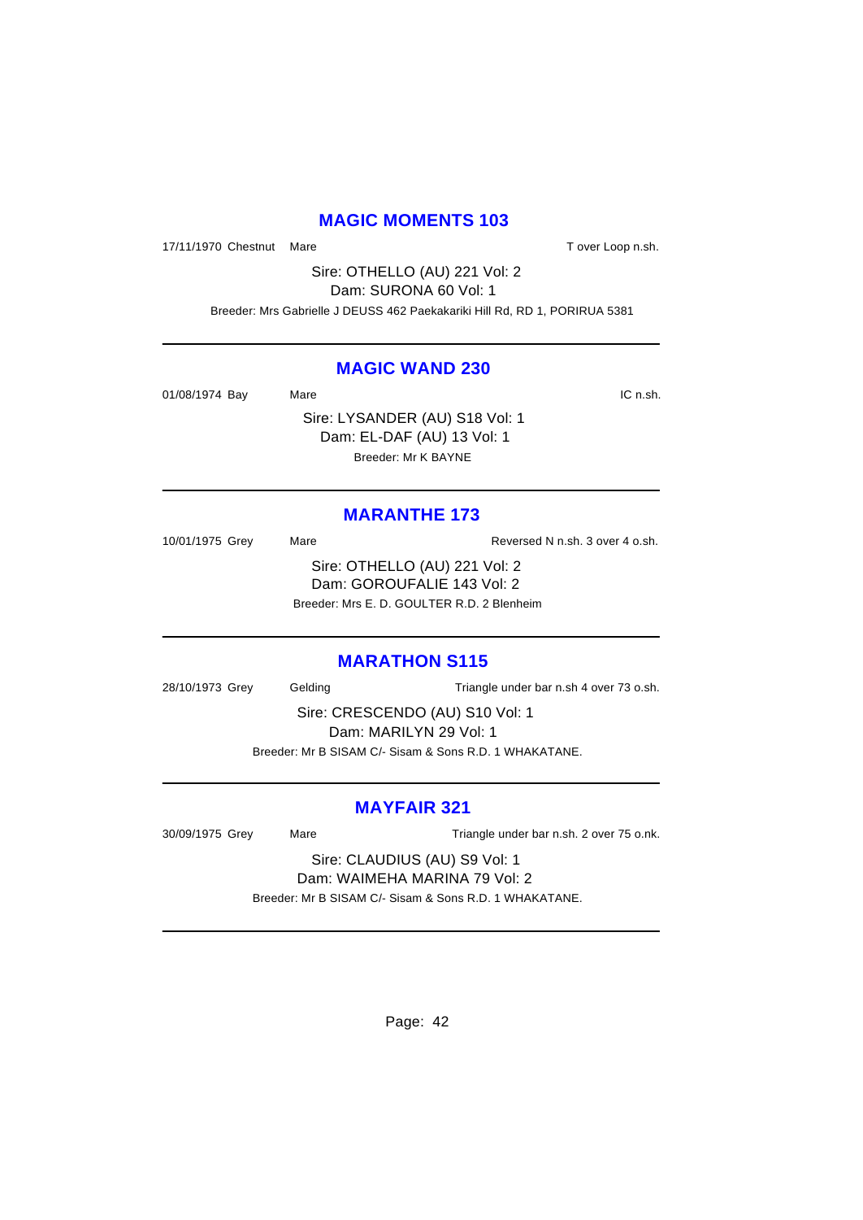## MAGIC MOMENTS 103

17/11/1970 Chestnut Mare T over Loop n.sh.

Sire: OTHELLO (AU) 221 Vol: 2
Dam: SURONA 60 Vol: 1

Breeder: Mrs Gabrielle J DEUSS 462 Paekakariki Hill Rd, RD 1, PORIRUA 5381

---

## MAGIC WAND 230

01/08/1974 Bay Mare IC n.sh.

Sire: LYSANDER (AU) S18 Vol: 1
Dam: EL-DAF (AU) 13 Vol: 1

Breeder: Mr K BAYNE

---

## MARANTHE 173

10/01/1975 Grey Mare Reversed N n.sh. 3 over 4 o.sh.

Sire: OTHELLO (AU) 221 Vol: 2
Dam: GOROUFALIE 143 Vol: 2

Breeder: Mrs E. D. GOULTER R.D. 2 Blenheim

---

## MARATHON S115

28/10/1973 Grey Gelding Triangle under bar n.sh 4 over 73 o.sh.

Sire: CRESCENDO (AU) S10 Vol: 1
Dam: MARILYN 29 Vol: 1

Breeder: Mr B SISAM C/- Sisam & Sons R.D. 1 WHAKATANE.

---

## MAYFAIR 321

30/09/1975 Grey Mare Triangle under bar n.sh. 2 over 75 o.nk.

Sire: CLAUDIUS (AU) S9 Vol: 1
Dam: WAIMEHA MARINA 79 Vol: 2

Breeder: Mr B SISAM C/- Sisam & Sons R.D. 1 WHAKATANE.

---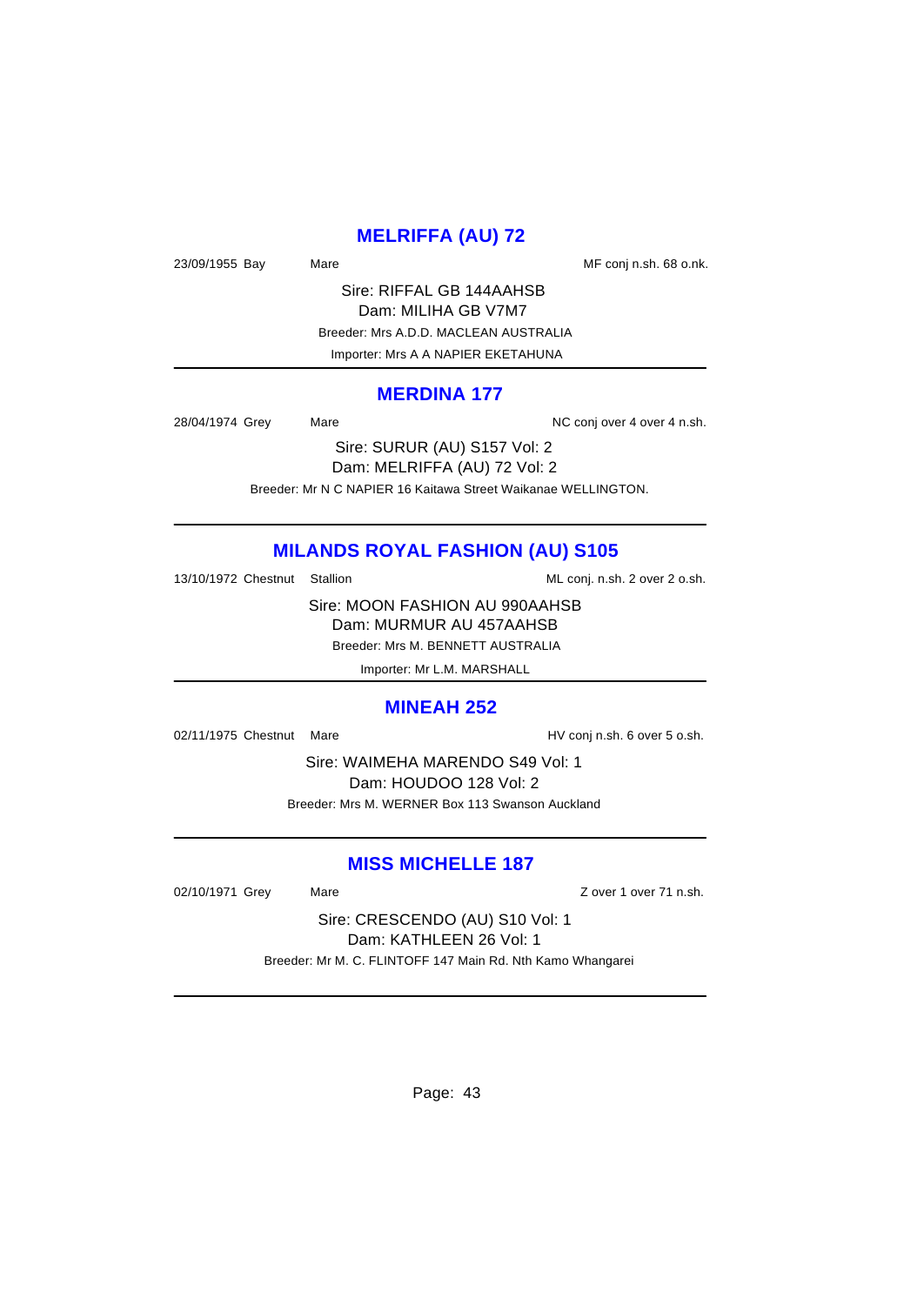## MELRIFFA (AU) 72

23/09/1955 Bay Mare MF conj n.sh. 68 o.nk.

Sire: RIFFAL GB 144AAHSB
Dam: MILIHA GB V7M7
Breeder: Mrs A.D.D. MACLEAN AUSTRALIA
Importer: Mrs A A NAPIER EKETAHUNA

---

## MERDINA 177

28/04/1974 Grey Mare NC conj over 4 over 4 n.sh.

Sire: SURUR (AU) S157 Vol: 2
Dam: MELRIFFA (AU) 72 Vol: 2
Breeder: Mr N C NAPIER 16 Kaitawa Street Waikanae WELLINGTON.

---

## MILANDS ROYAL FASHION (AU) S105

13/10/1972 Chestnut Stallion ML conj. n.sh. 2 over 2 o.sh.

Sire: MOON FASHION AU 990AAHSB
Dam: MURMUR AU 457AAHSB
Breeder: Mrs M. BENNETT AUSTRALIA
Importer: Mr L.M. MARSHALL

---

## MINEAH 252

02/11/1975 Chestnut Mare HV conj n.sh. 6 over 5 o.sh.

Sire: WAIMEHA MARENDO S49 Vol: 1
Dam: HOUDOO 128 Vol: 2
Breeder: Mrs M. WERNER Box 113 Swanson Auckland

---

## MISS MICHELLE 187

02/10/1971 Grey Mare Z over 1 over 71 n.sh.

Sire: CRESCENDO (AU) S10 Vol: 1
Dam: KATHLEEN 26 Vol: 1
Breeder: Mr M. C. FLINTOFF 147 Main Rd. Nth Kamo Whangarei

---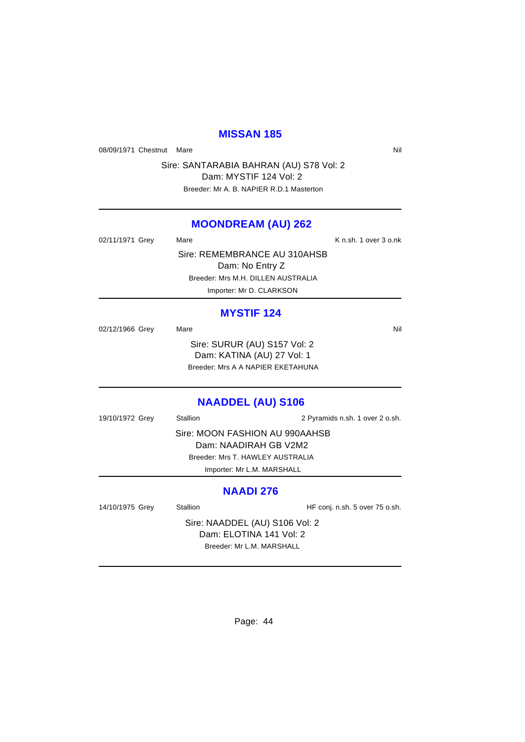## MISSAN 185

08/09/1971 Chestnut Mare Nil

Sire: SANTARABIA BAHRAN (AU) S78 Vol: 2

Dam: MYSTIF 124 Vol: 2

Breeder: Mr A. B. NAPIER R.D.1 Masterton

---

## MOONDREAM (AU) 262

02/11/1971 Grey Mare K n.sh. 1 over 3 o.nk

Sire: REMEMBRANCE AU 310AHSB

Dam: No Entry Z

Breeder: Mrs M.H. DILLEN AUSTRALIA

Importer: Mr D. CLARKSON

---

## MYSTIF 124

02/12/1966 Grey Mare Nil

Sire: SURUR (AU) S157 Vol: 2

Dam: KATINA (AU) 27 Vol: 1

Breeder: Mrs A A NAPIER EKETAHUNA

---

## NAADDEL (AU) S106

19/10/1972 Grey Stallion 2 Pyramids n.sh. 1 over 2 o.sh.

Sire: MOON FASHION AU 990AAHSB

Dam: NAADIRAH GB V2M2

Breeder: Mrs T. HAWLEY AUSTRALIA

Importer: Mr L.M. MARSHALL

---

## NAADI 276

14/10/1975 Grey Stallion HF conj. n.sh. 5 over 75 o.sh.

Sire: NAADDEL (AU) S106 Vol: 2

Dam: ELOTINA 141 Vol: 2

Breeder: Mr L.M. MARSHALL

---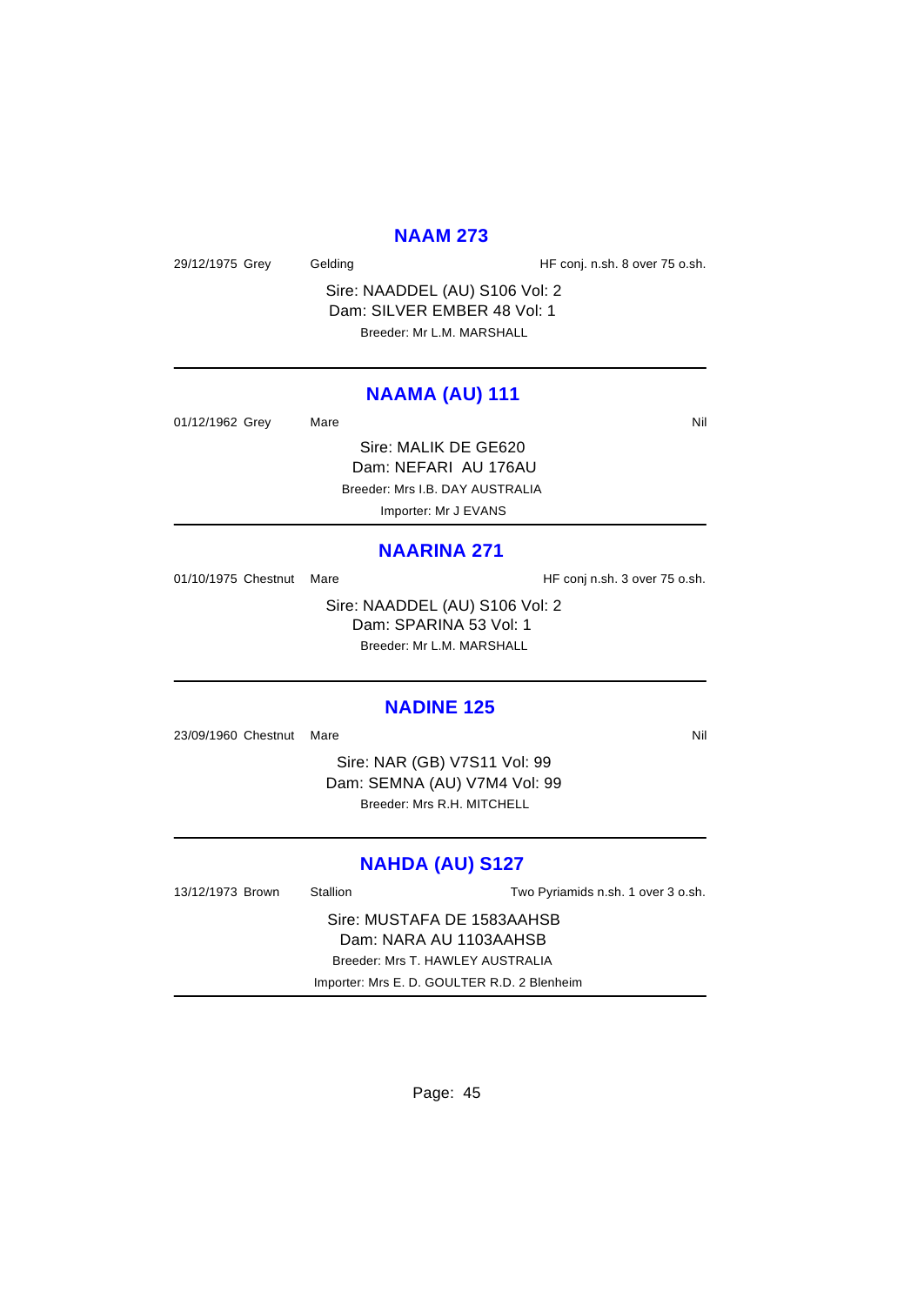## NAAM 273

29/12/1975 Grey Gelding HF conj. n.sh. 8 over 75 o.sh.

Sire: NAADDEL (AU) S106 Vol: 2
Dam: SILVER EMBER 48 Vol: 1
Breeder: Mr L.M. MARSHALL

---

## NAAMA (AU) 111

01/12/1962 Grey Mare Nil

Sire: MALIK DE GE620
Dam: NEFARI AU 176AU
Breeder: Mrs I.B. DAY AUSTRALIA
Importer: Mr J EVANS

---

## NAARINA 271

01/10/1975 Chestnut Mare HF conj n.sh. 3 over 75 o.sh.

Sire: NAADDEL (AU) S106 Vol: 2
Dam: SPARINA 53 Vol: 1
Breeder: Mr L.M. MARSHALL

---

## NADINE 125

23/09/1960 Chestnut Mare Nil

Sire: NAR (GB) V7S11 Vol: 99
Dam: SEMNA (AU) V7M4 Vol: 99
Breeder: Mrs R.H. MITCHELL

---

## NAHDA (AU) S127

13/12/1973 Brown Stallion Two Pyriamids n.sh. 1 over 3 o.sh.

Sire: MUSTAFA DE 1583AAHSB
Dam: NARA AU 1103AAHSB
Breeder: Mrs T. HAWLEY AUSTRALIA
Importer: Mrs E. D. GOULTER R.D. 2 Blenheim

---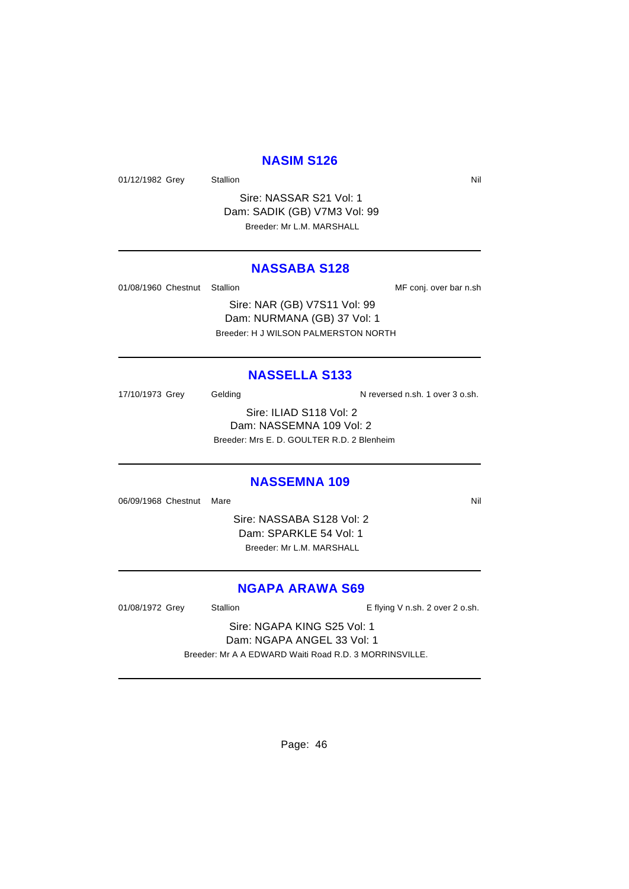## NASIM S126

01/12/1982 Grey Stallion Nil

Sire: NASSAR S21 Vol: 1
Dam: SADIK (GB) V7M3 Vol: 99
Breeder: Mr L.M. MARSHALL

---

## NASSABA S128

01/08/1960 Chestnut Stallion MF conj. over bar n.sh

Sire: NAR (GB) V7S11 Vol: 99
Dam: NURMANA (GB) 37 Vol: 1
Breeder: H J WILSON PALMERSTON NORTH

---

## NASSELLA S133

17/10/1973 Grey Gelding N reversed n.sh. 1 over 3 o.sh.

Sire: ILIAD S118 Vol: 2
Dam: NASSEMNA 109 Vol: 2
Breeder: Mrs E. D. GOULTER R.D. 2 Blenheim

---

## NASSEMNA 109

06/09/1968 Chestnut Mare Nil

Sire: NASSABA S128 Vol: 2
Dam: SPARKLE 54 Vol: 1
Breeder: Mr L.M. MARSHALL

---

## NGAPA ARAWA S69

01/08/1972 Grey Stallion E flying V n.sh. 2 over 2 o.sh.

Sire: NGAPA KING S25 Vol: 1
Dam: NGAPA ANGEL 33 Vol: 1
Breeder: Mr A A EDWARD Waiti Road R.D. 3 MORRINSVILLE.

---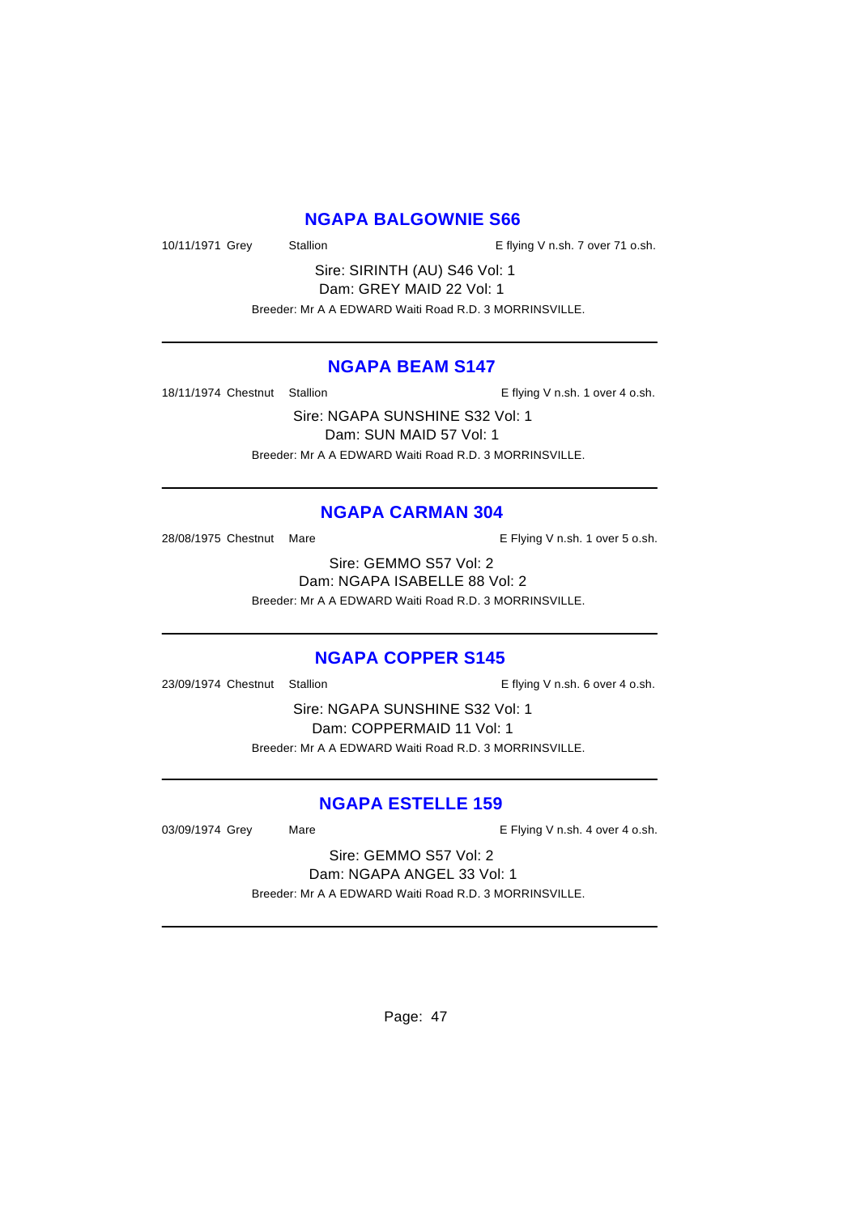## NGAPA BALGOWNIE S66

10/11/1971 Grey Stallion E flying V n.sh. 7 over 71 o.sh.

Sire: SIRINTH (AU) S46 Vol: 1
Dam: GREY MAID 22 Vol: 1
Breeder: Mr A A EDWARD Waiti Road R.D. 3 MORRINSVILLE.

---

## NGAPA BEAM S147

18/11/1974 Chestnut Stallion E flying V n.sh. 1 over 4 o.sh.

Sire: NGAPA SUNSHINE S32 Vol: 1
Dam: SUN MAID 57 Vol: 1
Breeder: Mr A A EDWARD Waiti Road R.D. 3 MORRINSVILLE.

---

## NGAPA CARMAN 304

28/08/1975 Chestnut Mare E Flying V n.sh. 1 over 5 o.sh.

Sire: GEMMO S57 Vol: 2
Dam: NGAPA ISABELLE 88 Vol: 2
Breeder: Mr A A EDWARD Waiti Road R.D. 3 MORRINSVILLE.

---

## NGAPA COPPER S145

23/09/1974 Chestnut Stallion E flying V n.sh. 6 over 4 o.sh.

Sire: NGAPA SUNSHINE S32 Vol: 1
Dam: COPPERMAID 11 Vol: 1
Breeder: Mr A A EDWARD Waiti Road R.D. 3 MORRINSVILLE.

---

## NGAPA ESTELLE 159

03/09/1974 Grey Mare E Flying V n.sh. 4 over 4 o.sh.

Sire: GEMMO S57 Vol: 2
Dam: NGAPA ANGEL 33 Vol: 1
Breeder: Mr A A EDWARD Waiti Road R.D. 3 MORRINSVILLE.

---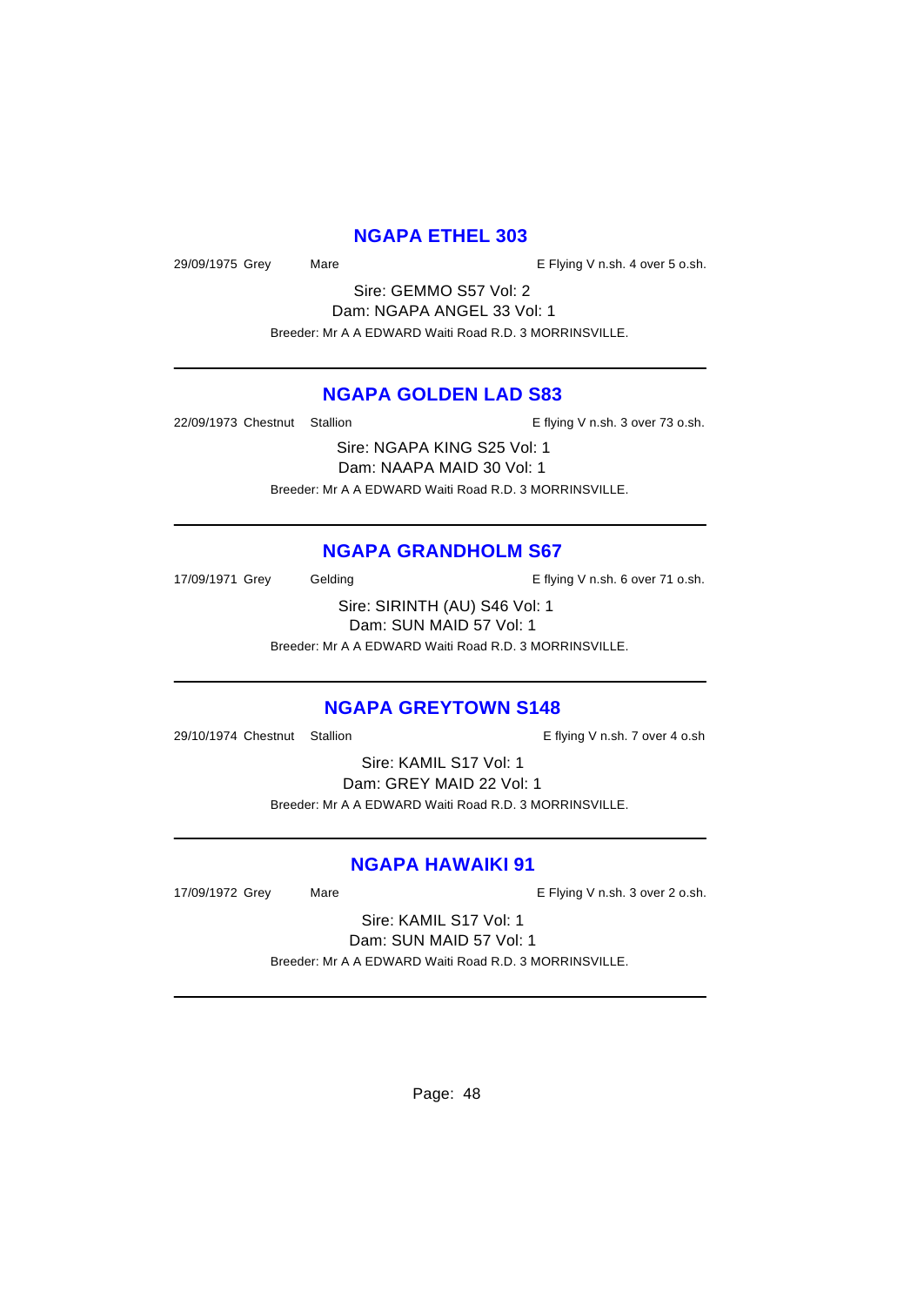## NGAPA ETHEL 303

29/09/1975 Grey Mare E Flying V n.sh. 4 over 5 o.sh.

Sire: GEMMO S57 Vol: 2
Dam: NGAPA ANGEL 33 Vol: 1
Breeder: Mr A A EDWARD Waiti Road R.D. 3 MORRINSVILLE.

---

## NGAPA GOLDEN LAD S83

22/09/1973 Chestnut Stallion E flying V n.sh. 3 over 73 o.sh.

Sire: NGAPA KING S25 Vol: 1
Dam: NAAPA MAID 30 Vol: 1
Breeder: Mr A A EDWARD Waiti Road R.D. 3 MORRINSVILLE.

---

## NGAPA GRANDHOLM S67

17/09/1971 Grey Gelding E flying V n.sh. 6 over 71 o.sh.

Sire: SIRINTH (AU) S46 Vol: 1
Dam: SUN MAID 57 Vol: 1
Breeder: Mr A A EDWARD Waiti Road R.D. 3 MORRINSVILLE.

---

## NGAPA GREYTOWN S148

29/10/1974 Chestnut Stallion E flying V n.sh. 7 over 4 o.sh

Sire: KAMIL S17 Vol: 1
Dam: GREY MAID 22 Vol: 1
Breeder: Mr A A EDWARD Waiti Road R.D. 3 MORRINSVILLE.

---

## NGAPA HAWAIKI 91

17/09/1972 Grey Mare E Flying V n.sh. 3 over 2 o.sh.

Sire: KAMIL S17 Vol: 1
Dam: SUN MAID 57 Vol: 1
Breeder: Mr A A EDWARD Waiti Road R.D. 3 MORRINSVILLE.

---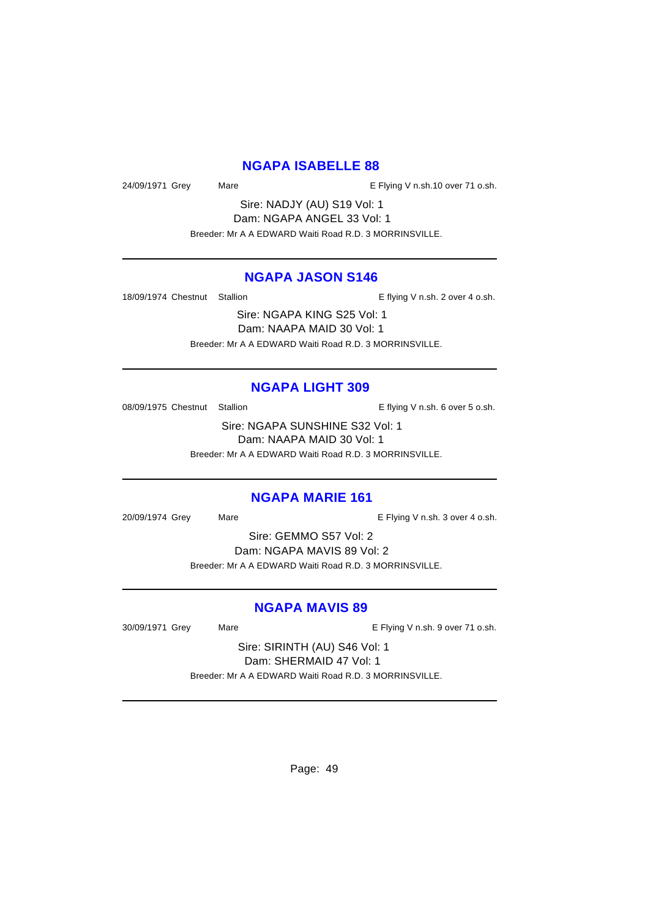## NGAPA ISABELLE 88

24/09/1971 Grey Mare E Flying V n.sh.10 over 71 o.sh.

Sire: NADJY (AU) S19 Vol: 1
Dam: NGAPA ANGEL 33 Vol: 1
Breeder: Mr A A EDWARD Waiti Road R.D. 3 MORRINSVILLE.

---

## NGAPA JASON S146

18/09/1974 Chestnut Stallion E flying V n.sh. 2 over 4 o.sh.

Sire: NGAPA KING S25 Vol: 1
Dam: NAAPA MAID 30 Vol: 1
Breeder: Mr A A EDWARD Waiti Road R.D. 3 MORRINSVILLE.

---

## NGAPA LIGHT 309

08/09/1975 Chestnut Stallion E flying V n.sh. 6 over 5 o.sh.

Sire: NGAPA SUNSHINE S32 Vol: 1
Dam: NAAPA MAID 30 Vol: 1
Breeder: Mr A A EDWARD Waiti Road R.D. 3 MORRINSVILLE.

---

## NGAPA MARIE 161

20/09/1974 Grey Mare E Flying V n.sh. 3 over 4 o.sh.

Sire: GEMMO S57 Vol: 2
Dam: NGAPA MAVIS 89 Vol: 2
Breeder: Mr A A EDWARD Waiti Road R.D. 3 MORRINSVILLE.

---

## NGAPA MAVIS 89

30/09/1971 Grey Mare E Flying V n.sh. 9 over 71 o.sh.

Sire: SIRINTH (AU) S46 Vol: 1
Dam: SHERMAID 47 Vol: 1
Breeder: Mr A A EDWARD Waiti Road R.D. 3 MORRINSVILLE.

---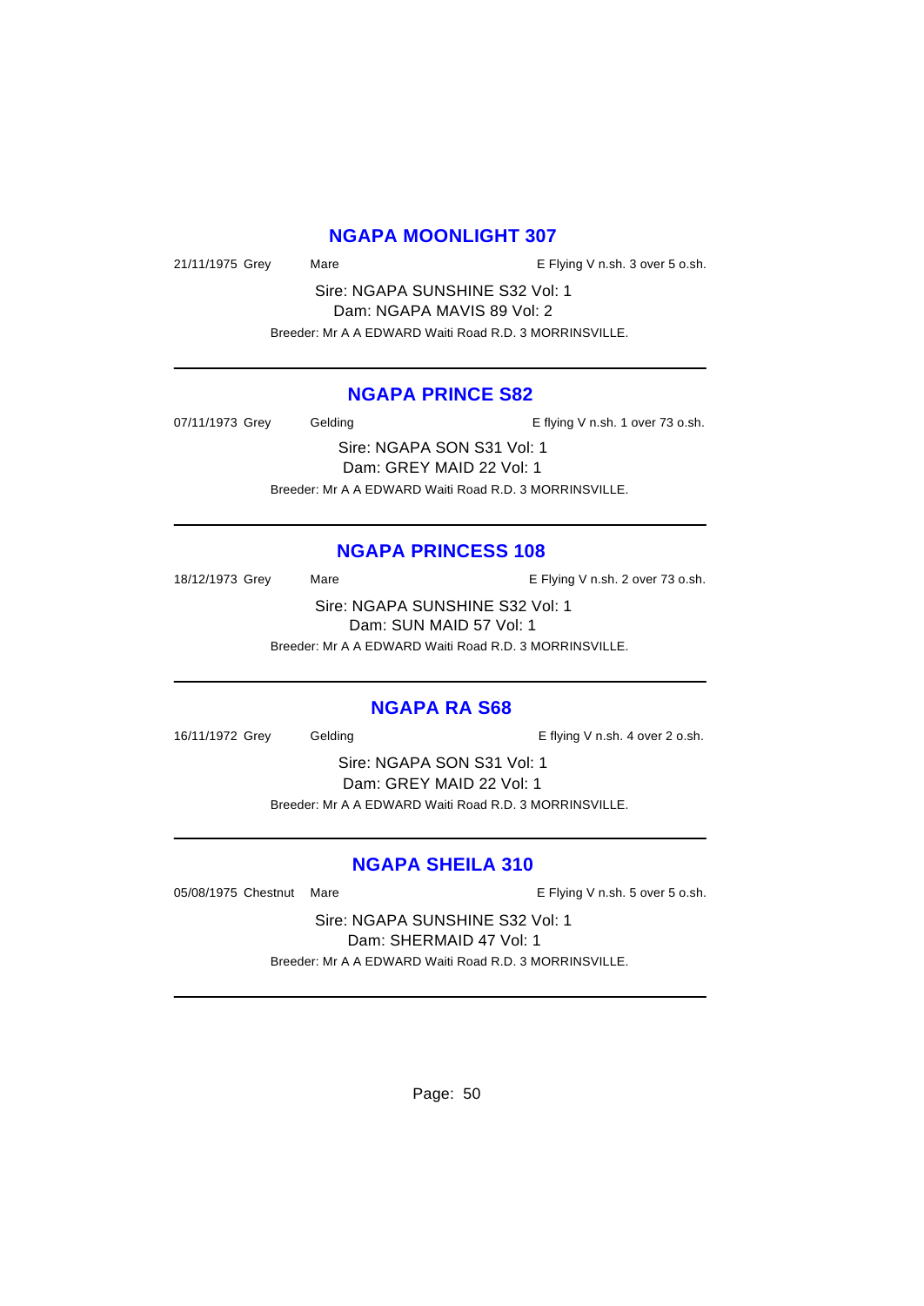## NGAPA MOONLIGHT 307

21/11/1975 Grey Mare E Flying V n.sh. 3 over 5 o.sh.

Sire: NGAPA SUNSHINE S32 Vol: 1
Dam: NGAPA MAVIS 89 Vol: 2
Breeder: Mr A A EDWARD Waiti Road R.D. 3 MORRINSVILLE.

---

## NGAPA PRINCE S82

07/11/1973 Grey Gelding E flying V n.sh. 1 over 73 o.sh.

Sire: NGAPA SON S31 Vol: 1
Dam: GREY MAID 22 Vol: 1
Breeder: Mr A A EDWARD Waiti Road R.D. 3 MORRINSVILLE.

---

## NGAPA PRINCESS 108

18/12/1973 Grey Mare E Flying V n.sh. 2 over 73 o.sh.

Sire: NGAPA SUNSHINE S32 Vol: 1
Dam: SUN MAID 57 Vol: 1
Breeder: Mr A A EDWARD Waiti Road R.D. 3 MORRINSVILLE.

---

## NGAPA RA S68

16/11/1972 Grey Gelding E flying V n.sh. 4 over 2 o.sh.

Sire: NGAPA SON S31 Vol: 1
Dam: GREY MAID 22 Vol: 1
Breeder: Mr A A EDWARD Waiti Road R.D. 3 MORRINSVILLE.

---

## NGAPA SHEILA 310

05/08/1975 Chestnut Mare E Flying V n.sh. 5 over 5 o.sh.

Sire: NGAPA SUNSHINE S32 Vol: 1
Dam: SHERMAID 47 Vol: 1
Breeder: Mr A A EDWARD Waiti Road R.D. 3 MORRINSVILLE.

---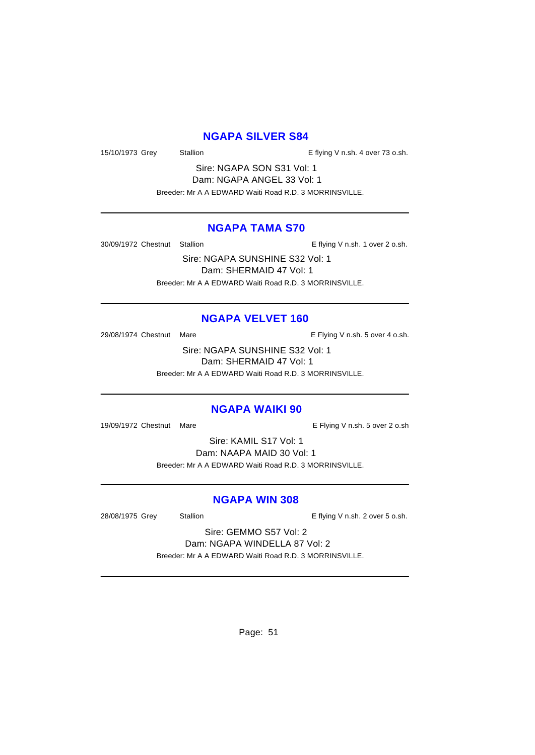## NGAPA SILVER S84

15/10/1973 Grey Stallion E flying V n.sh. 4 over 73 o.sh.

Sire: NGAPA SON S31 Vol: 1
Dam: NGAPA ANGEL 33 Vol: 1
Breeder: Mr A A EDWARD Waiti Road R.D. 3 MORRINSVILLE.

---

## NGAPA TAMA S70

30/09/1972 Chestnut Stallion E flying V n.sh. 1 over 2 o.sh.

Sire: NGAPA SUNSHINE S32 Vol: 1
Dam: SHERMAID 47 Vol: 1
Breeder: Mr A A EDWARD Waiti Road R.D. 3 MORRINSVILLE.

---

## NGAPA VELVET 160

29/08/1974 Chestnut Mare E Flying V n.sh. 5 over 4 o.sh.

Sire: NGAPA SUNSHINE S32 Vol: 1
Dam: SHERMAID 47 Vol: 1
Breeder: Mr A A EDWARD Waiti Road R.D. 3 MORRINSVILLE.

---

## NGAPA WAIKI 90

19/09/1972 Chestnut Mare E Flying V n.sh. 5 over 2 o.sh

Sire: KAMIL S17 Vol: 1
Dam: NAAPA MAID 30 Vol: 1
Breeder: Mr A A EDWARD Waiti Road R.D. 3 MORRINSVILLE.

---

## NGAPA WIN 308

28/08/1975 Grey Stallion E flying V n.sh. 2 over 5 o.sh.

Sire: GEMMO S57 Vol: 2
Dam: NGAPA WINDELLA 87 Vol: 2
Breeder: Mr A A EDWARD Waiti Road R.D. 3 MORRINSVILLE.

---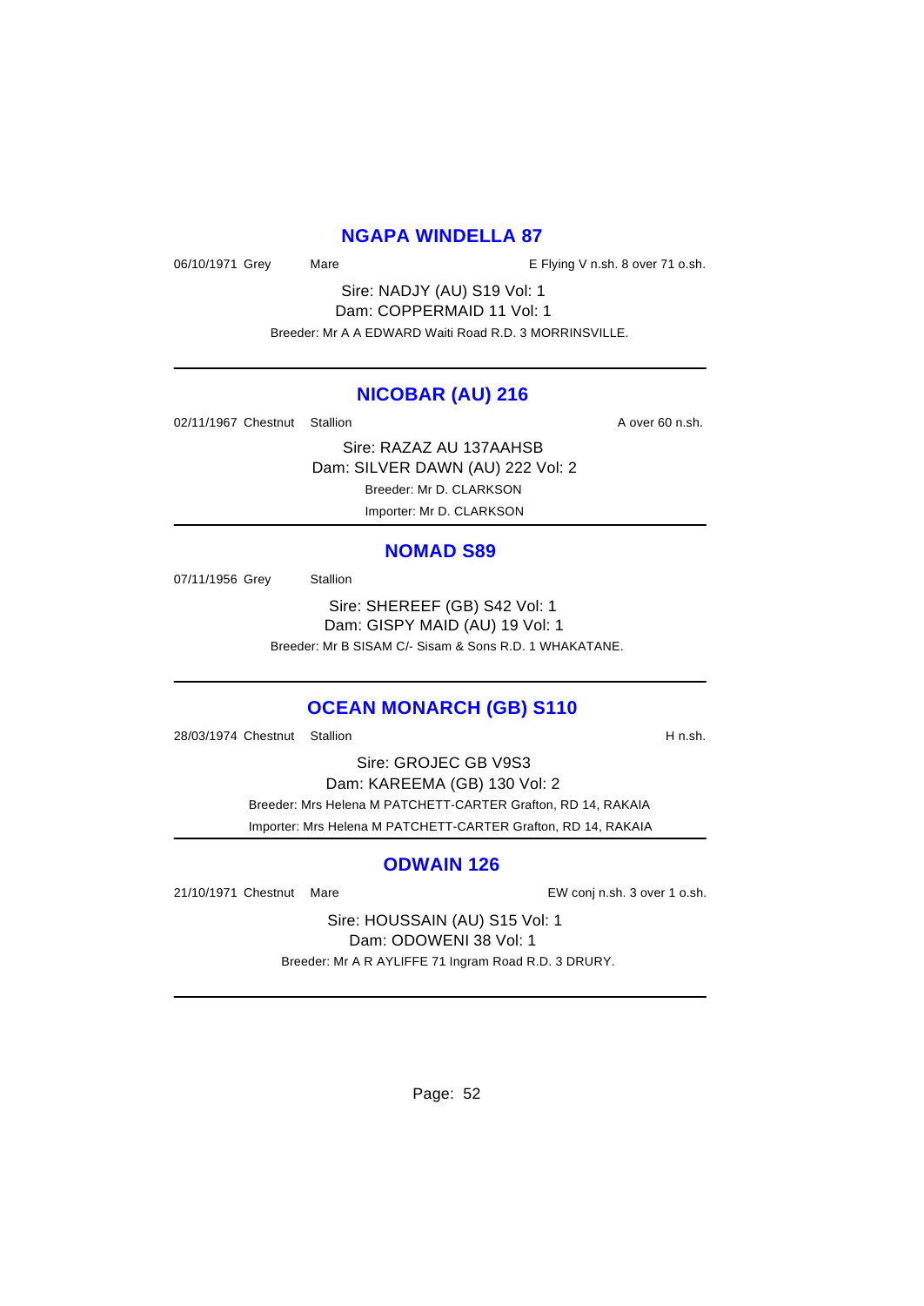## NGAPA WINDELLA 87

06/10/1971 Grey Mare E Flying V n.sh. 8 over 71 o.sh.

Sire: NADJY (AU) S19 Vol: 1
Dam: COPPERMAID 11 Vol: 1
Breeder: Mr A A EDWARD Waiti Road R.D. 3 MORRINSVILLE.

---

## NICOBAR (AU) 216

02/11/1967 Chestnut Stallion A over 60 n.sh.

Sire: RAZAZ AU 137AAHSB
Dam: SILVER DAWN (AU) 222 Vol: 2
Breeder: Mr D. CLARKSON
Importer: Mr D. CLARKSON

---

## NOMAD S89

07/11/1956 Grey Stallion

Sire: SHEREEF (GB) S42 Vol: 1
Dam: GISPY MAID (AU) 19 Vol: 1
Breeder: Mr B SISAM C/- Sisam & Sons R.D. 1 WHAKATANE.

---

## OCEAN MONARCH (GB) S110

28/03/1974 Chestnut Stallion H n.sh.

Sire: GROJEC GB V9S3
Dam: KAREEMA (GB) 130 Vol: 2
Breeder: Mrs Helena M PATCHETT-CARTER Grafton, RD 14, RAKAIA
Importer: Mrs Helena M PATCHETT-CARTER Grafton, RD 14, RAKAIA

---

## ODWAIN 126

21/10/1971 Chestnut Mare EW conj n.sh. 3 over 1 o.sh.

Sire: HOUSSAIN (AU) S15 Vol: 1
Dam: ODOWENI 38 Vol: 1
Breeder: Mr A R AYLIFFE 71 Ingram Road R.D. 3 DRURY.

---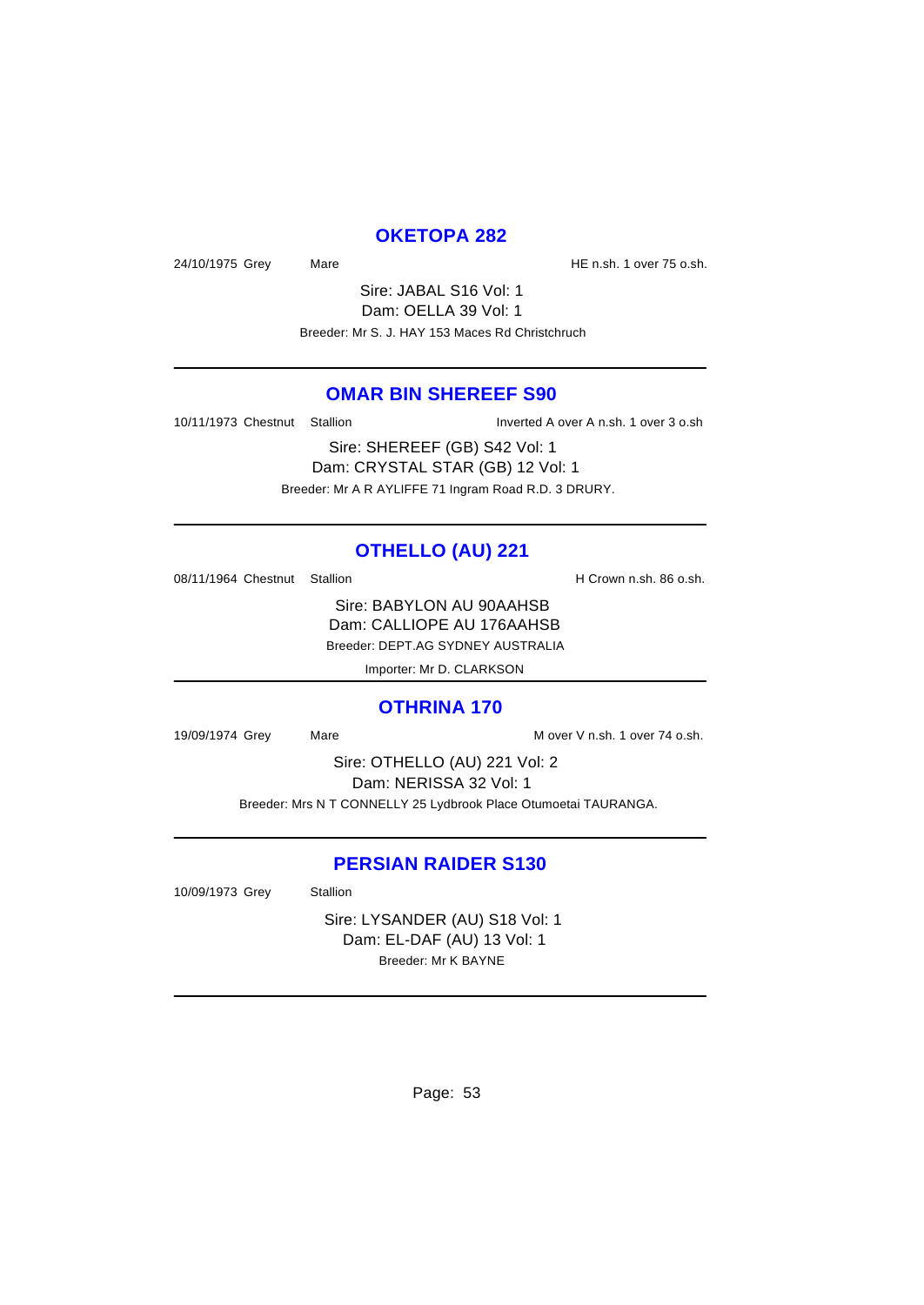## OKETOPA 282

24/10/1975 Grey Mare HE n.sh. 1 over 75 o.sh.

Sire: JABAL S16 Vol: 1
Dam: OELLA 39 Vol: 1
Breeder: Mr S. J. HAY 153 Maces Rd Christchruch

---

## OMAR BIN SHEREEF S90

10/11/1973 Chestnut Stallion Inverted A over A n.sh. 1 over 3 o.sh

Sire: SHEREEF (GB) S42 Vol: 1
Dam: CRYSTAL STAR (GB) 12 Vol: 1
Breeder: Mr A R AYLIFFE 71 Ingram Road R.D. 3 DRURY.

---

## OTHELLO (AU) 221

08/11/1964 Chestnut Stallion H Crown n.sh. 86 o.sh.

Sire: BABYLON AU 90AAHSB
Dam: CALLIOPE AU 176AAHSB
Breeder: DEPT.AG SYDNEY AUSTRALIA
Importer: Mr D. CLARKSON

---

## OTHRINA 170

19/09/1974 Grey Mare M over V n.sh. 1 over 74 o.sh.

Sire: OTHELLO (AU) 221 Vol: 2
Dam: NERISSA 32 Vol: 1
Breeder: Mrs N T CONNELLY 25 Lydbrook Place Otumoetai TAURANGA.

---

## PERSIAN RAIDER S130

10/09/1973 Grey Stallion

Sire: LYSANDER (AU) S18 Vol: 1
Dam: EL-DAF (AU) 13 Vol: 1
Breeder: Mr K BAYNE

---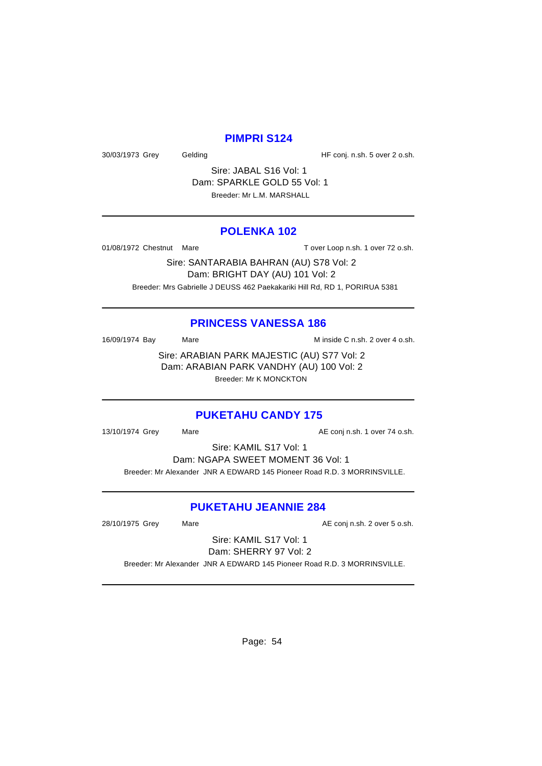## PIMPRI S124

30/03/1973 Grey Gelding HF conj. n.sh. 5 over 2 o.sh.

Sire: JABAL S16 Vol: 1
Dam: SPARKLE GOLD 55 Vol: 1
Breeder: Mr L.M. MARSHALL

---

## POLENKA 102

01/08/1972 Chestnut Mare T over Loop n.sh. 1 over 72 o.sh.

Sire: SANTARABIA BAHRAN (AU) S78 Vol: 2
Dam: BRIGHT DAY (AU) 101 Vol: 2
Breeder: Mrs Gabrielle J DEUSS 462 Paekakariki Hill Rd, RD 1, PORIRUA 5381

---

## PRINCESS VANESSA 186

16/09/1974 Bay Mare M inside C n.sh. 2 over 4 o.sh.

Sire: ARABIAN PARK MAJESTIC (AU) S77 Vol: 2
Dam: ARABIAN PARK VANDHY (AU) 100 Vol: 2
Breeder: Mr K MONCKTON

---

## PUKETAHU CANDY 175

13/10/1974 Grey Mare AE conj n.sh. 1 over 74 o.sh.

Sire: KAMIL S17 Vol: 1
Dam: NGAPA SWEET MOMENT 36 Vol: 1
Breeder: Mr Alexander JNR A EDWARD 145 Pioneer Road R.D. 3 MORRINSVILLE.

---

## PUKETAHU JEANNIE 284

28/10/1975 Grey Mare AE conj n.sh. 2 over 5 o.sh.

Sire: KAMIL S17 Vol: 1
Dam: SHERRY 97 Vol: 2
Breeder: Mr Alexander JNR A EDWARD 145 Pioneer Road R.D. 3 MORRINSVILLE.

---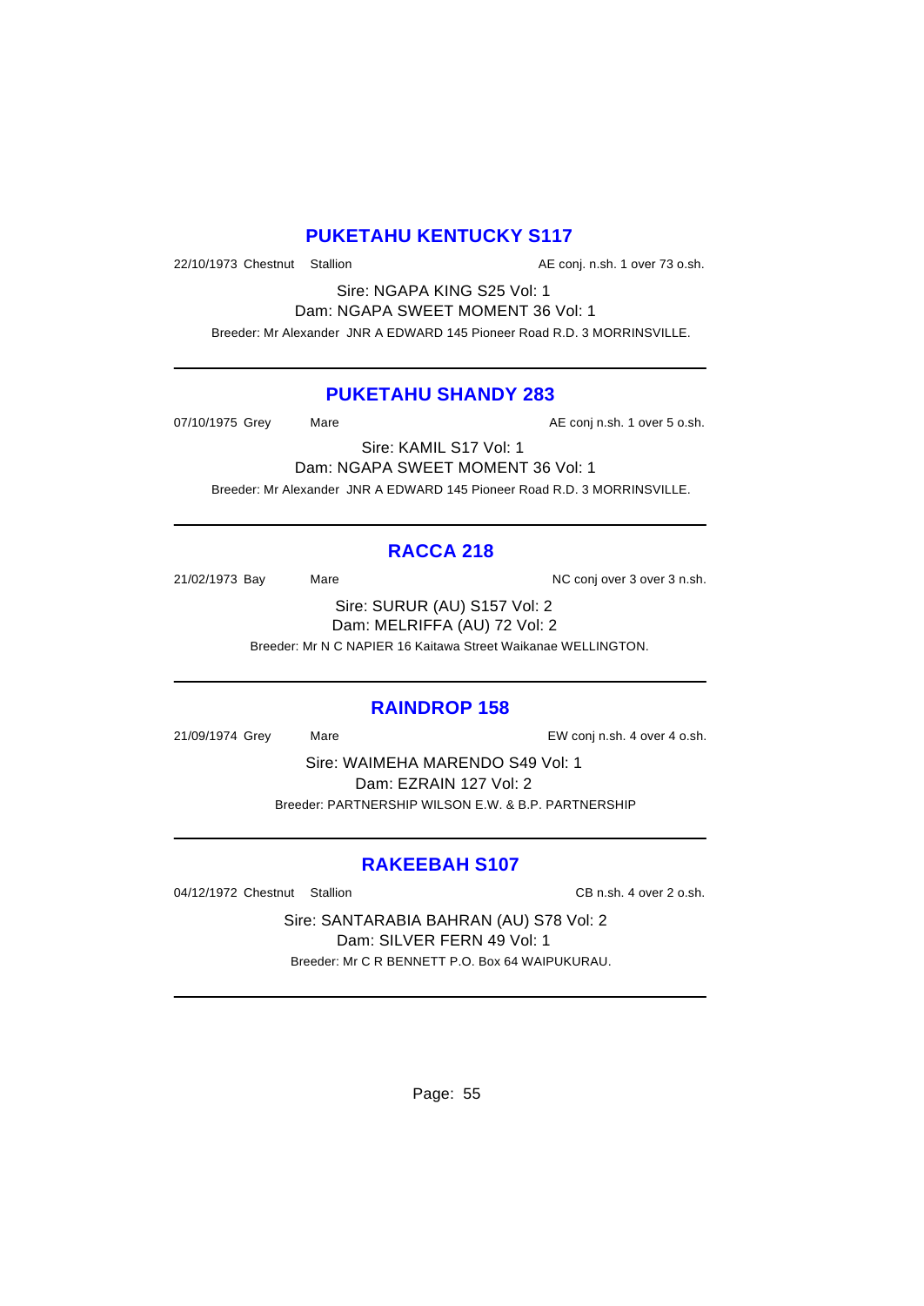## PUKETAHU KENTUCKY S117

22/10/1973 Chestnut Stallion AE conj. n.sh. 1 over 73 o.sh.

Sire: NGAPA KING S25 Vol: 1
Dam: NGAPA SWEET MOMENT 36 Vol: 1
Breeder: Mr Alexander JNR A EDWARD 145 Pioneer Road R.D. 3 MORRINSVILLE.

---

## PUKETAHU SHANDY 283

07/10/1975 Grey Mare AE conj n.sh. 1 over 5 o.sh.

Sire: KAMIL S17 Vol: 1
Dam: NGAPA SWEET MOMENT 36 Vol: 1
Breeder: Mr Alexander JNR A EDWARD 145 Pioneer Road R.D. 3 MORRINSVILLE.

---

## RACCA 218

21/02/1973 Bay Mare NC conj over 3 over 3 n.sh.

Sire: SURUR (AU) S157 Vol: 2
Dam: MELRIFFA (AU) 72 Vol: 2
Breeder: Mr N C NAPIER 16 Kaitawa Street Waikanae WELLINGTON.

---

## RAINDROP 158

21/09/1974 Grey Mare EW conj n.sh. 4 over 4 o.sh.

Sire: WAIMEHA MARENDO S49 Vol: 1
Dam: EZRAIN 127 Vol: 2
Breeder: PARTNERSHIP WILSON E.W. & B.P. PARTNERSHIP

---

## RAKEEBAH S107

04/12/1972 Chestnut Stallion CB n.sh. 4 over 2 o.sh.

Sire: SANTARABIA BAHRAN (AU) S78 Vol: 2
Dam: SILVER FERN 49 Vol: 1
Breeder: Mr C R BENNETT P.O. Box 64 WAIPUKURAU.

---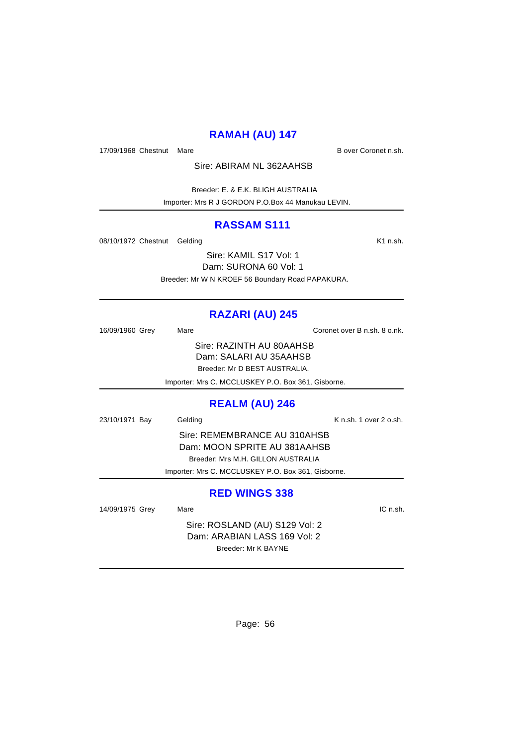## RAMAH (AU) 147

17/09/1968 Chestnut Mare B over Coronet n.sh.

Sire: ABIRAM NL 362AAHSB

Breeder: E. & E.K. BLIGH AUSTRALIA

Importer: Mrs R J GORDON P.O.Box 44 Manukau LEVIN.

---

## RASSAM S111

08/10/1972 Chestnut Gelding K1 n.sh.

Sire: KAMIL S17 Vol: 1

Dam: SURONA 60 Vol: 1

Breeder: Mr W N KROEF 56 Boundary Road PAPAKURA.

---

## RAZARI (AU) 245

16/09/1960 Grey Mare Coronet over B n.sh. 8 o.nk.

Sire: RAZINTH AU 80AAHSB

Dam: SALARI AU 35AAHSB

Breeder: Mr D BEST AUSTRALIA.

Importer: Mrs C. MCCLUSKEY P.O. Box 361, Gisborne.

---

## REALM (AU) 246

23/10/1971 Bay Gelding K n.sh. 1 over 2 o.sh.

Sire: REMEMBRANCE AU 310AHSB

Dam: MOON SPRITE AU 381AAHSB

Breeder: Mrs M.H. GILLON AUSTRALIA

Importer: Mrs C. MCCLUSKEY P.O. Box 361, Gisborne.

---

## RED WINGS 338

14/09/1975 Grey Mare IC n.sh.

Sire: ROSLAND (AU) S129 Vol: 2

Dam: ARABIAN LASS 169 Vol: 2

Breeder: Mr K BAYNE

---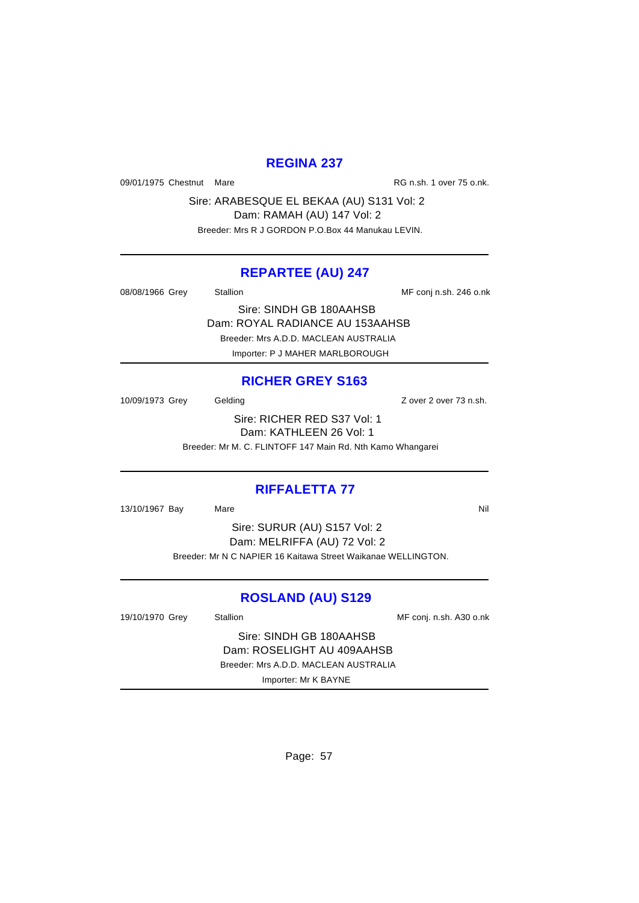## REGINA 237

09/01/1975 Chestnut Mare RG n.sh. 1 over 75 o.nk.

Sire: ARABESQUE EL BEKAA (AU) S131 Vol: 2
Dam: RAMAH (AU) 147 Vol: 2
Breeder: Mrs R J GORDON P.O.Box 44 Manukau LEVIN.

---

## REPARTEE (AU) 247

08/08/1966 Grey Stallion MF conj n.sh. 246 o.nk

Sire: SINDH GB 180AAHSB
Dam: ROYAL RADIANCE AU 153AAHSB
Breeder: Mrs A.D.D. MACLEAN AUSTRALIA
Importer: P J MAHER MARLBOROUGH

---

## RICHER GREY S163

10/09/1973 Grey Gelding Z over 2 over 73 n.sh.

Sire: RICHER RED S37 Vol: 1
Dam: KATHLEEN 26 Vol: 1
Breeder: Mr M. C. FLINTOFF 147 Main Rd. Nth Kamo Whangarei

---

## RIFFALETTA 77

13/10/1967 Bay Mare Nil

Sire: SURUR (AU) S157 Vol: 2
Dam: MELRIFFA (AU) 72 Vol: 2
Breeder: Mr N C NAPIER 16 Kaitawa Street Waikanae WELLINGTON.

---

## ROSLAND (AU) S129

19/10/1970 Grey Stallion MF conj. n.sh. A30 o.nk

Sire: SINDH GB 180AAHSB
Dam: ROSELIGHT AU 409AAHSB
Breeder: Mrs A.D.D. MACLEAN AUSTRALIA
Importer: Mr K BAYNE

---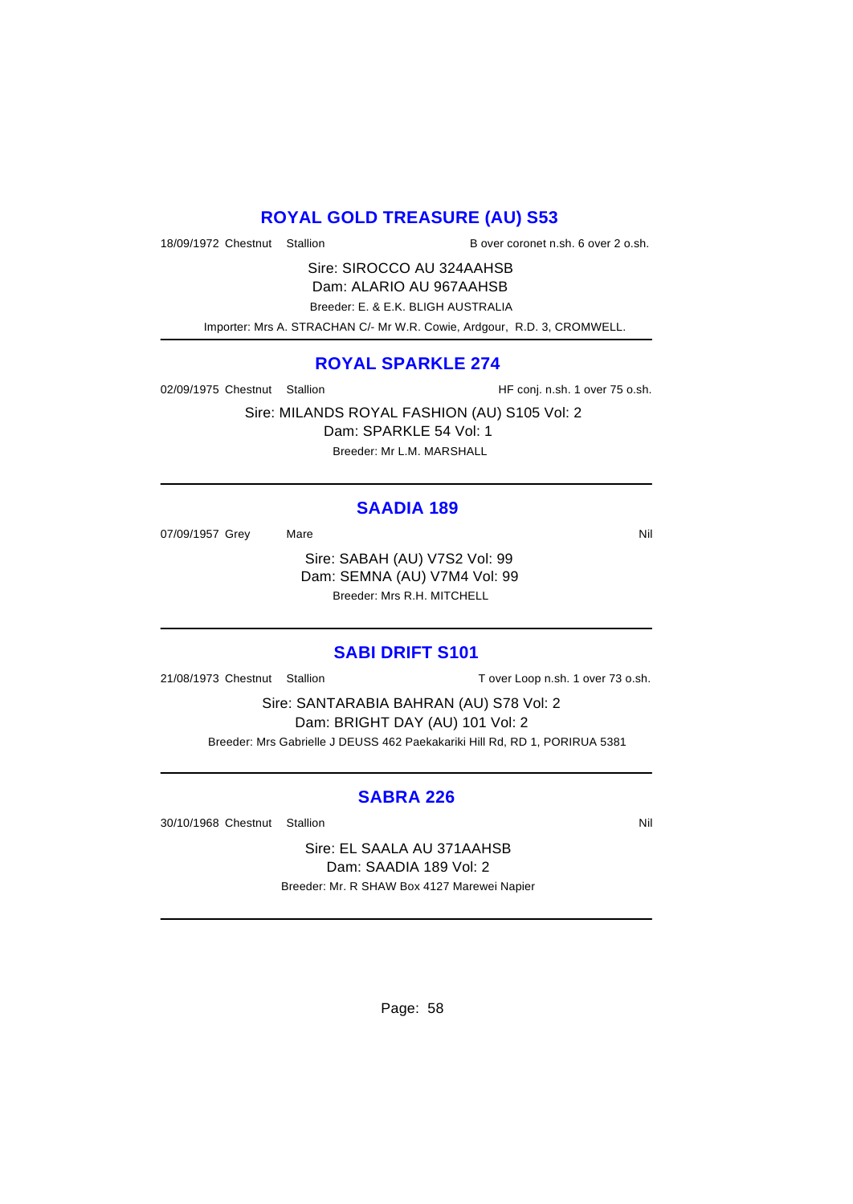## ROYAL GOLD TREASURE (AU) S53

18/09/1972 Chestnut Stallion B over coronet n.sh. 6 over 2 o.sh.

Sire: SIROCCO AU 324AAHSB
Dam: ALARIO AU 967AAHSB
Breeder: E. & E.K. BLIGH AUSTRALIA
Importer: Mrs A. STRACHAN C/- Mr W.R. Cowie, Ardgour, R.D. 3, CROMWELL.

---

## ROYAL SPARKLE 274

02/09/1975 Chestnut Stallion HF conj. n.sh. 1 over 75 o.sh.

Sire: MILANDS ROYAL FASHION (AU) S105 Vol: 2
Dam: SPARKLE 54 Vol: 1
Breeder: Mr L.M. MARSHALL

---

## SAADIA 189

07/09/1957 Grey Mare Nil

Sire: SABAH (AU) V7S2 Vol: 99
Dam: SEMNA (AU) V7M4 Vol: 99
Breeder: Mrs R.H. MITCHELL

---

## SABI DRIFT S101

21/08/1973 Chestnut Stallion T over Loop n.sh. 1 over 73 o.sh.

Sire: SANTARABIA BAHRAN (AU) S78 Vol: 2
Dam: BRIGHT DAY (AU) 101 Vol: 2
Breeder: Mrs Gabrielle J DEUSS 462 Paekakariki Hill Rd, RD 1, PORIRUA 5381

---

## SABRA 226

30/10/1968 Chestnut Stallion Nil

Sire: EL SAALA AU 371AAHSB
Dam: SAADIA 189 Vol: 2
Breeder: Mr. R SHAW Box 4127 Marewei Napier

---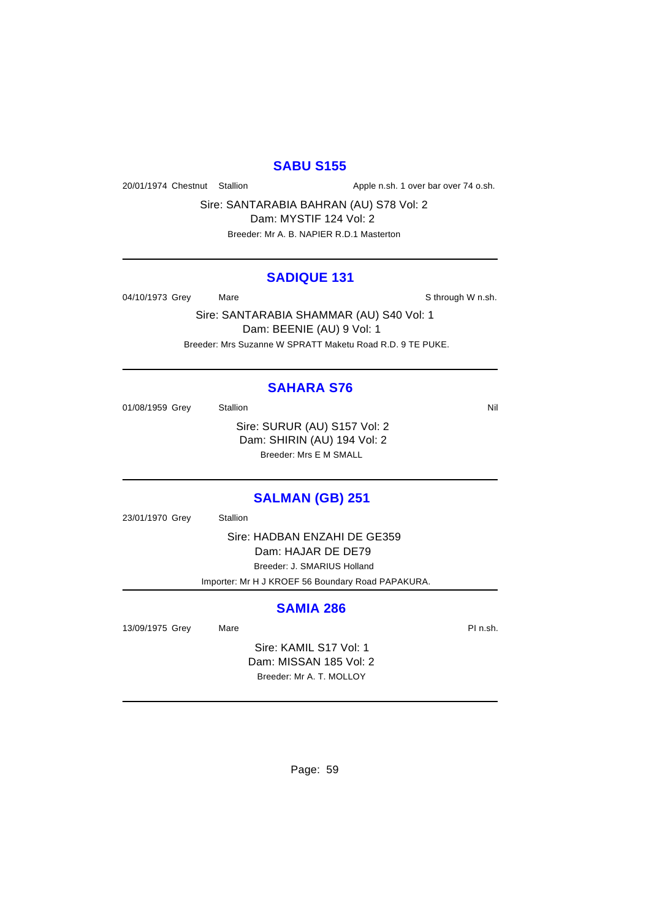## SABU S155

20/01/1974 Chestnut Stallion Apple n.sh. 1 over bar over 74 o.sh.

Sire: SANTARABIA BAHRAN (AU) S78 Vol: 2
Dam: MYSTIF 124 Vol: 2
Breeder: Mr A. B. NAPIER R.D.1 Masterton

---

## SADIQUE 131

04/10/1973 Grey Mare S through W n.sh.

Sire: SANTARABIA SHAMMAR (AU) S40 Vol: 1
Dam: BEENIE (AU) 9 Vol: 1
Breeder: Mrs Suzanne W SPRATT Maketu Road R.D. 9 TE PUKE.

---

## SAHARA S76

01/08/1959 Grey Stallion Nil

Sire: SURUR (AU) S157 Vol: 2
Dam: SHIRIN (AU) 194 Vol: 2
Breeder: Mrs E M SMALL

---

## SALMAN (GB) 251

23/01/1970 Grey Stallion

Sire: HADBAN ENZAHI DE GE359
Dam: HAJAR DE DE79
Breeder: J. SMARIUS Holland
Importer: Mr H J KROEF 56 Boundary Road PAPAKURA.

---

## SAMIA 286

13/09/1975 Grey Mare PI n.sh.

Sire: KAMIL S17 Vol: 1
Dam: MISSAN 185 Vol: 2
Breeder: Mr A. T. MOLLOY

---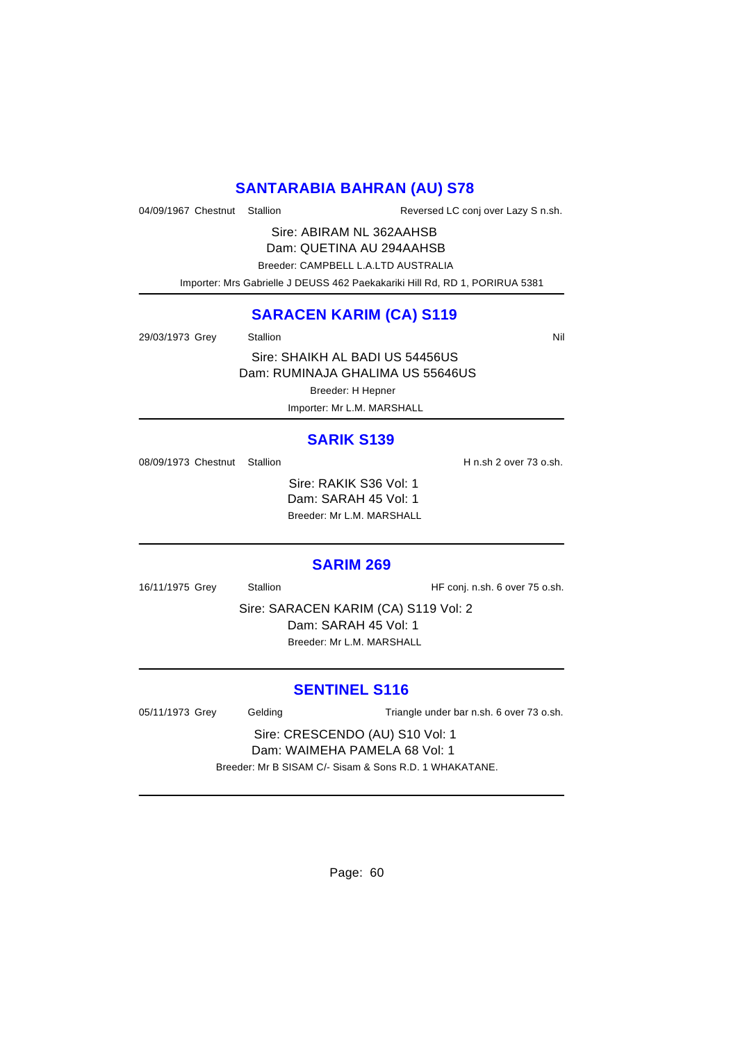## SANTARABIA BAHRAN (AU) S78

04/09/1967 Chestnut Stallion Reversed LC conj over Lazy S n.sh.

Sire: ABIRAM NL 362AAHSB
Dam: QUETINA AU 294AAHSB
Breeder: CAMPBELL L.A.LTD AUSTRALIA
Importer: Mrs Gabrielle J DEUSS 462 Paekakariki Hill Rd, RD 1, PORIRUA 5381

---

## SARACEN KARIM (CA) S119

29/03/1973 Grey Stallion Nil

Sire: SHAIKH AL BADI US 54456US
Dam: RUMINAJA GHALIMA US 55646US
Breeder: H Hepner
Importer: Mr L.M. MARSHALL

---

## SARIK S139

08/09/1973 Chestnut Stallion H n.sh 2 over 73 o.sh.

Sire: RAKIK S36 Vol: 1
Dam: SARAH 45 Vol: 1
Breeder: Mr L.M. MARSHALL

---

## SARIM 269

16/11/1975 Grey Stallion HF conj. n.sh. 6 over 75 o.sh.

Sire: SARACEN KARIM (CA) S119 Vol: 2
Dam: SARAH 45 Vol: 1
Breeder: Mr L.M. MARSHALL

---

## SENTINEL S116

05/11/1973 Grey Gelding Triangle under bar n.sh. 6 over 73 o.sh.

Sire: CRESCENDO (AU) S10 Vol: 1
Dam: WAIMEHA PAMELA 68 Vol: 1
Breeder: Mr B SISAM C/- Sisam & Sons R.D. 1 WHAKATANE.

---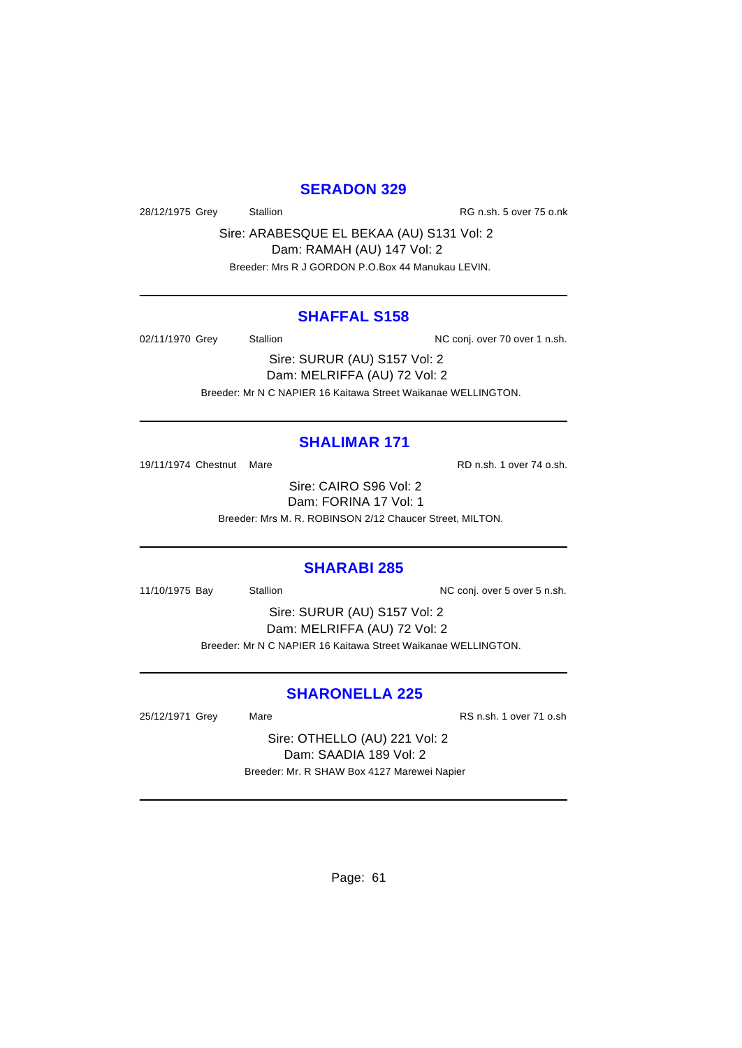## SERADON 329

28/12/1975 Grey Stallion RG n.sh. 5 over 75 o.nk

Sire: ARABESQUE EL BEKAA (AU) S131 Vol: 2
Dam: RAMAH (AU) 147 Vol: 2
Breeder: Mrs R J GORDON P.O.Box 44 Manukau LEVIN.

---

## SHAFFAL S158

02/11/1970 Grey Stallion NC conj. over 70 over 1 n.sh.

Sire: SURUR (AU) S157 Vol: 2
Dam: MELRIFFA (AU) 72 Vol: 2
Breeder: Mr N C NAPIER 16 Kaitawa Street Waikanae WELLINGTON.

---

## SHALIMAR 171

19/11/1974 Chestnut Mare RD n.sh. 1 over 74 o.sh.

Sire: CAIRO S96 Vol: 2
Dam: FORINA 17 Vol: 1
Breeder: Mrs M. R. ROBINSON 2/12 Chaucer Street, MILTON.

---

## SHARABI 285

11/10/1975 Bay Stallion NC conj. over 5 over 5 n.sh.

Sire: SURUR (AU) S157 Vol: 2
Dam: MELRIFFA (AU) 72 Vol: 2
Breeder: Mr N C NAPIER 16 Kaitawa Street Waikanae WELLINGTON.

---

## SHARONELLA 225

25/12/1971 Grey Mare RS n.sh. 1 over 71 o.sh

Sire: OTHELLO (AU) 221 Vol: 2
Dam: SAADIA 189 Vol: 2
Breeder: Mr. R SHAW Box 4127 Marewei Napier

---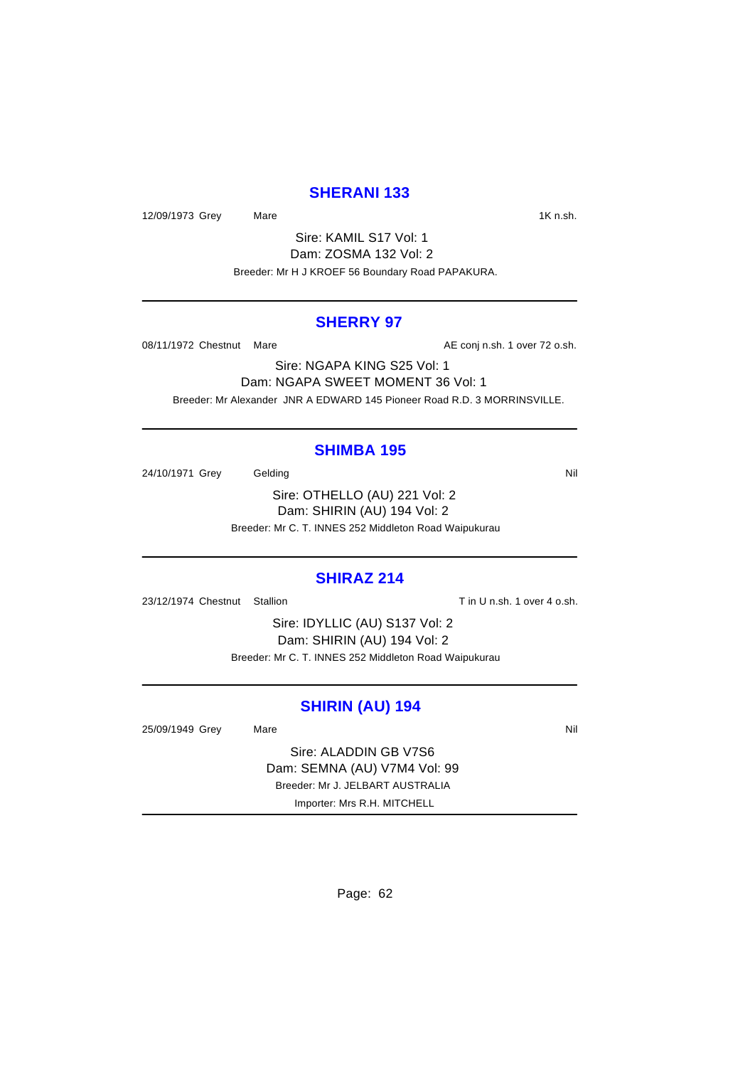## SHERANI 133

12/09/1973 Grey Mare 1K n.sh.

Sire: KAMIL S17 Vol: 1
Dam: ZOSMA 132 Vol: 2
Breeder: Mr H J KROEF 56 Boundary Road PAPAKURA.

---

## SHERRY 97

08/11/1972 Chestnut Mare AE conj n.sh. 1 over 72 o.sh.

Sire: NGAPA KING S25 Vol: 1
Dam: NGAPA SWEET MOMENT 36 Vol: 1
Breeder: Mr Alexander JNR A EDWARD 145 Pioneer Road R.D. 3 MORRINSVILLE.

---

## SHIMBA 195

24/10/1971 Grey Gelding Nil

Sire: OTHELLO (AU) 221 Vol: 2
Dam: SHIRIN (AU) 194 Vol: 2
Breeder: Mr C. T. INNES 252 Middleton Road Waipukurau

---

## SHIRAZ 214

23/12/1974 Chestnut Stallion T in U n.sh. 1 over 4 o.sh.

Sire: IDYLLIC (AU) S137 Vol: 2
Dam: SHIRIN (AU) 194 Vol: 2
Breeder: Mr C. T. INNES 252 Middleton Road Waipukurau

---

## SHIRIN (AU) 194

25/09/1949 Grey Mare Nil

Sire: ALADDIN GB V7S6
Dam: SEMNA (AU) V7M4 Vol: 99
Breeder: Mr J. JELBART AUSTRALIA
Importer: Mrs R.H. MITCHELL

---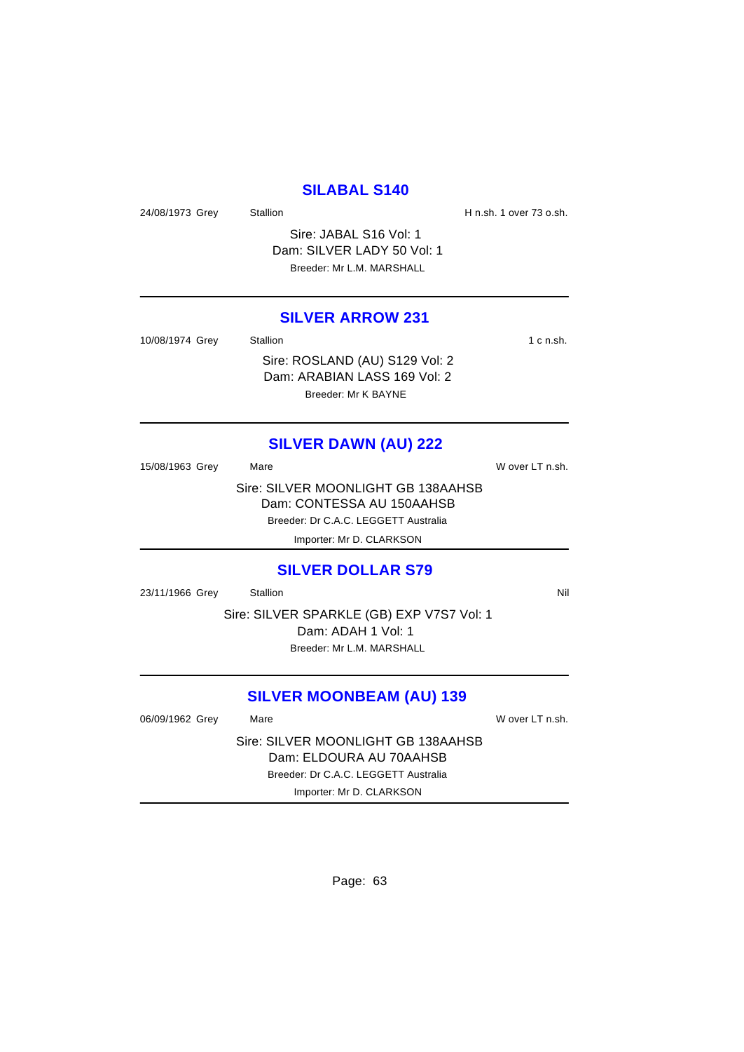## SILABAL S140

24/08/1973 Grey Stallion H n.sh. 1 over 73 o.sh.

Sire: JABAL S16 Vol: 1
Dam: SILVER LADY 50 Vol: 1
Breeder: Mr L.M. MARSHALL

---

## SILVER ARROW 231

10/08/1974 Grey Stallion 1 c n.sh.

Sire: ROSLAND (AU) S129 Vol: 2
Dam: ARABIAN LASS 169 Vol: 2
Breeder: Mr K BAYNE

---

## SILVER DAWN (AU) 222

15/08/1963 Grey Mare W over LT n.sh.

Sire: SILVER MOONLIGHT GB 138AAHSB
Dam: CONTESSA AU 150AAHSB
Breeder: Dr C.A.C. LEGGETT Australia
Importer: Mr D. CLARKSON

---

## SILVER DOLLAR S79

23/11/1966 Grey Stallion Nil

Sire: SILVER SPARKLE (GB) EXP V7S7 Vol: 1
Dam: ADAH 1 Vol: 1
Breeder: Mr L.M. MARSHALL

---

## SILVER MOONBEAM (AU) 139

06/09/1962 Grey Mare W over LT n.sh.

Sire: SILVER MOONLIGHT GB 138AAHSB
Dam: ELDOURA AU 70AAHSB
Breeder: Dr C.A.C. LEGGETT Australia
Importer: Mr D. CLARKSON

---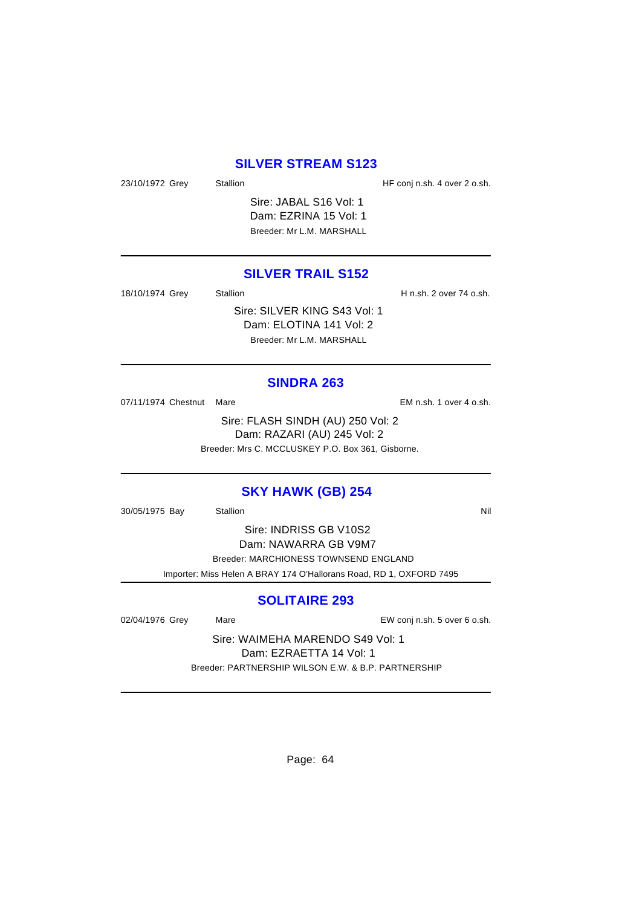## SILVER STREAM S123

23/10/1972 Grey Stallion HF conj n.sh. 4 over 2 o.sh.

Sire: JABAL S16 Vol: 1
Dam: EZRINA 15 Vol: 1
Breeder: Mr L.M. MARSHALL

---

## SILVER TRAIL S152

18/10/1974 Grey Stallion H n.sh. 2 over 74 o.sh.

Sire: SILVER KING S43 Vol: 1
Dam: ELOTINA 141 Vol: 2
Breeder: Mr L.M. MARSHALL

---

## SINDRA 263

07/11/1974 Chestnut Mare EM n.sh. 1 over 4 o.sh.

Sire: FLASH SINDH (AU) 250 Vol: 2
Dam: RAZARI (AU) 245 Vol: 2
Breeder: Mrs C. MCCLUSKEY P.O. Box 361, Gisborne.

---

## SKY HAWK (GB) 254

30/05/1975 Bay Stallion Nil

Sire: INDRISS GB V10S2
Dam: NAWARRA GB V9M7
Breeder: MARCHIONESS TOWNSEND ENGLAND
Importer: Miss Helen A BRAY 174 O'Hallorans Road, RD 1, OXFORD 7495

---

## SOLITAIRE 293

02/04/1976 Grey Mare EW conj n.sh. 5 over 6 o.sh.

Sire: WAIMEHA MARENDO S49 Vol: 1
Dam: EZRAETTA 14 Vol: 1
Breeder: PARTNERSHIP WILSON E.W. & B.P. PARTNERSHIP

---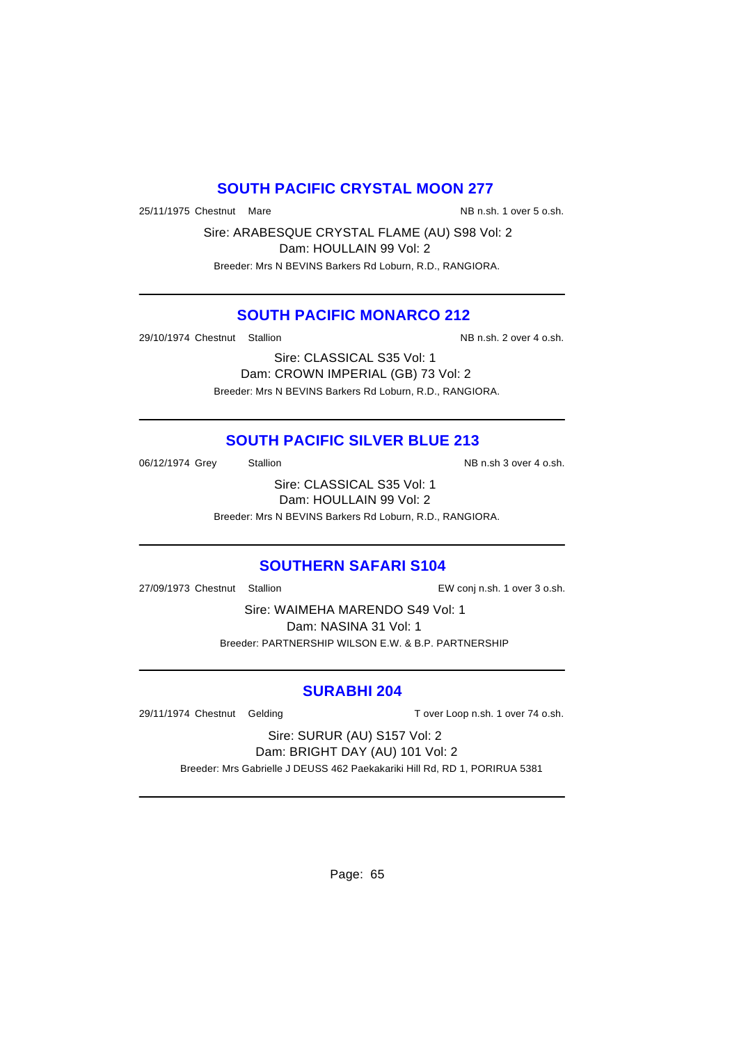## SOUTH PACIFIC CRYSTAL MOON 277

25/11/1975 Chestnut Mare NB n.sh. 1 over 5 o.sh.

Sire: ARABESQUE CRYSTAL FLAME (AU) S98 Vol: 2
Dam: HOULLAIN 99 Vol: 2
Breeder: Mrs N BEVINS Barkers Rd Loburn, R.D., RANGIORA.

---

## SOUTH PACIFIC MONARCO 212

29/10/1974 Chestnut Stallion NB n.sh. 2 over 4 o.sh.

Sire: CLASSICAL S35 Vol: 1
Dam: CROWN IMPERIAL (GB) 73 Vol: 2
Breeder: Mrs N BEVINS Barkers Rd Loburn, R.D., RANGIORA.

---

## SOUTH PACIFIC SILVER BLUE 213

06/12/1974 Grey Stallion NB n.sh 3 over 4 o.sh.

Sire: CLASSICAL S35 Vol: 1
Dam: HOULLAIN 99 Vol: 2
Breeder: Mrs N BEVINS Barkers Rd Loburn, R.D., RANGIORA.

---

## SOUTHERN SAFARI S104

27/09/1973 Chestnut Stallion EW conj n.sh. 1 over 3 o.sh.

Sire: WAIMEHA MARENDO S49 Vol: 1
Dam: NASINA 31 Vol: 1
Breeder: PARTNERSHIP WILSON E.W. & B.P. PARTNERSHIP

---

## SURABHI 204

29/11/1974 Chestnut Gelding T over Loop n.sh. 1 over 74 o.sh.

Sire: SURUR (AU) S157 Vol: 2
Dam: BRIGHT DAY (AU) 101 Vol: 2
Breeder: Mrs Gabrielle J DEUSS 462 Paekakariki Hill Rd, RD 1, PORIRUA 5381

---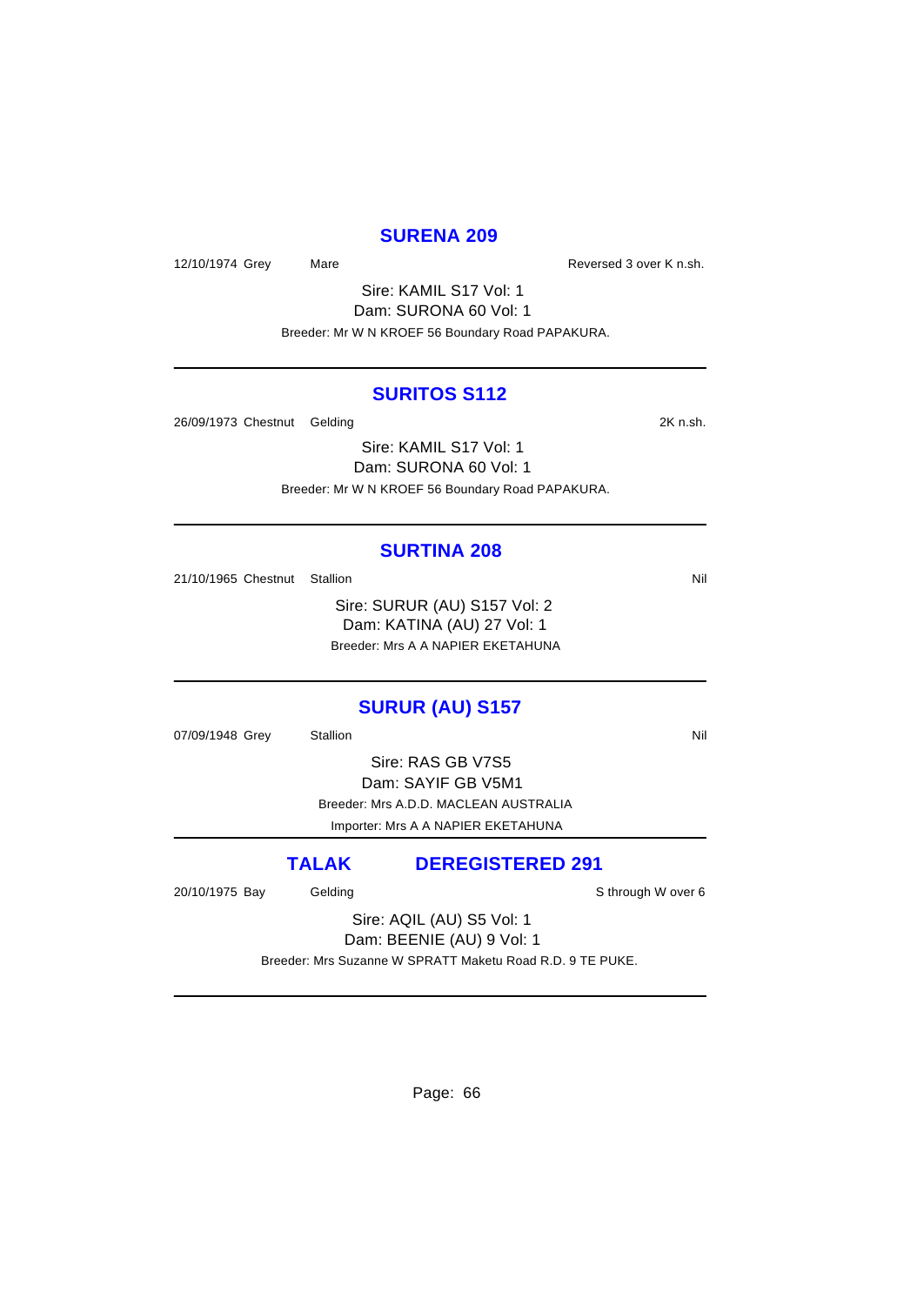## SURENA 209

12/10/1974 Grey Mare Reversed 3 over K n.sh.

Sire: KAMIL S17 Vol: 1
Dam: SURONA 60 Vol: 1
Breeder: Mr W N KROEF 56 Boundary Road PAPAKURA.

---

## SURITOS S112

26/09/1973 Chestnut Gelding 2K n.sh.

Sire: KAMIL S17 Vol: 1
Dam: SURONA 60 Vol: 1
Breeder: Mr W N KROEF 56 Boundary Road PAPAKURA.

---

## SURTINA 208

21/10/1965 Chestnut Stallion Nil

Sire: SURUR (AU) S157 Vol: 2
Dam: KATINA (AU) 27 Vol: 1
Breeder: Mrs A A NAPIER EKETAHUNA

---

## SURUR (AU) S157

07/09/1948 Grey Stallion Nil

Sire: RAS GB V7S5
Dam: SAYIF GB V5M1
Breeder: Mrs A.D.D. MACLEAN AUSTRALIA
Importer: Mrs A A NAPIER EKETAHUNA

---

## TALAK DEREGISTERED 291

20/10/1975 Bay Gelding S through W over 6

Sire: AQIL (AU) S5 Vol: 1
Dam: BEENIE (AU) 9 Vol: 1
Breeder: Mrs Suzanne W SPRATT Maketu Road R.D. 9 TE PUKE.

---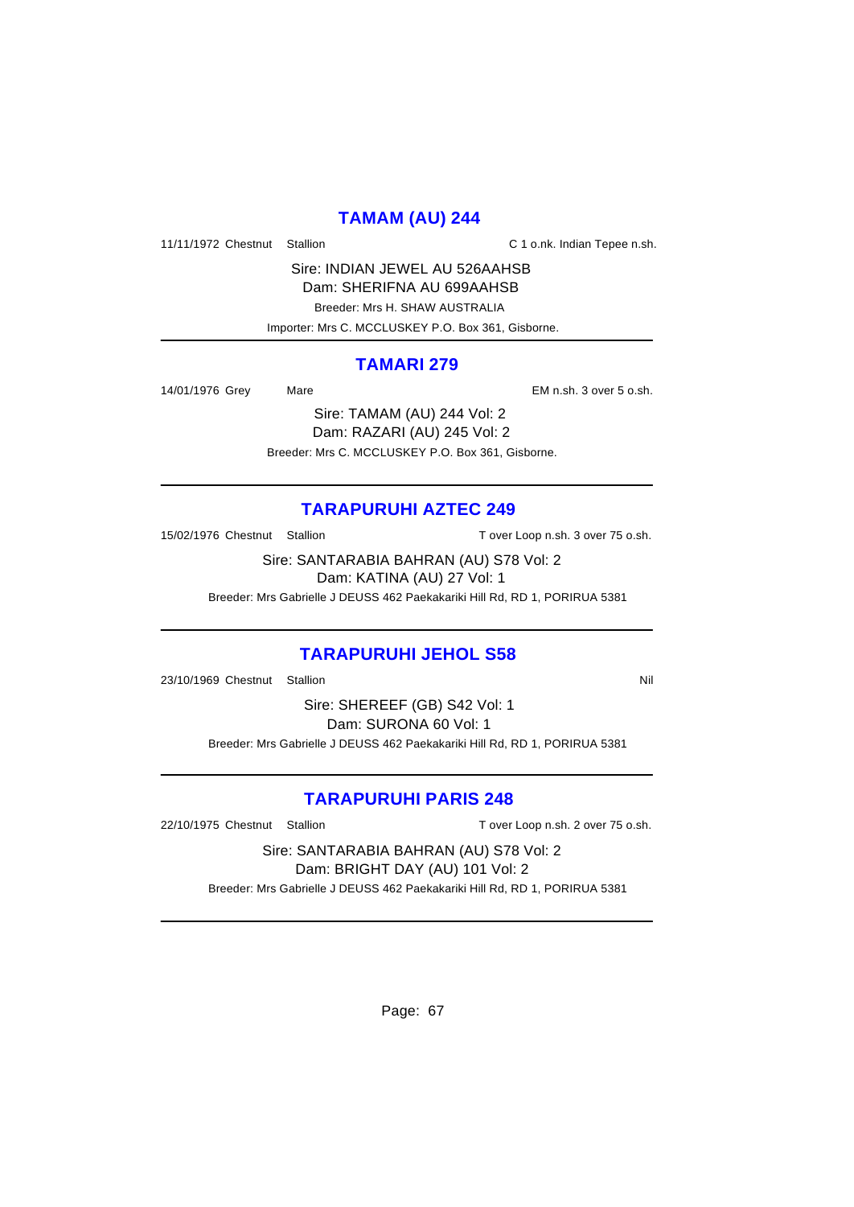## TAMAM (AU) 244

11/11/1972 Chestnut Stallion C 1 o.nk. Indian Tepee n.sh.

Sire: INDIAN JEWEL AU 526AAHSB
Dam: SHERIFNA AU 699AAHSB
Breeder: Mrs H. SHAW AUSTRALIA
Importer: Mrs C. MCCLUSKEY P.O. Box 361, Gisborne.

---

## TAMARI 279

14/01/1976 Grey Mare EM n.sh. 3 over 5 o.sh.

Sire: TAMAM (AU) 244 Vol: 2
Dam: RAZARI (AU) 245 Vol: 2
Breeder: Mrs C. MCCLUSKEY P.O. Box 361, Gisborne.

---

## TARAPURUHI AZTEC 249

15/02/1976 Chestnut Stallion T over Loop n.sh. 3 over 75 o.sh.

Sire: SANTARABIA BAHRAN (AU) S78 Vol: 2
Dam: KATINA (AU) 27 Vol: 1
Breeder: Mrs Gabrielle J DEUSS 462 Paekakariki Hill Rd, RD 1, PORIRUA 5381

---

## TARAPURUHI JEHOL S58

23/10/1969 Chestnut Stallion Nil

Sire: SHEREEF (GB) S42 Vol: 1
Dam: SURONA 60 Vol: 1
Breeder: Mrs Gabrielle J DEUSS 462 Paekakariki Hill Rd, RD 1, PORIRUA 5381

---

## TARAPURUHI PARIS 248

22/10/1975 Chestnut Stallion T over Loop n.sh. 2 over 75 o.sh.

Sire: SANTARABIA BAHRAN (AU) S78 Vol: 2
Dam: BRIGHT DAY (AU) 101 Vol: 2
Breeder: Mrs Gabrielle J DEUSS 462 Paekakariki Hill Rd, RD 1, PORIRUA 5381

---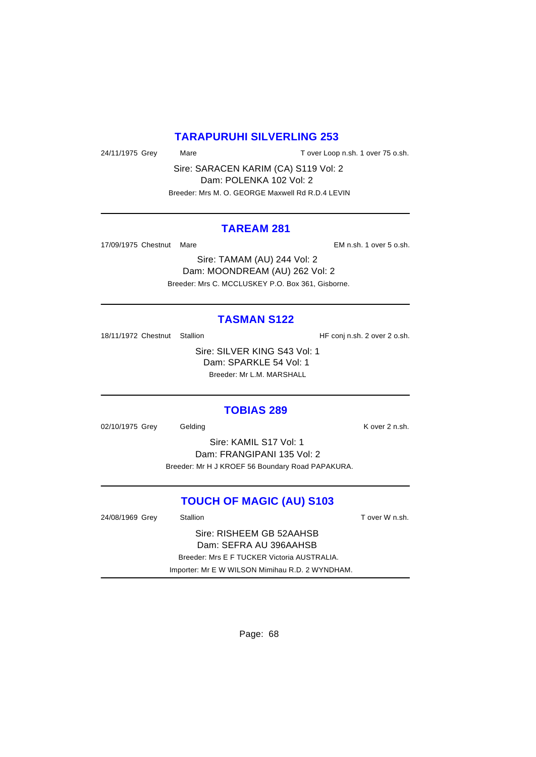## TARAPURUHI SILVERLING 253

24/11/1975 Grey    Mare    T over Loop n.sh. 1 over 75 o.sh.

Sire: SARACEN KARIM (CA) S119 Vol: 2
Dam: POLENKA 102 Vol: 2
Breeder: Mrs M. O. GEORGE Maxwell Rd R.D.4 LEVIN

---

## TAREAM 281

17/09/1975 Chestnut    Mare    EM n.sh. 1 over 5 o.sh.

Sire: TAMAM (AU) 244 Vol: 2
Dam: MOONDREAM (AU) 262 Vol: 2
Breeder: Mrs C. MCCLUSKEY P.O. Box 361, Gisborne.

---

## TASMAN S122

18/11/1972 Chestnut    Stallion    HF conj n.sh. 2 over 2 o.sh.

Sire: SILVER KING S43 Vol: 1
Dam: SPARKLE 54 Vol: 1
Breeder: Mr L.M. MARSHALL

---

## TOBIAS 289

02/10/1975 Grey    Gelding    K over 2 n.sh.

Sire: KAMIL S17 Vol: 1
Dam: FRANGIPANI 135 Vol: 2
Breeder: Mr H J KROEF 56 Boundary Road PAPAKURA.

---

## TOUCH OF MAGIC (AU) S103

24/08/1969 Grey    Stallion    T over W n.sh.

Sire: RISHEEM GB 52AAHSB
Dam: SEFRA AU 396AAHSB
Breeder: Mrs E F TUCKER Victoria AUSTRALIA.
Importer: Mr E W WILSON Mimihau R.D. 2 WYNDHAM.

---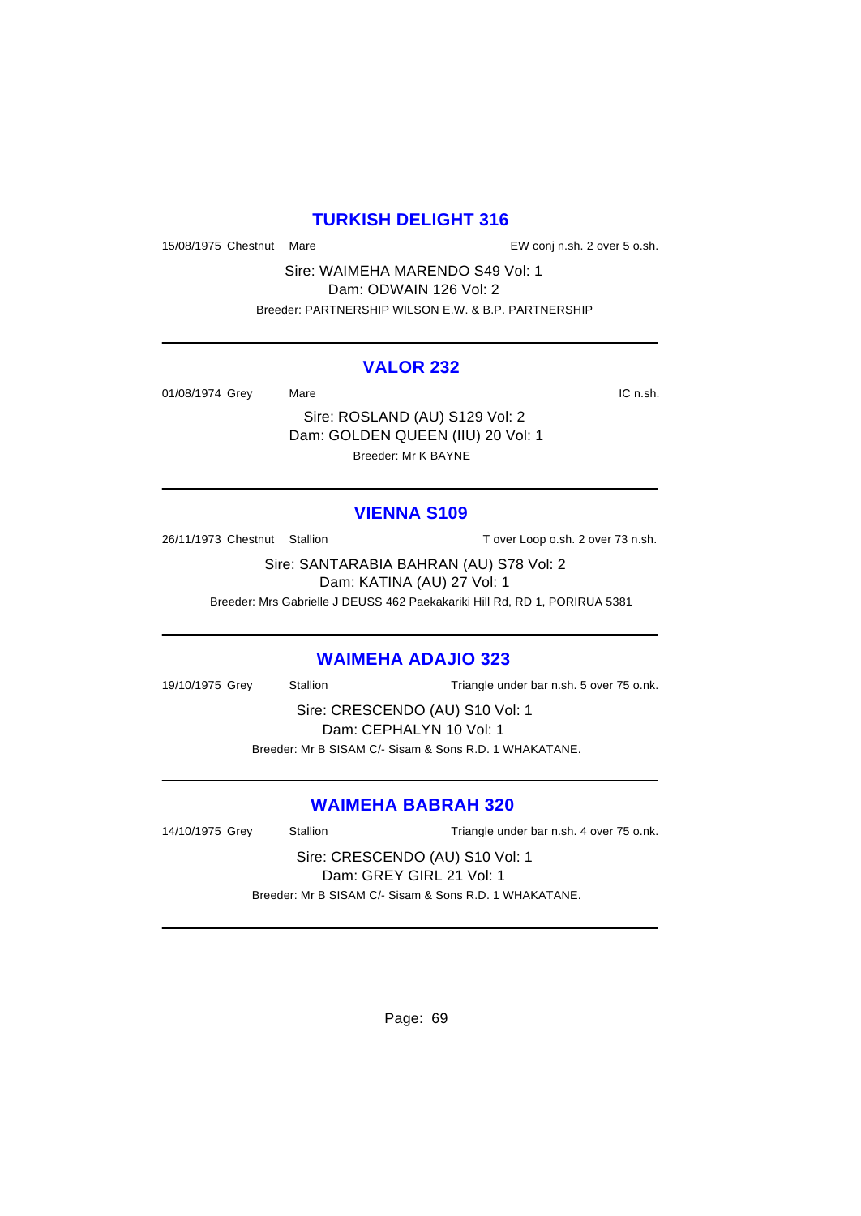## TURKISH DELIGHT 316

15/08/1975 Chestnut Mare EW conj n.sh. 2 over 5 o.sh.

Sire: WAIMEHA MARENDO S49 Vol: 1
Dam: ODWAIN 126 Vol: 2
Breeder: PARTNERSHIP WILSON E.W. & B.P. PARTNERSHIP

---

## VALOR 232

01/08/1974 Grey Mare IC n.sh.

Sire: ROSLAND (AU) S129 Vol: 2
Dam: GOLDEN QUEEN (IIU) 20 Vol: 1
Breeder: Mr K BAYNE

---

## VIENNA S109

26/11/1973 Chestnut Stallion T over Loop o.sh. 2 over 73 n.sh.

Sire: SANTARABIA BAHRAN (AU) S78 Vol: 2
Dam: KATINA (AU) 27 Vol: 1
Breeder: Mrs Gabrielle J DEUSS 462 Paekakariki Hill Rd, RD 1, PORIRUA 5381

---

## WAIMEHA ADAJIO 323

19/10/1975 Grey Stallion Triangle under bar n.sh. 5 over 75 o.nk.

Sire: CRESCENDO (AU) S10 Vol: 1
Dam: CEPHALYN 10 Vol: 1
Breeder: Mr B SISAM C/- Sisam & Sons R.D. 1 WHAKATANE.

---

## WAIMEHA BABRAH 320

14/10/1975 Grey Stallion Triangle under bar n.sh. 4 over 75 o.nk.

Sire: CRESCENDO (AU) S10 Vol: 1
Dam: GREY GIRL 21 Vol: 1
Breeder: Mr B SISAM C/- Sisam & Sons R.D. 1 WHAKATANE.

---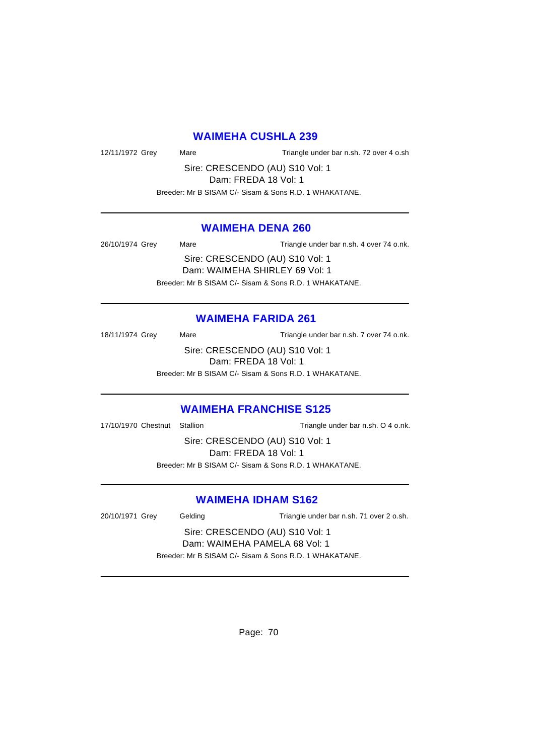## WAIMEHA CUSHLA 239

12/11/1972 Grey Mare Triangle under bar n.sh. 72 over 4 o.sh

Sire: CRESCENDO (AU) S10 Vol: 1
Dam: FREDA 18 Vol: 1
Breeder: Mr B SISAM C/- Sisam & Sons R.D. 1 WHAKATANE.

---

## WAIMEHA DENA 260

26/10/1974 Grey Mare Triangle under bar n.sh. 4 over 74 o.nk.

Sire: CRESCENDO (AU) S10 Vol: 1
Dam: WAIMEHA SHIRLEY 69 Vol: 1
Breeder: Mr B SISAM C/- Sisam & Sons R.D. 1 WHAKATANE.

---

## WAIMEHA FARIDA 261

18/11/1974 Grey Mare Triangle under bar n.sh. 7 over 74 o.nk.

Sire: CRESCENDO (AU) S10 Vol: 1
Dam: FREDA 18 Vol: 1
Breeder: Mr B SISAM C/- Sisam & Sons R.D. 1 WHAKATANE.

---

## WAIMEHA FRANCHISE S125

17/10/1970 Chestnut Stallion Triangle under bar n.sh. O 4 o.nk.

Sire: CRESCENDO (AU) S10 Vol: 1
Dam: FREDA 18 Vol: 1
Breeder: Mr B SISAM C/- Sisam & Sons R.D. 1 WHAKATANE.

---

## WAIMEHA IDHAM S162

20/10/1971 Grey Gelding Triangle under bar n.sh. 71 over 2 o.sh.

Sire: CRESCENDO (AU) S10 Vol: 1
Dam: WAIMEHA PAMELA 68 Vol: 1
Breeder: Mr B SISAM C/- Sisam & Sons R.D. 1 WHAKATANE.

---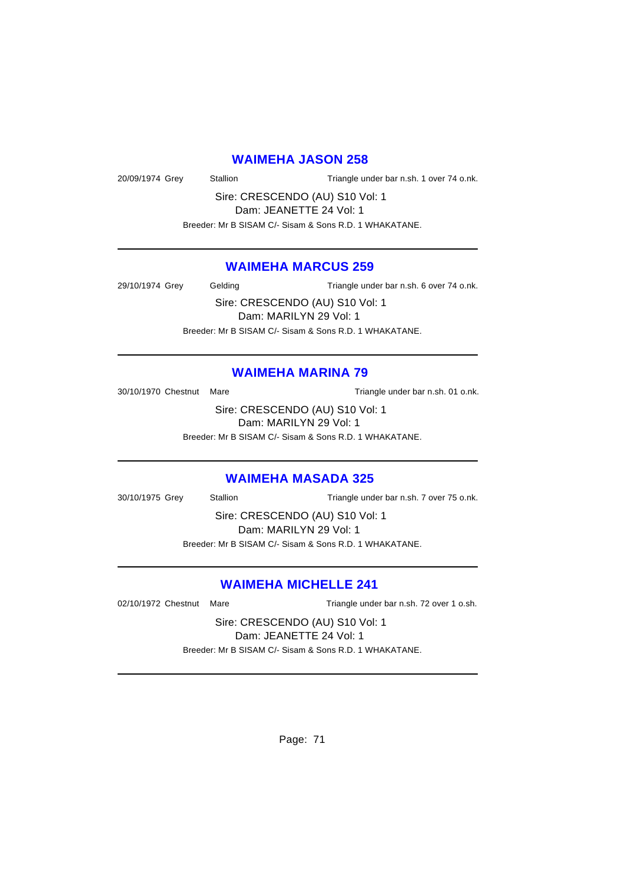## WAIMEHA JASON 258

20/09/1974 Grey Stallion Triangle under bar n.sh. 1 over 74 o.nk.

Sire: CRESCENDO (AU) S10 Vol: 1
Dam: JEANETTE 24 Vol: 1

Breeder: Mr B SISAM C/- Sisam & Sons R.D. 1 WHAKATANE.

---

## WAIMEHA MARCUS 259

29/10/1974 Grey Gelding Triangle under bar n.sh. 6 over 74 o.nk.

Sire: CRESCENDO (AU) S10 Vol: 1
Dam: MARILYN 29 Vol: 1

Breeder: Mr B SISAM C/- Sisam & Sons R.D. 1 WHAKATANE.

---

## WAIMEHA MARINA 79

30/10/1970 Chestnut Mare Triangle under bar n.sh. 01 o.nk.

Sire: CRESCENDO (AU) S10 Vol: 1
Dam: MARILYN 29 Vol: 1

Breeder: Mr B SISAM C/- Sisam & Sons R.D. 1 WHAKATANE.

---

## WAIMEHA MASADA 325

30/10/1975 Grey Stallion Triangle under bar n.sh. 7 over 75 o.nk.

Sire: CRESCENDO (AU) S10 Vol: 1
Dam: MARILYN 29 Vol: 1

Breeder: Mr B SISAM C/- Sisam & Sons R.D. 1 WHAKATANE.

---

## WAIMEHA MICHELLE 241

02/10/1972 Chestnut Mare Triangle under bar n.sh. 72 over 1 o.sh.

Sire: CRESCENDO (AU) S10 Vol: 1
Dam: JEANETTE 24 Vol: 1

Breeder: Mr B SISAM C/- Sisam & Sons R.D. 1 WHAKATANE.

---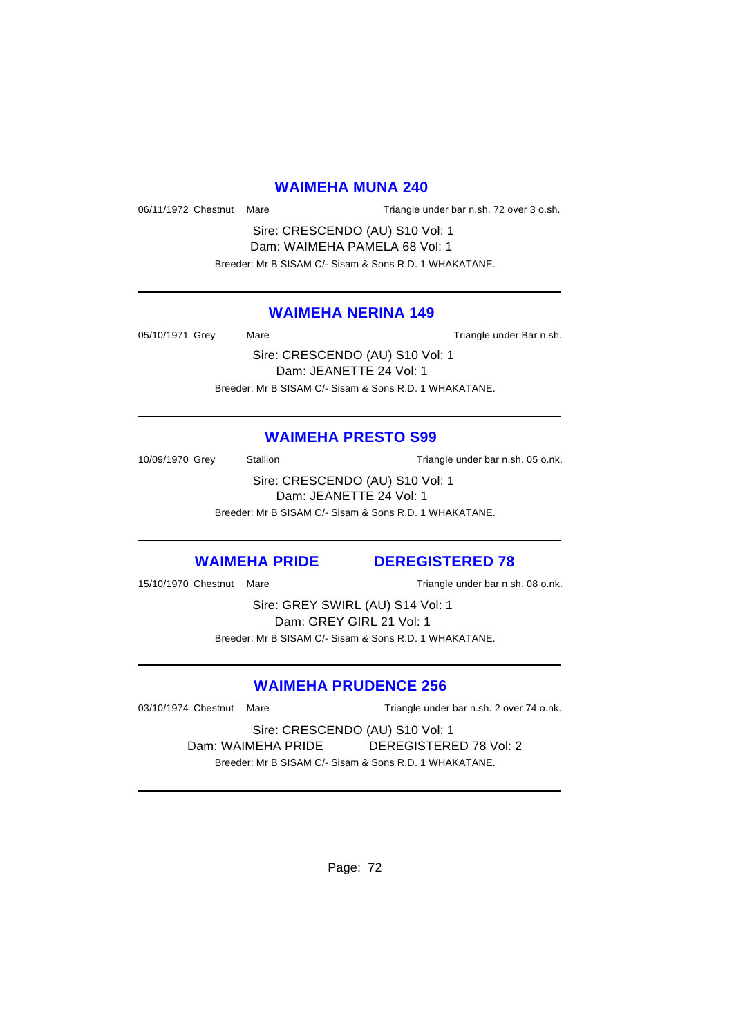## WAIMEHA MUNA 240

06/11/1972 Chestnut Mare Triangle under bar n.sh. 72 over 3 o.sh.

Sire: CRESCENDO (AU) S10 Vol: 1
Dam: WAIMEHA PAMELA 68 Vol: 1

Breeder: Mr B SISAM C/- Sisam & Sons R.D. 1 WHAKATANE.

---

## WAIMEHA NERINA 149

05/10/1971 Grey Mare Triangle under Bar n.sh.

Sire: CRESCENDO (AU) S10 Vol: 1
Dam: JEANETTE 24 Vol: 1

Breeder: Mr B SISAM C/- Sisam & Sons R.D. 1 WHAKATANE.

---

## WAIMEHA PRESTO S99

10/09/1970 Grey Stallion Triangle under bar n.sh. 05 o.nk.

Sire: CRESCENDO (AU) S10 Vol: 1
Dam: JEANETTE 24 Vol: 1

Breeder: Mr B SISAM C/- Sisam & Sons R.D. 1 WHAKATANE.

---

## WAIMEHA PRIDE DEREGISTERED 78

15/10/1970 Chestnut Mare Triangle under bar n.sh. 08 o.nk.

Sire: GREY SWIRL (AU) S14 Vol: 1
Dam: GREY GIRL 21 Vol: 1

Breeder: Mr B SISAM C/- Sisam & Sons R.D. 1 WHAKATANE.

---

## WAIMEHA PRUDENCE 256

03/10/1974 Chestnut Mare Triangle under bar n.sh. 2 over 74 o.nk.

Sire: CRESCENDO (AU) S10 Vol: 1
Dam: WAIMEHA PRIDE DEREGISTERED 78 Vol: 2

Breeder: Mr B SISAM C/- Sisam & Sons R.D. 1 WHAKATANE.

---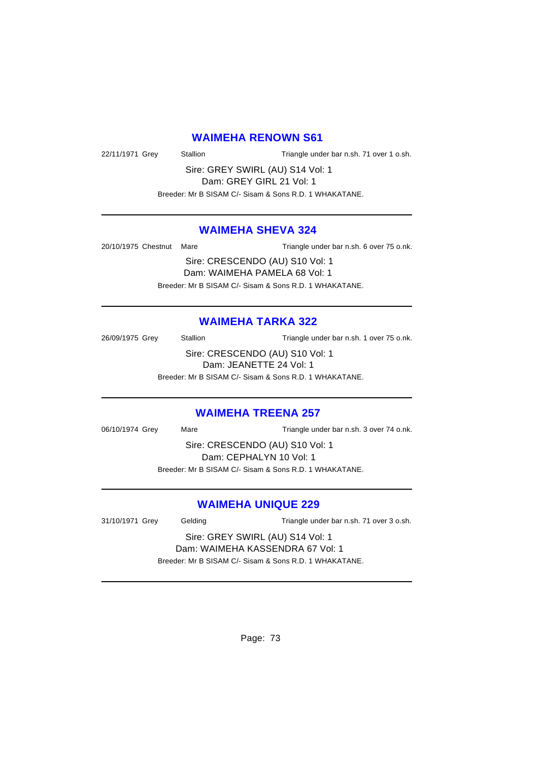## WAIMEHA RENOWN S61

22/11/1971 Grey Stallion Triangle under bar n.sh. 71 over 1 o.sh.

Sire: GREY SWIRL (AU) S14 Vol: 1
Dam: GREY GIRL 21 Vol: 1

Breeder: Mr B SISAM C/- Sisam & Sons R.D. 1 WHAKATANE.

---

## WAIMEHA SHEVA 324

20/10/1975 Chestnut Mare Triangle under bar n.sh. 6 over 75 o.nk.

Sire: CRESCENDO (AU) S10 Vol: 1
Dam: WAIMEHA PAMELA 68 Vol: 1

Breeder: Mr B SISAM C/- Sisam & Sons R.D. 1 WHAKATANE.

---

## WAIMEHA TARKA 322

26/09/1975 Grey Stallion Triangle under bar n.sh. 1 over 75 o.nk.

Sire: CRESCENDO (AU) S10 Vol: 1
Dam: JEANETTE 24 Vol: 1

Breeder: Mr B SISAM C/- Sisam & Sons R.D. 1 WHAKATANE.

---

## WAIMEHA TREENA 257

06/10/1974 Grey Mare Triangle under bar n.sh. 3 over 74 o.nk.

Sire: CRESCENDO (AU) S10 Vol: 1
Dam: CEPHALYN 10 Vol: 1

Breeder: Mr B SISAM C/- Sisam & Sons R.D. 1 WHAKATANE.

---

## WAIMEHA UNIQUE 229

31/10/1971 Grey Gelding Triangle under bar n.sh. 71 over 3 o.sh.

Sire: GREY SWIRL (AU) S14 Vol: 1
Dam: WAIMEHA KASSENDRA 67 Vol: 1

Breeder: Mr B SISAM C/- Sisam & Sons R.D. 1 WHAKATANE.

---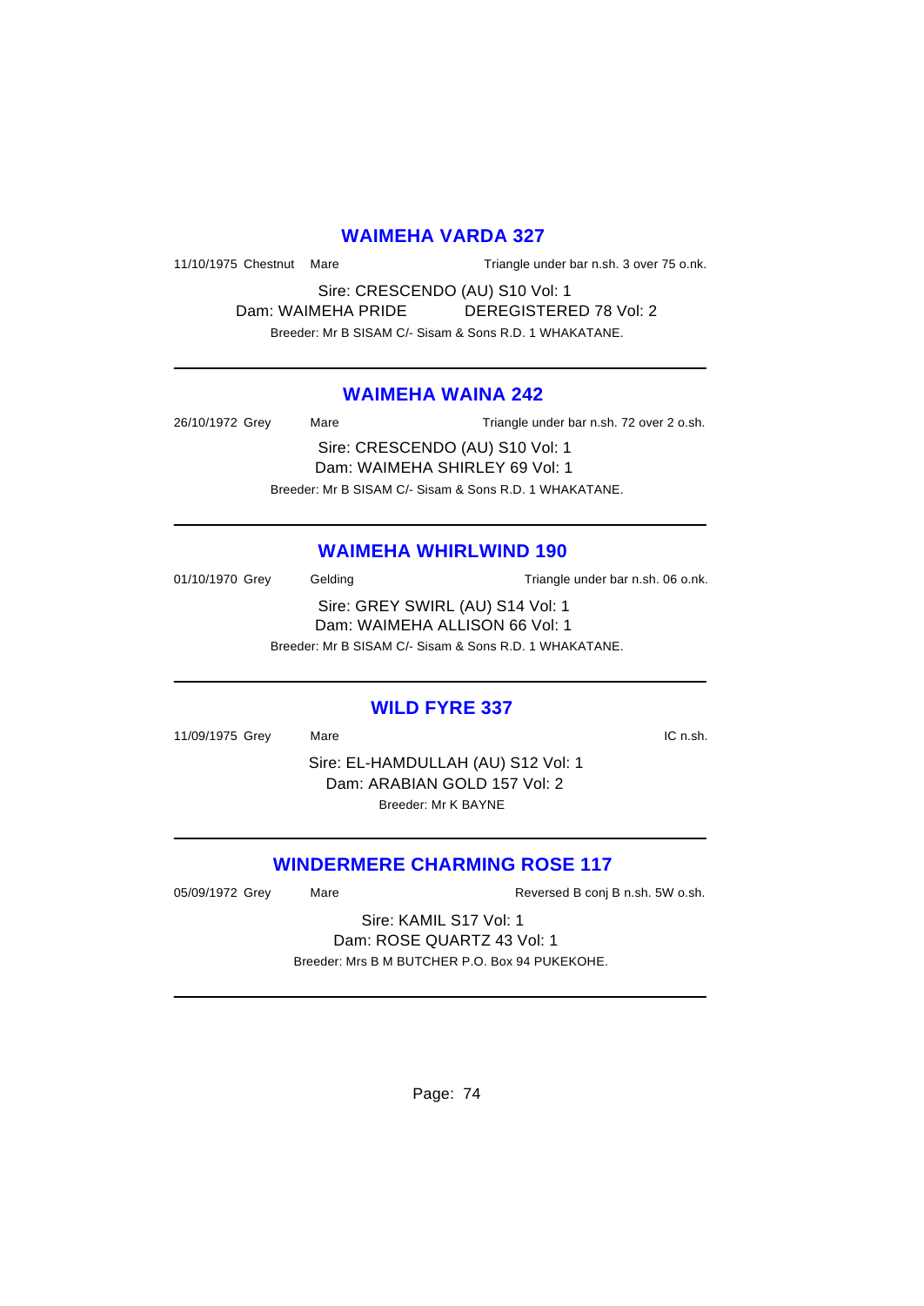## WAIMEHA VARDA 327

11/10/1975 Chestnut Mare Triangle under bar n.sh. 3 over 75 o.nk.

Sire: CRESCENDO (AU) S10 Vol: 1
Dam: WAIMEHA PRIDE DEREGISTERED 78 Vol: 2
Breeder: Mr B SISAM C/- Sisam & Sons R.D. 1 WHAKATANE.

---

## WAIMEHA WAINA 242

26/10/1972 Grey Mare Triangle under bar n.sh. 72 over 2 o.sh.

Sire: CRESCENDO (AU) S10 Vol: 1
Dam: WAIMEHA SHIRLEY 69 Vol: 1
Breeder: Mr B SISAM C/- Sisam & Sons R.D. 1 WHAKATANE.

---

## WAIMEHA WHIRLWIND 190

01/10/1970 Grey Gelding Triangle under bar n.sh. 06 o.nk.

Sire: GREY SWIRL (AU) S14 Vol: 1
Dam: WAIMEHA ALLISON 66 Vol: 1
Breeder: Mr B SISAM C/- Sisam & Sons R.D. 1 WHAKATANE.

---

## WILD FYRE 337

11/09/1975 Grey Mare IC n.sh.

Sire: EL-HAMDULLAH (AU) S12 Vol: 1
Dam: ARABIAN GOLD 157 Vol: 2
Breeder: Mr K BAYNE

---

## WINDERMERE CHARMING ROSE 117

05/09/1972 Grey Mare Reversed B conj B n.sh. 5W o.sh.

Sire: KAMIL S17 Vol: 1
Dam: ROSE QUARTZ 43 Vol: 1
Breeder: Mrs B M BUTCHER P.O. Box 94 PUKEKOHE.

---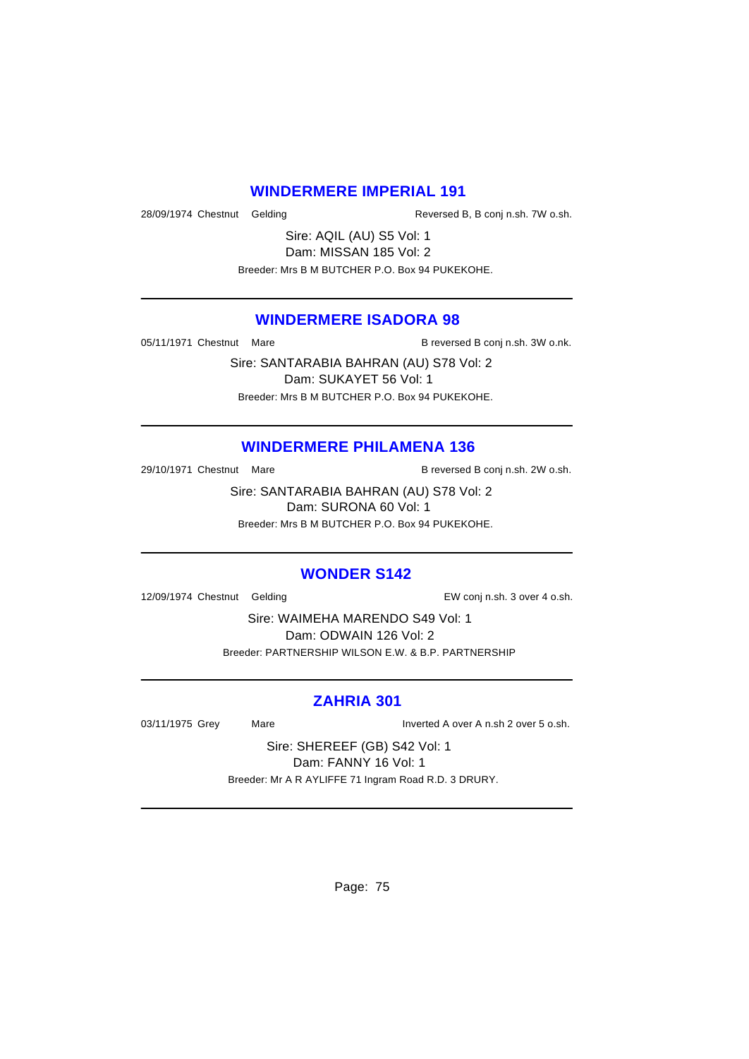## WINDERMERE IMPERIAL 191

28/09/1974 Chestnut Gelding Reversed B, B conj n.sh. 7W o.sh.

Sire: AQIL (AU) S5 Vol: 1
Dam: MISSAN 185 Vol: 2
Breeder: Mrs B M BUTCHER P.O. Box 94 PUKEKOHE.

---

## WINDERMERE ISADORA 98

05/11/1971 Chestnut Mare B reversed B conj n.sh. 3W o.nk.

Sire: SANTARABIA BAHRAN (AU) S78 Vol: 2
Dam: SUKAYET 56 Vol: 1
Breeder: Mrs B M BUTCHER P.O. Box 94 PUKEKOHE.

---

## WINDERMERE PHILAMENA 136

29/10/1971 Chestnut Mare B reversed B conj n.sh. 2W o.sh.

Sire: SANTARABIA BAHRAN (AU) S78 Vol: 2
Dam: SURONA 60 Vol: 1
Breeder: Mrs B M BUTCHER P.O. Box 94 PUKEKOHE.

---

## WONDER S142

12/09/1974 Chestnut Gelding EW conj n.sh. 3 over 4 o.sh.

Sire: WAIMEHA MARENDO S49 Vol: 1
Dam: ODWAIN 126 Vol: 2
Breeder: PARTNERSHIP WILSON E.W. & B.P. PARTNERSHIP

---

## ZAHRIA 301

03/11/1975 Grey Mare Inverted A over A n.sh 2 over 5 o.sh.

Sire: SHEREEF (GB) S42 Vol: 1
Dam: FANNY 16 Vol: 1
Breeder: Mr A R AYLIFFE 71 Ingram Road R.D. 3 DRURY.

---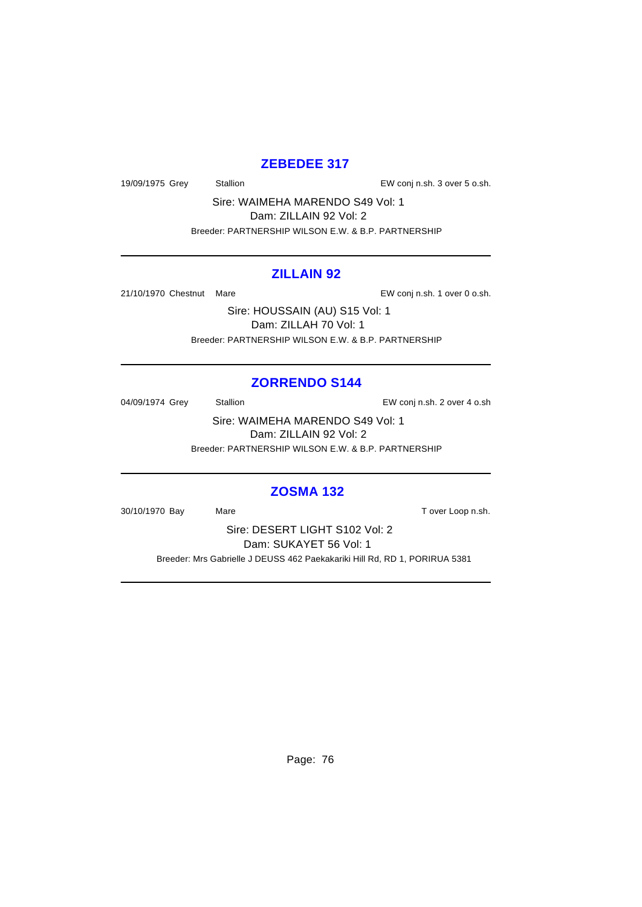## ZEBEDEE 317

19/09/1975 Grey Stallion EW conj n.sh. 3 over 5 o.sh.

Sire: WAIMEHA MARENDO S49 Vol: 1
Dam: ZILLAIN 92 Vol: 2
Breeder: PARTNERSHIP WILSON E.W. & B.P. PARTNERSHIP

---

## ZILLAIN 92

21/10/1970 Chestnut Mare EW conj n.sh. 1 over 0 o.sh.

Sire: HOUSSAIN (AU) S15 Vol: 1
Dam: ZILLAH 70 Vol: 1
Breeder: PARTNERSHIP WILSON E.W. & B.P. PARTNERSHIP

---

## ZORRENDO S144

04/09/1974 Grey Stallion EW conj n.sh. 2 over 4 o.sh

Sire: WAIMEHA MARENDO S49 Vol: 1
Dam: ZILLAIN 92 Vol: 2
Breeder: PARTNERSHIP WILSON E.W. & B.P. PARTNERSHIP

---

## ZOSMA 132

30/10/1970 Bay Mare T over Loop n.sh.

Sire: DESERT LIGHT S102 Vol: 2
Dam: SUKAYET 56 Vol: 1
Breeder: Mrs Gabrielle J DEUSS 462 Paekakariki Hill Rd, RD 1, PORIRUA 5381

---